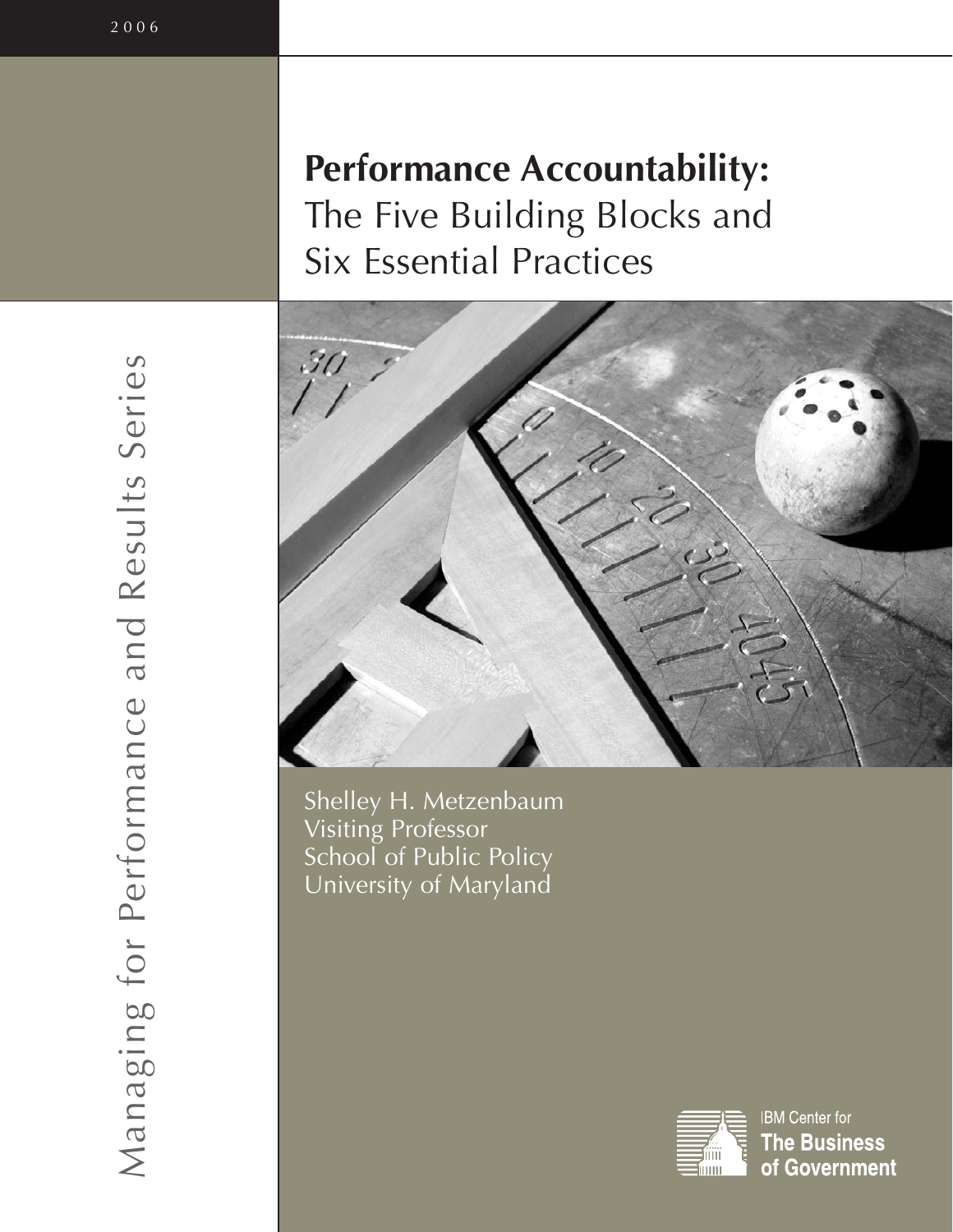2006

Managing for Performance and Results Series

# **Performance Accountability:** The Five Building Blocks and Six Essential Practices

Shelley H. Metzenbaum
Visiting Professor
School of Public Policy
University of Maryland

IBM Center for
**The Business of Government**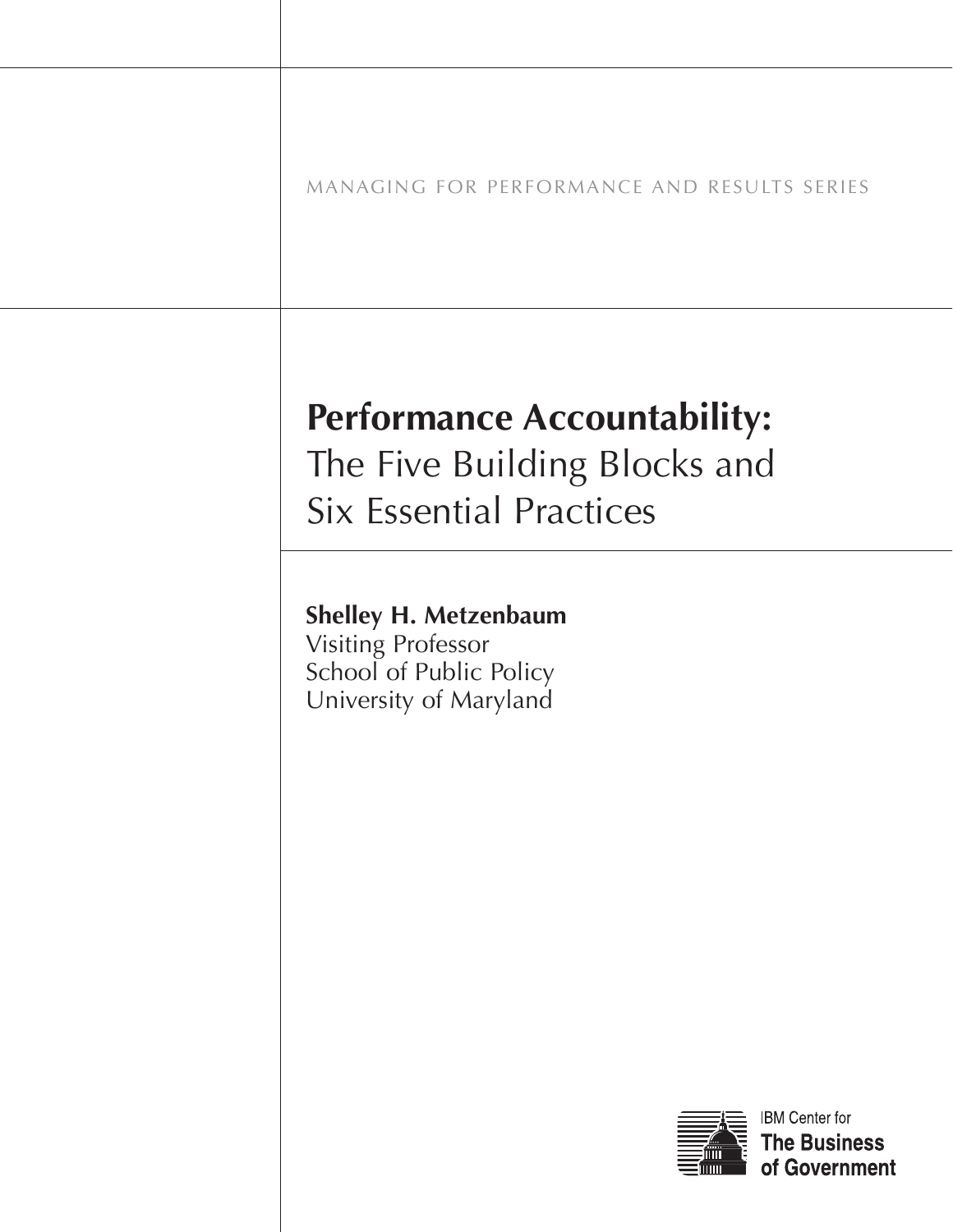MANAGING FOR PERFORMANCE AND RESULTS SERIES

# **Performance Accountability:** The Five Building Blocks and Six Essential Practices

**Shelley H. Metzenbaum**
Visiting Professor
School of Public Policy
University of Maryland

IBM Center for
**The Business of Government**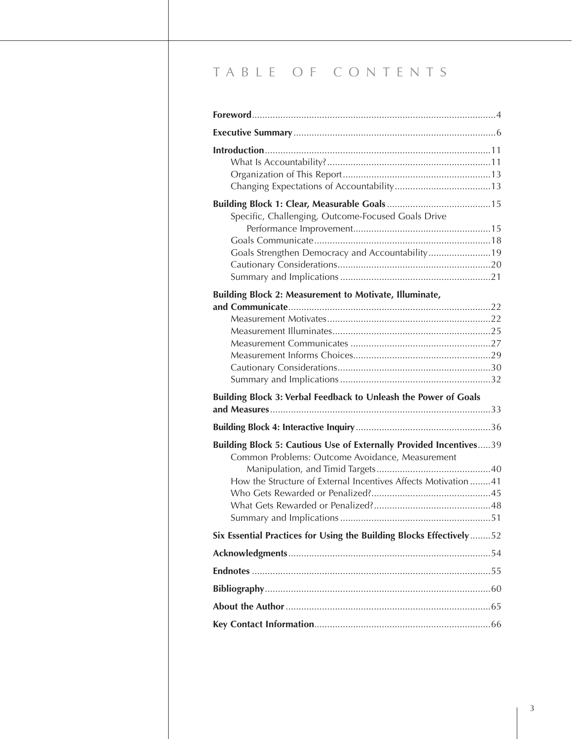# TABLE OF CONTENTS

**Foreword** .......... 4

**Executive Summary** .......... 6

**Introduction** .......... 11
- What Is Accountability? .......... 11
- Organization of This Report .......... 13
- Changing Expectations of Accountability .......... 13

**Building Block 1: Clear, Measurable Goals** .......... 15
- Specific, Challenging, Outcome-Focused Goals Drive Performance Improvement .......... 15
- Goals Communicate .......... 18
- Goals Strengthen Democracy and Accountability .......... 19
- Cautionary Considerations .......... 20
- Summary and Implications .......... 21

**Building Block 2: Measurement to Motivate, Illuminate, and Communicate** .......... 22
- Measurement Motivates .......... 22
- Measurement Illuminates .......... 25
- Measurement Communicates .......... 27
- Measurement Informs Choices .......... 29
- Cautionary Considerations .......... 30
- Summary and Implications .......... 32

**Building Block 3: Verbal Feedback to Unleash the Power of Goals and Measures** .......... 33

**Building Block 4: Interactive Inquiry** .......... 36

**Building Block 5: Cautious Use of Externally Provided Incentives** .......... 39
- Common Problems: Outcome Avoidance, Measurement Manipulation, and Timid Targets .......... 40
- How the Structure of External Incentives Affects Motivation .......... 41
- Who Gets Rewarded or Penalized? .......... 45
- What Gets Rewarded or Penalized? .......... 48
- Summary and Implications .......... 51

**Six Essential Practices for Using the Building Blocks Effectively** .......... 52

**Acknowledgments** .......... 54

**Endnotes** .......... 55

**Bibliography** .......... 60

**About the Author** .......... 65

**Key Contact Information** .......... 66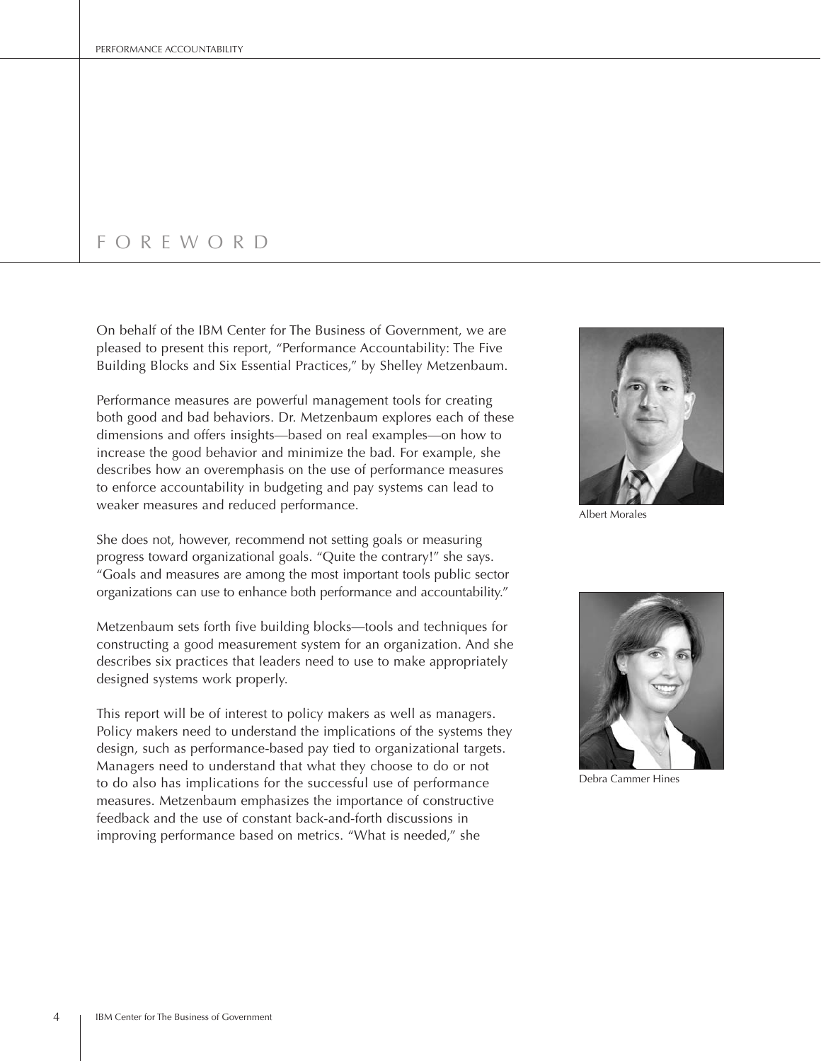# FOREWORD

On behalf of the IBM Center for The Business of Government, we are pleased to present this report, "Performance Accountability: The Five Building Blocks and Six Essential Practices," by Shelley Metzenbaum.

Performance measures are powerful management tools for creating both good and bad behaviors. Dr. Metzenbaum explores each of these dimensions and offers insights—based on real examples—on how to increase the good behavior and minimize the bad. For example, she describes how an overemphasis on the use of performance measures to enforce accountability in budgeting and pay systems can lead to weaker measures and reduced performance.

She does not, however, recommend not setting goals or measuring progress toward organizational goals. "Quite the contrary!" she says. "Goals and measures are among the most important tools public sector organizations can use to enhance both performance and accountability."

Metzenbaum sets forth five building blocks—tools and techniques for constructing a good measurement system for an organization. And she describes six practices that leaders need to use to make appropriately designed systems work properly.

This report will be of interest to policy makers as well as managers. Policy makers need to understand the implications of the systems they design, such as performance-based pay tied to organizational targets. Managers need to understand that what they choose to do or not to do also has implications for the successful use of performance measures. Metzenbaum emphasizes the importance of constructive feedback and the use of constant back-and-forth discussions in improving performance based on metrics. "What is needed," she

Albert Morales

Debra Cammer Hines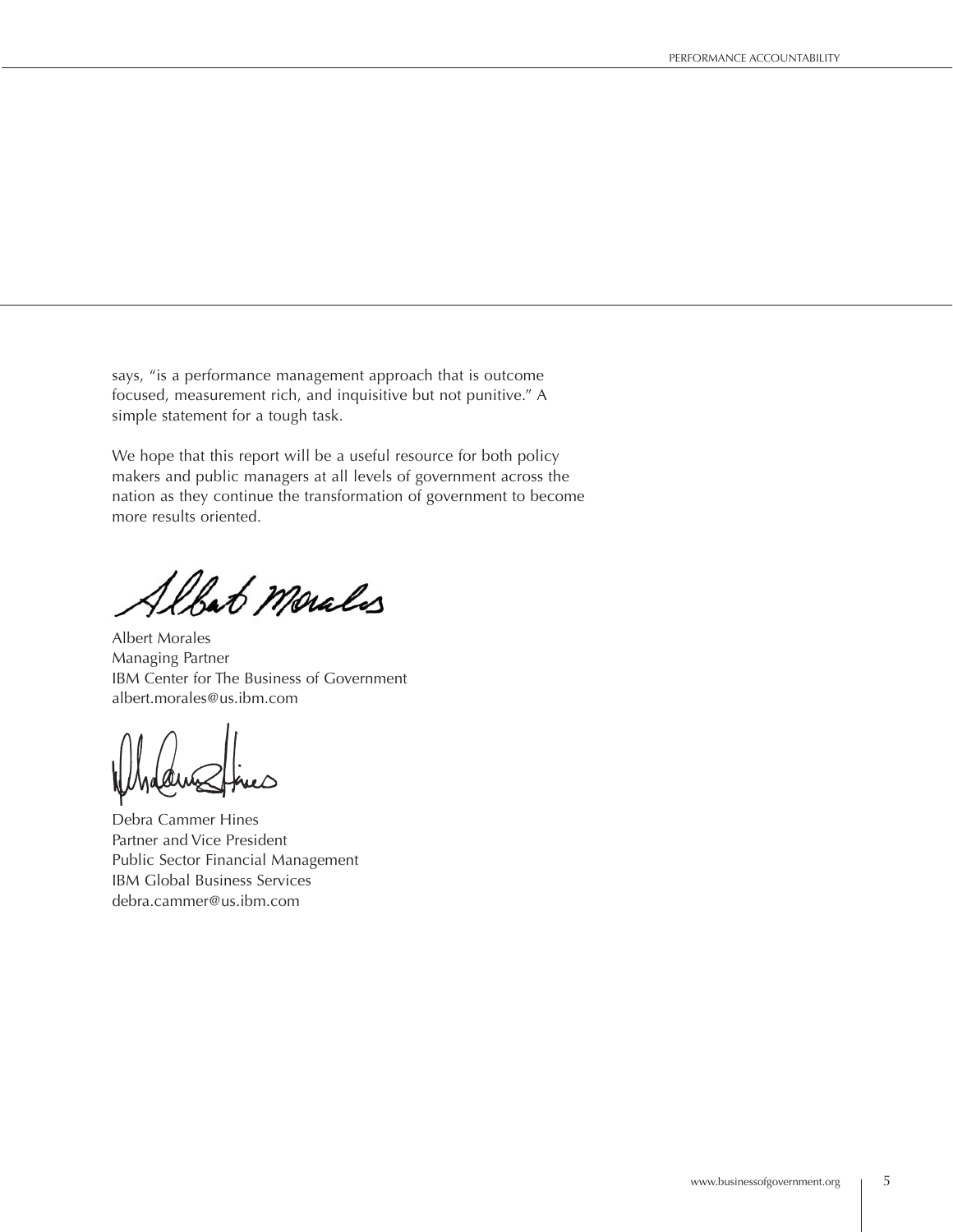says, "is a performance management approach that is outcome focused, measurement rich, and inquisitive but not punitive." A simple statement for a tough task.

We hope that this report will be a useful resource for both policy makers and public managers at all levels of government across the nation as they continue the transformation of government to become more results oriented.

Albert Morales
Managing Partner
IBM Center for The Business of Government
albert.morales@us.ibm.com

Debra Cammer Hines
Partner and Vice President
Public Sector Financial Management
IBM Global Business Services
debra.cammer@us.ibm.com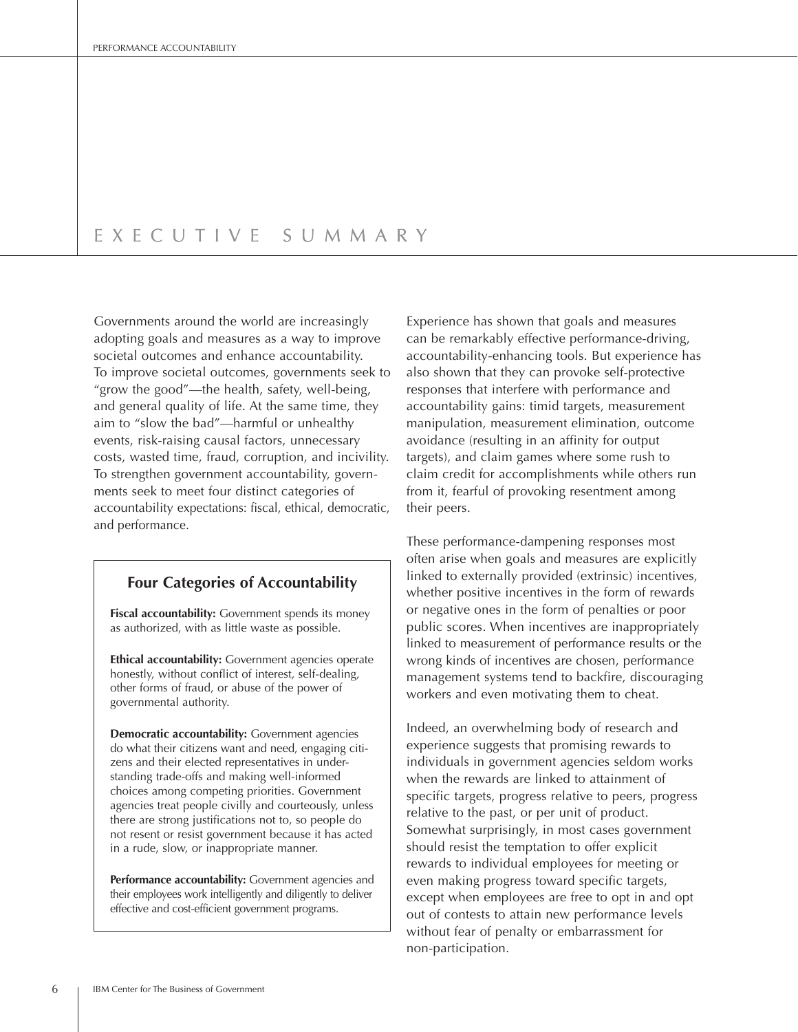# EXECUTIVE SUMMARY

Governments around the world are increasingly adopting goals and measures as a way to improve societal outcomes and enhance accountability. To improve societal outcomes, governments seek to "grow the good"—the health, safety, well-being, and general quality of life. At the same time, they aim to "slow the bad"—harmful or unhealthy events, risk-raising causal factors, unnecessary costs, wasted time, fraud, corruption, and incivility. To strengthen government accountability, governments seek to meet four distinct categories of accountability expectations: fiscal, ethical, democratic, and performance.

> ### Four Categories of Accountability
>
> **Fiscal accountability:** Government spends its money as authorized, with as little waste as possible.
>
> **Ethical accountability:** Government agencies operate honestly, without conflict of interest, self-dealing, other forms of fraud, or abuse of the power of governmental authority.
>
> **Democratic accountability:** Government agencies do what their citizens want and need, engaging citizens and their elected representatives in understanding trade-offs and making well-informed choices among competing priorities. Government agencies treat people civilly and courteously, unless there are strong justifications not to, so people do not resent or resist government because it has acted in a rude, slow, or inappropriate manner.
>
> **Performance accountability:** Government agencies and their employees work intelligently and diligently to deliver effective and cost-efficient government programs.

Experience has shown that goals and measures can be remarkably effective performance-driving, accountability-enhancing tools. But experience has also shown that they can provoke self-protective responses that interfere with performance and accountability gains: timid targets, measurement manipulation, measurement elimination, outcome avoidance (resulting in an affinity for output targets), and claim games where some rush to claim credit for accomplishments while others run from it, fearful of provoking resentment among their peers.

These performance-dampening responses most often arise when goals and measures are explicitly linked to externally provided (extrinsic) incentives, whether positive incentives in the form of rewards or negative ones in the form of penalties or poor public scores. When incentives are inappropriately linked to measurement of performance results or the wrong kinds of incentives are chosen, performance management systems tend to backfire, discouraging workers and even motivating them to cheat.

Indeed, an overwhelming body of research and experience suggests that promising rewards to individuals in government agencies seldom works when the rewards are linked to attainment of specific targets, progress relative to peers, progress relative to the past, or per unit of product. Somewhat surprisingly, in most cases government should resist the temptation to offer explicit rewards to individual employees for meeting or even making progress toward specific targets, except when employees are free to opt in and opt out of contests to attain new performance levels without fear of penalty or embarrassment for non-participation.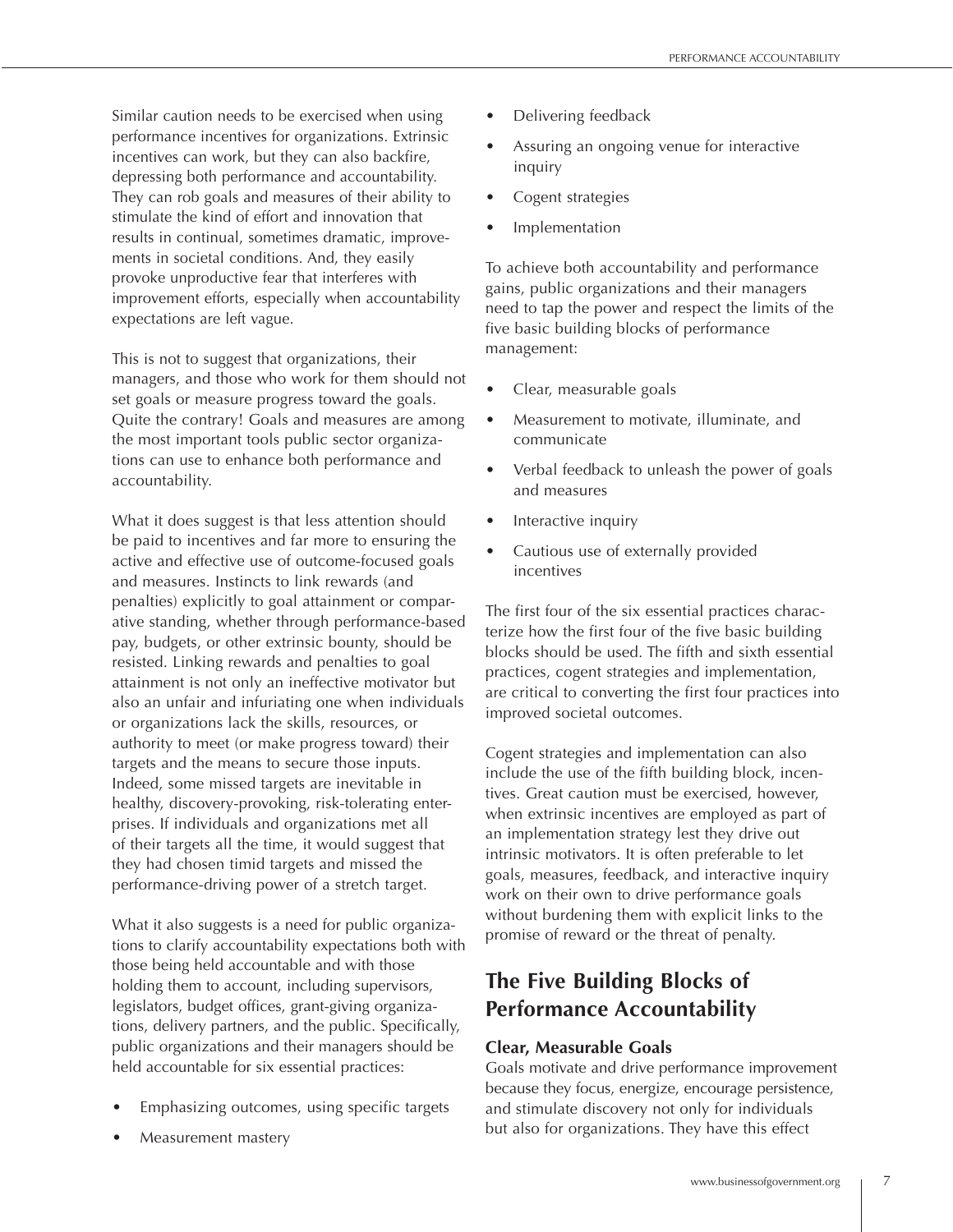Similar caution needs to be exercised when using performance incentives for organizations. Extrinsic incentives can work, but they can also backfire, depressing both performance and accountability. They can rob goals and measures of their ability to stimulate the kind of effort and innovation that results in continual, sometimes dramatic, improvements in societal conditions. And, they easily provoke unproductive fear that interferes with improvement efforts, especially when accountability expectations are left vague.

This is not to suggest that organizations, their managers, and those who work for them should not set goals or measure progress toward the goals. Quite the contrary! Goals and measures are among the most important tools public sector organizations can use to enhance both performance and accountability.

What it does suggest is that less attention should be paid to incentives and far more to ensuring the active and effective use of outcome-focused goals and measures. Instincts to link rewards (and penalties) explicitly to goal attainment or comparative standing, whether through performance-based pay, budgets, or other extrinsic bounty, should be resisted. Linking rewards and penalties to goal attainment is not only an ineffective motivator but also an unfair and infuriating one when individuals or organizations lack the skills, resources, or authority to meet (or make progress toward) their targets and the means to secure those inputs. Indeed, some missed targets are inevitable in healthy, discovery-provoking, risk-tolerating enterprises. If individuals and organizations met all of their targets all the time, it would suggest that they had chosen timid targets and missed the performance-driving power of a stretch target.

What it also suggests is a need for public organizations to clarify accountability expectations both with those being held accountable and with those holding them to account, including supervisors, legislators, budget offices, grant-giving organizations, delivery partners, and the public. Specifically, public organizations and their managers should be held accountable for six essential practices:

- Emphasizing outcomes, using specific targets
- Measurement mastery
- Delivering feedback
- Assuring an ongoing venue for interactive inquiry
- Cogent strategies
- Implementation

To achieve both accountability and performance gains, public organizations and their managers need to tap the power and respect the limits of the five basic building blocks of performance management:

- Clear, measurable goals
- Measurement to motivate, illuminate, and communicate
- Verbal feedback to unleash the power of goals and measures
- Interactive inquiry
- Cautious use of externally provided incentives

The first four of the six essential practices characterize how the first four of the five basic building blocks should be used. The fifth and sixth essential practices, cogent strategies and implementation, are critical to converting the first four practices into improved societal outcomes.

Cogent strategies and implementation can also include the use of the fifth building block, incentives. Great caution must be exercised, however, when extrinsic incentives are employed as part of an implementation strategy lest they drive out intrinsic motivators. It is often preferable to let goals, measures, feedback, and interactive inquiry work on their own to drive performance goals without burdening them with explicit links to the promise of reward or the threat of penalty.

## The Five Building Blocks of Performance Accountability

### Clear, Measurable Goals

Goals motivate and drive performance improvement because they focus, energize, encourage persistence, and stimulate discovery not only for individuals but also for organizations. They have this effect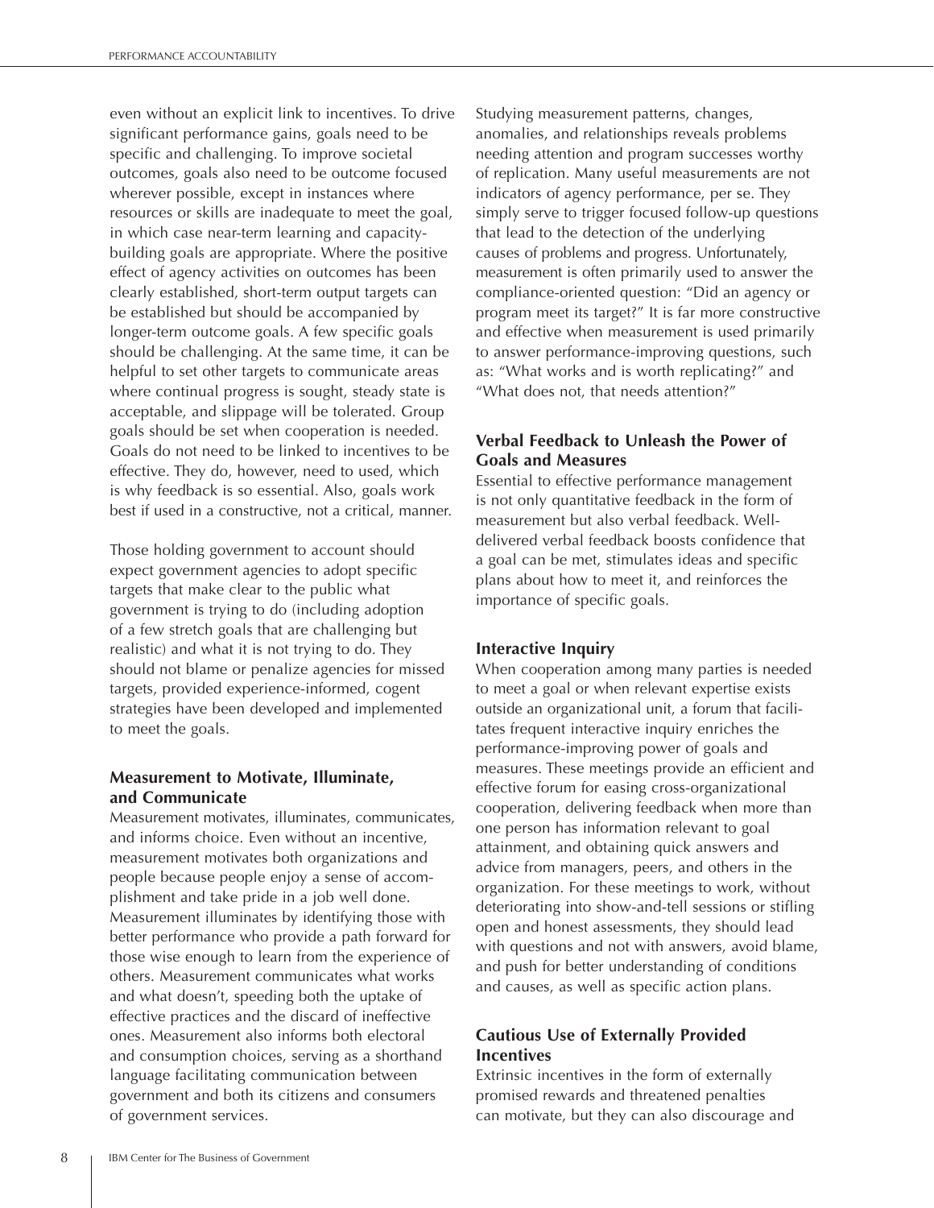even without an explicit link to incentives. To drive significant performance gains, goals need to be specific and challenging. To improve societal outcomes, goals also need to be outcome focused wherever possible, except in instances where resources or skills are inadequate to meet the goal, in which case near-term learning and capacity-building goals are appropriate. Where the positive effect of agency activities on outcomes has been clearly established, short-term output targets can be established but should be accompanied by longer-term outcome goals. A few specific goals should be challenging. At the same time, it can be helpful to set other targets to communicate areas where continual progress is sought, steady state is acceptable, and slippage will be tolerated. Group goals should be set when cooperation is needed. Goals do not need to be linked to incentives to be effective. They do, however, need to used, which is why feedback is so essential. Also, goals work best if used in a constructive, not a critical, manner.

Those holding government to account should expect government agencies to adopt specific targets that make clear to the public what government is trying to do (including adoption of a few stretch goals that are challenging but realistic) and what it is not trying to do. They should not blame or penalize agencies for missed targets, provided experience-informed, cogent strategies have been developed and implemented to meet the goals.

### Measurement to Motivate, Illuminate, and Communicate

Measurement motivates, illuminates, communicates, and informs choice. Even without an incentive, measurement motivates both organizations and people because people enjoy a sense of accomplishment and take pride in a job well done. Measurement illuminates by identifying those with better performance who provide a path forward for those wise enough to learn from the experience of others. Measurement communicates what works and what doesn't, speeding both the uptake of effective practices and the discard of ineffective ones. Measurement also informs both electoral and consumption choices, serving as a shorthand language facilitating communication between government and both its citizens and consumers of government services.

Studying measurement patterns, changes, anomalies, and relationships reveals problems needing attention and program successes worthy of replication. Many useful measurements are not indicators of agency performance, per se. They simply serve to trigger focused follow-up questions that lead to the detection of the underlying causes of problems and progress. Unfortunately, measurement is often primarily used to answer the compliance-oriented question: "Did an agency or program meet its target?" It is far more constructive and effective when measurement is used primarily to answer performance-improving questions, such as: "What works and is worth replicating?" and "What does not, that needs attention?"

### Verbal Feedback to Unleash the Power of Goals and Measures

Essential to effective performance management is not only quantitative feedback in the form of measurement but also verbal feedback. Well-delivered verbal feedback boosts confidence that a goal can be met, stimulates ideas and specific plans about how to meet it, and reinforces the importance of specific goals.

### Interactive Inquiry

When cooperation among many parties is needed to meet a goal or when relevant expertise exists outside an organizational unit, a forum that facilitates frequent interactive inquiry enriches the performance-improving power of goals and measures. These meetings provide an efficient and effective forum for easing cross-organizational cooperation, delivering feedback when more than one person has information relevant to goal attainment, and obtaining quick answers and advice from managers, peers, and others in the organization. For these meetings to work, without deteriorating into show-and-tell sessions or stifling open and honest assessments, they should lead with questions and not with answers, avoid blame, and push for better understanding of conditions and causes, as well as specific action plans.

### Cautious Use of Externally Provided Incentives

Extrinsic incentives in the form of externally promised rewards and threatened penalties can motivate, but they can also discourage and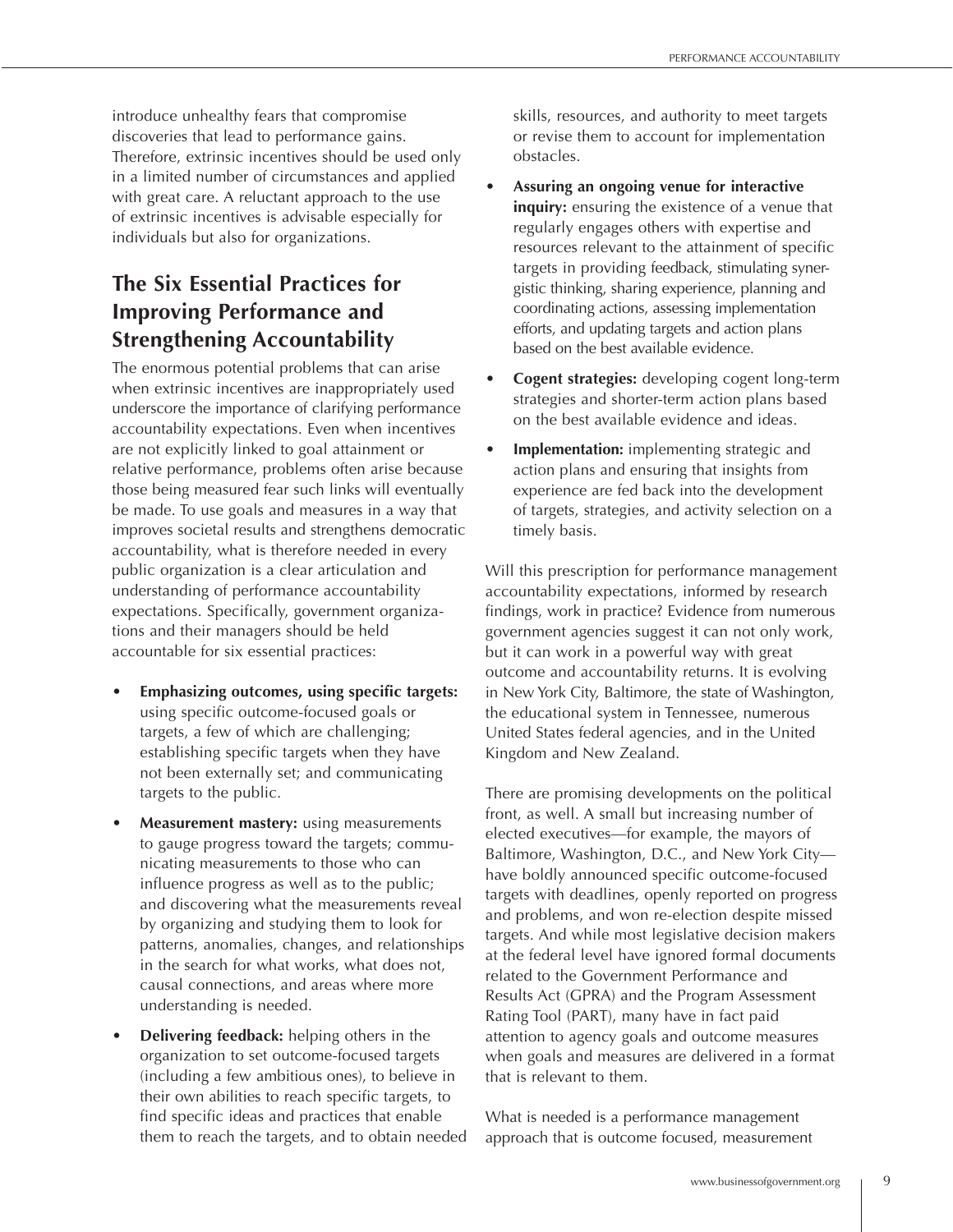introduce unhealthy fears that compromise discoveries that lead to performance gains. Therefore, extrinsic incentives should be used only in a limited number of circumstances and applied with great care. A reluctant approach to the use of extrinsic incentives is advisable especially for individuals but also for organizations.

## The Six Essential Practices for Improving Performance and Strengthening Accountability

The enormous potential problems that can arise when extrinsic incentives are inappropriately used underscore the importance of clarifying performance accountability expectations. Even when incentives are not explicitly linked to goal attainment or relative performance, problems often arise because those being measured fear such links will eventually be made. To use goals and measures in a way that improves societal results and strengthens democratic accountability, what is therefore needed in every public organization is a clear articulation and understanding of performance accountability expectations. Specifically, government organizations and their managers should be held accountable for six essential practices:

- **Emphasizing outcomes, using specific targets:** using specific outcome-focused goals or targets, a few of which are challenging; establishing specific targets when they have not been externally set; and communicating targets to the public.
- **Measurement mastery:** using measurements to gauge progress toward the targets; communicating measurements to those who can influence progress as well as to the public; and discovering what the measurements reveal by organizing and studying them to look for patterns, anomalies, changes, and relationships in the search for what works, what does not, causal connections, and areas where more understanding is needed.
- **Delivering feedback:** helping others in the organization to set outcome-focused targets (including a few ambitious ones), to believe in their own abilities to reach specific targets, to find specific ideas and practices that enable them to reach the targets, and to obtain needed skills, resources, and authority to meet targets or revise them to account for implementation obstacles.
- **Assuring an ongoing venue for interactive inquiry:** ensuring the existence of a venue that regularly engages others with expertise and resources relevant to the attainment of specific targets in providing feedback, stimulating synergistic thinking, sharing experience, planning and coordinating actions, assessing implementation efforts, and updating targets and action plans based on the best available evidence.
- **Cogent strategies:** developing cogent long-term strategies and shorter-term action plans based on the best available evidence and ideas.
- **Implementation:** implementing strategic and action plans and ensuring that insights from experience are fed back into the development of targets, strategies, and activity selection on a timely basis.

Will this prescription for performance management accountability expectations, informed by research findings, work in practice? Evidence from numerous government agencies suggest it can not only work, but it can work in a powerful way with great outcome and accountability returns. It is evolving in New York City, Baltimore, the state of Washington, the educational system in Tennessee, numerous United States federal agencies, and in the United Kingdom and New Zealand.

There are promising developments on the political front, as well. A small but increasing number of elected executives—for example, the mayors of Baltimore, Washington, D.C., and New York City—have boldly announced specific outcome-focused targets with deadlines, openly reported on progress and problems, and won re-election despite missed targets. And while most legislative decision makers at the federal level have ignored formal documents related to the Government Performance and Results Act (GPRA) and the Program Assessment Rating Tool (PART), many have in fact paid attention to agency goals and outcome measures when goals and measures are delivered in a format that is relevant to them.

What is needed is a performance management approach that is outcome focused, measurement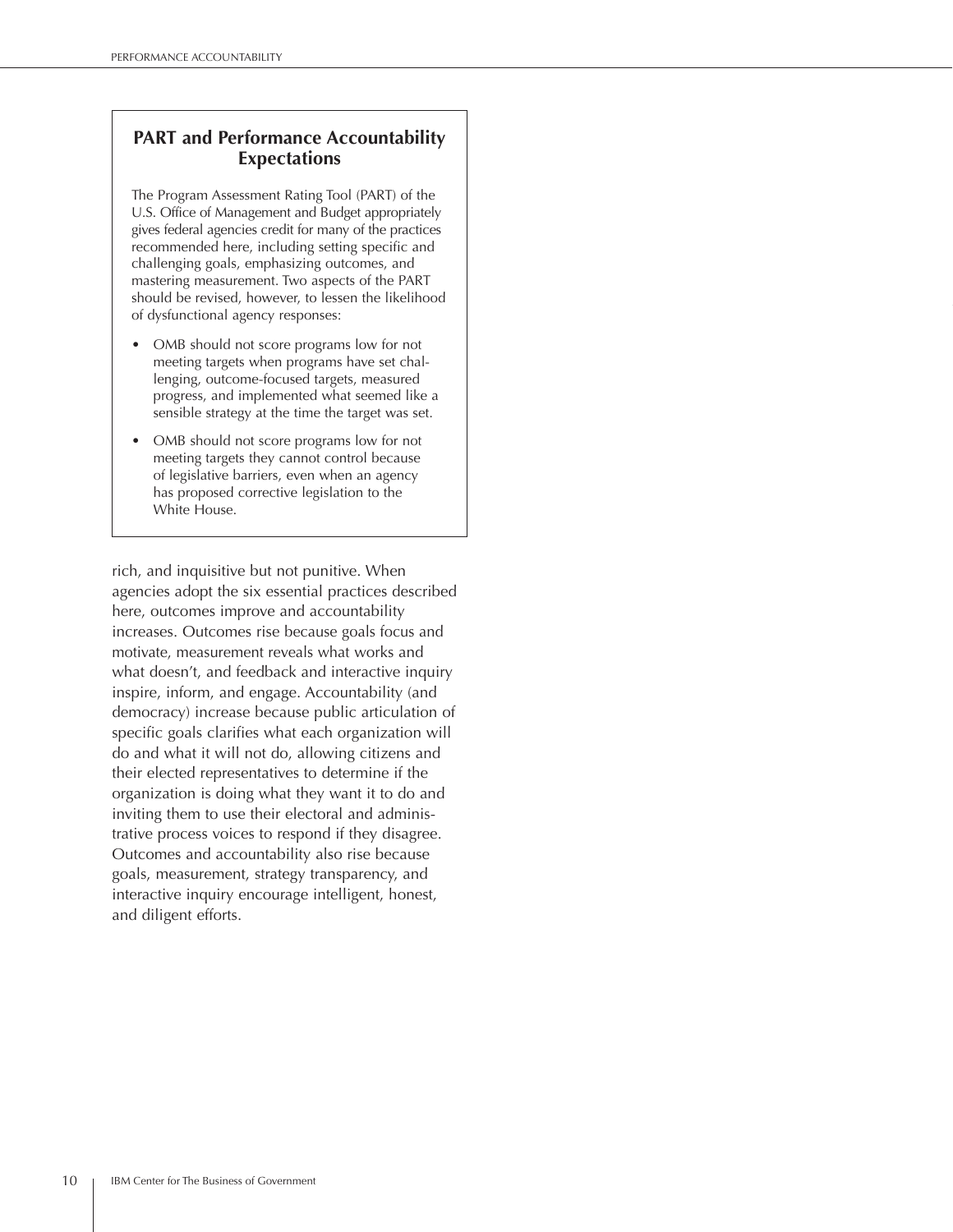### PART and Performance Accountability Expectations

The Program Assessment Rating Tool (PART) of the U.S. Office of Management and Budget appropriately gives federal agencies credit for many of the practices recommended here, including setting specific and challenging goals, emphasizing outcomes, and mastering measurement. Two aspects of the PART should be revised, however, to lessen the likelihood of dysfunctional agency responses:

- OMB should not score programs low for not meeting targets when programs have set challenging, outcome-focused targets, measured progress, and implemented what seemed like a sensible strategy at the time the target was set.
- OMB should not score programs low for not meeting targets they cannot control because of legislative barriers, even when an agency has proposed corrective legislation to the White House.

rich, and inquisitive but not punitive. When agencies adopt the six essential practices described here, outcomes improve and accountability increases. Outcomes rise because goals focus and motivate, measurement reveals what works and what doesn't, and feedback and interactive inquiry inspire, inform, and engage. Accountability (and democracy) increase because public articulation of specific goals clarifies what each organization will do and what it will not do, allowing citizens and their elected representatives to determine if the organization is doing what they want it to do and inviting them to use their electoral and administrative process voices to respond if they disagree. Outcomes and accountability also rise because goals, measurement, strategy transparency, and interactive inquiry encourage intelligent, honest, and diligent efforts.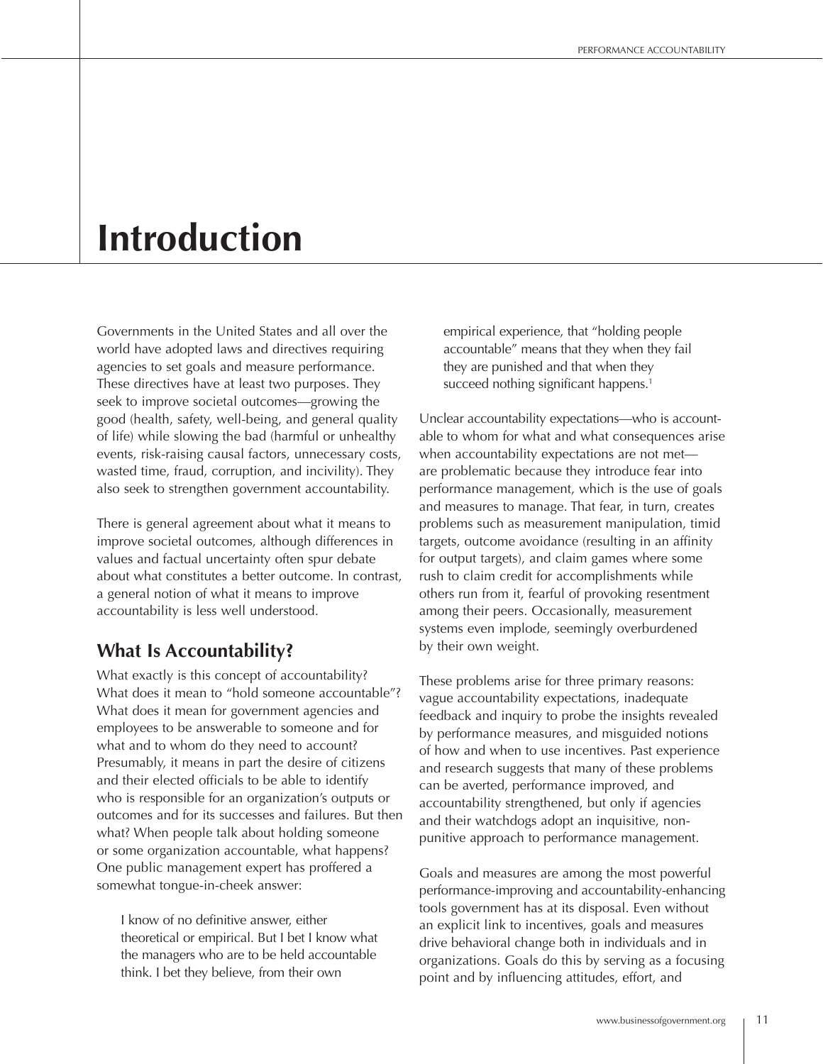# Introduction

Governments in the United States and all over the world have adopted laws and directives requiring agencies to set goals and measure performance. These directives have at least two purposes. They seek to improve societal outcomes—growing the good (health, safety, well-being, and general quality of life) while slowing the bad (harmful or unhealthy events, risk-raising causal factors, unnecessary costs, wasted time, fraud, corruption, and incivility). They also seek to strengthen government accountability.

There is general agreement about what it means to improve societal outcomes, although differences in values and factual uncertainty often spur debate about what constitutes a better outcome. In contrast, a general notion of what it means to improve accountability is less well understood.

## What Is Accountability?

What exactly is this concept of accountability? What does it mean to "hold someone accountable"? What does it mean for government agencies and employees to be answerable to someone and for what and to whom do they need to account? Presumably, it means in part the desire of citizens and their elected officials to be able to identify who is responsible for an organization's outputs or outcomes and for its successes and failures. But then what? When people talk about holding someone or some organization accountable, what happens? One public management expert has proffered a somewhat tongue-in-cheek answer:

> I know of no definitive answer, either theoretical or empirical. But I bet I know what the managers who are to be held accountable think. I bet they believe, from their own empirical experience, that "holding people accountable" means that they when they fail they are punished and that when they succeed nothing significant happens.[1]

Unclear accountability expectations—who is accountable to whom for what and what consequences arise when accountability expectations are not met—are problematic because they introduce fear into performance management, which is the use of goals and measures to manage. That fear, in turn, creates problems such as measurement manipulation, timid targets, outcome avoidance (resulting in an affinity for output targets), and claim games where some rush to claim credit for accomplishments while others run from it, fearful of provoking resentment among their peers. Occasionally, measurement systems even implode, seemingly overburdened by their own weight.

These problems arise for three primary reasons: vague accountability expectations, inadequate feedback and inquiry to probe the insights revealed by performance measures, and misguided notions of how and when to use incentives. Past experience and research suggests that many of these problems can be averted, performance improved, and accountability strengthened, but only if agencies and their watchdogs adopt an inquisitive, non-punitive approach to performance management.

Goals and measures are among the most powerful performance-improving and accountability-enhancing tools government has at its disposal. Even without an explicit link to incentives, goals and measures drive behavioral change both in individuals and in organizations. Goals do this by serving as a focusing point and by influencing attitudes, effort, and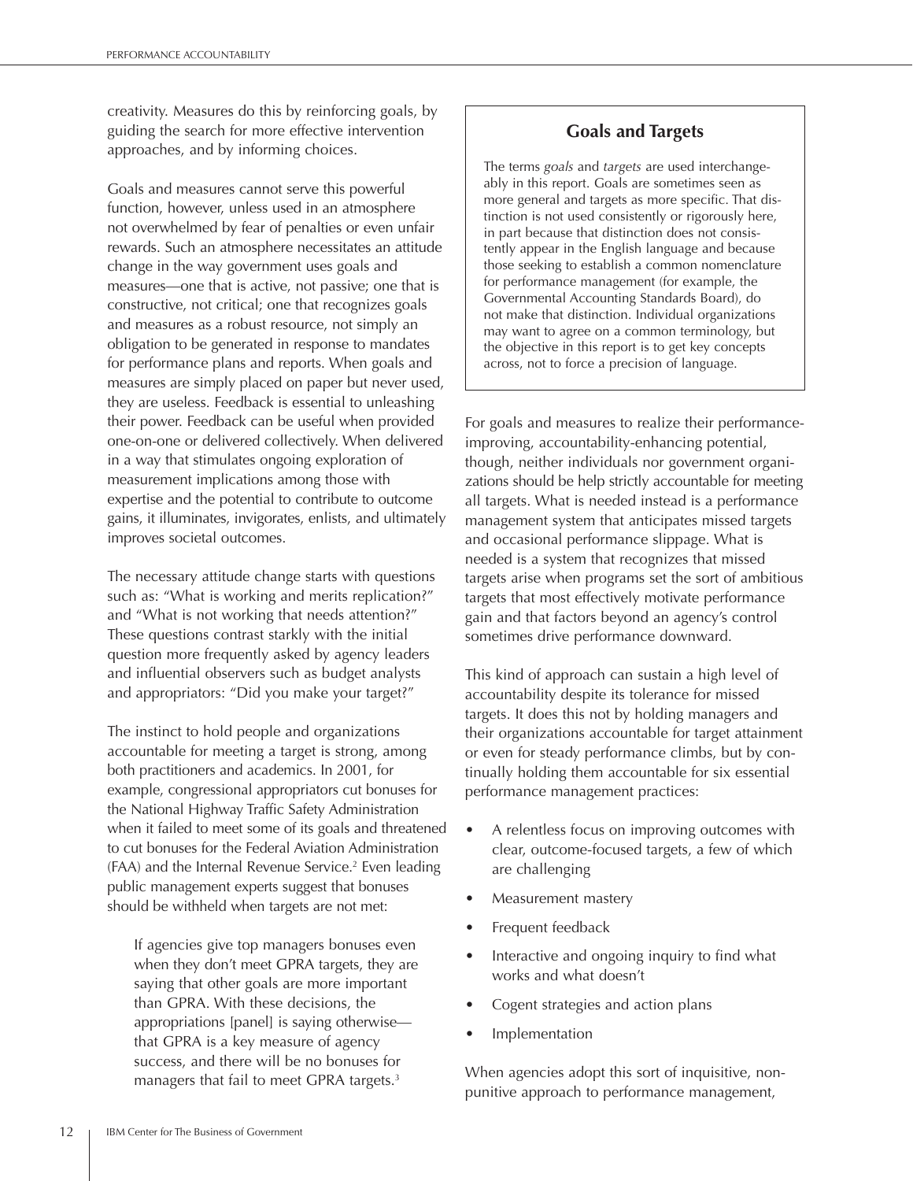creativity. Measures do this by reinforcing goals, by guiding the search for more effective intervention approaches, and by informing choices.

Goals and measures cannot serve this powerful function, however, unless used in an atmosphere not overwhelmed by fear of penalties or even unfair rewards. Such an atmosphere necessitates an attitude change in the way government uses goals and measures—one that is active, not passive; one that is constructive, not critical; one that recognizes goals and measures as a robust resource, not simply an obligation to be generated in response to mandates for performance plans and reports. When goals and measures are simply placed on paper but never used, they are useless. Feedback is essential to unleashing their power. Feedback can be useful when provided one-on-one or delivered collectively. When delivered in a way that stimulates ongoing exploration of measurement implications among those with expertise and the potential to contribute to outcome gains, it illuminates, invigorates, enlists, and ultimately improves societal outcomes.

The necessary attitude change starts with questions such as: "What is working and merits replication?" and "What is not working that needs attention?" These questions contrast starkly with the initial question more frequently asked by agency leaders and influential observers such as budget analysts and appropriators: "Did you make your target?"

The instinct to hold people and organizations accountable for meeting a target is strong, among both practitioners and academics. In 2001, for example, congressional appropriators cut bonuses for the National Highway Traffic Safety Administration when it failed to meet some of its goals and threatened to cut bonuses for the Federal Aviation Administration (FAA) and the Internal Revenue Service.[2] Even leading public management experts suggest that bonuses should be withheld when targets are not met:

> If agencies give top managers bonuses even when they don't meet GPRA targets, they are saying that other goals are more important than GPRA. With these decisions, the appropriations [panel] is saying otherwise—that GPRA is a key measure of agency success, and there will be no bonuses for managers that fail to meet GPRA targets.[3]

### Goals and Targets

The terms *goals* and *targets* are used interchangeably in this report. Goals are sometimes seen as more general and targets as more specific. That distinction is not used consistently or rigorously here, in part because that distinction does not consistently appear in the English language and because those seeking to establish a common nomenclature for performance management (for example, the Governmental Accounting Standards Board), do not make that distinction. Individual organizations may want to agree on a common terminology, but the objective in this report is to get key concepts across, not to force a precision of language.

For goals and measures to realize their performance-improving, accountability-enhancing potential, though, neither individuals nor government organizations should be help strictly accountable for meeting all targets. What is needed instead is a performance management system that anticipates missed targets and occasional performance slippage. What is needed is a system that recognizes that missed targets arise when programs set the sort of ambitious targets that most effectively motivate performance gain and that factors beyond an agency's control sometimes drive performance downward.

This kind of approach can sustain a high level of accountability despite its tolerance for missed targets. It does this not by holding managers and their organizations accountable for target attainment or even for steady performance climbs, but by continually holding them accountable for six essential performance management practices:

- A relentless focus on improving outcomes with clear, outcome-focused targets, a few of which are challenging
- Measurement mastery
- Frequent feedback
- Interactive and ongoing inquiry to find what works and what doesn't
- Cogent strategies and action plans
- Implementation

When agencies adopt this sort of inquisitive, non-punitive approach to performance management,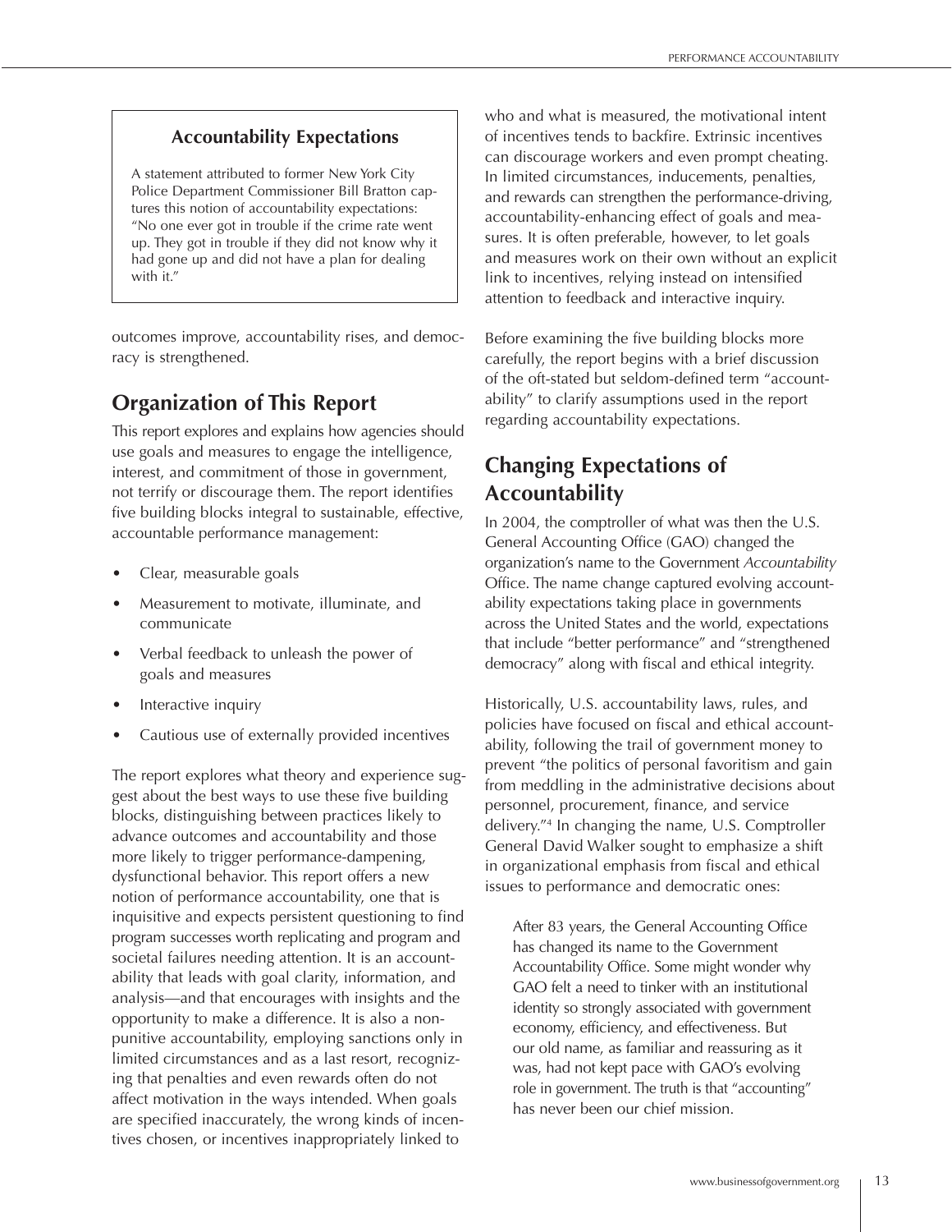**Accountability Expectations**

A statement attributed to former New York City Police Department Commissioner Bill Bratton captures this notion of accountability expectations: "No one ever got in trouble if the crime rate went up. They got in trouble if they did not know why it had gone up and did not have a plan for dealing with it."

outcomes improve, accountability rises, and democracy is strengthened.

## Organization of This Report

This report explores and explains how agencies should use goals and measures to engage the intelligence, interest, and commitment of those in government, not terrify or discourage them. The report identifies five building blocks integral to sustainable, effective, accountable performance management:

- Clear, measurable goals
- Measurement to motivate, illuminate, and communicate
- Verbal feedback to unleash the power of goals and measures
- Interactive inquiry
- Cautious use of externally provided incentives

The report explores what theory and experience suggest about the best ways to use these five building blocks, distinguishing between practices likely to advance outcomes and accountability and those more likely to trigger performance-dampening, dysfunctional behavior. This report offers a new notion of performance accountability, one that is inquisitive and expects persistent questioning to find program successes worth replicating and program and societal failures needing attention. It is an accountability that leads with goal clarity, information, and analysis—and that encourages with insights and the opportunity to make a difference. It is also a non-punitive accountability, employing sanctions only in limited circumstances and as a last resort, recognizing that penalties and even rewards often do not affect motivation in the ways intended. When goals are specified inaccurately, the wrong kinds of incentives chosen, or incentives inappropriately linked to who and what is measured, the motivational intent of incentives tends to backfire. Extrinsic incentives can discourage workers and even prompt cheating. In limited circumstances, inducements, penalties, and rewards can strengthen the performance-driving, accountability-enhancing effect of goals and measures. It is often preferable, however, to let goals and measures work on their own without an explicit link to incentives, relying instead on intensified attention to feedback and interactive inquiry.

Before examining the five building blocks more carefully, the report begins with a brief discussion of the oft-stated but seldom-defined term "accountability" to clarify assumptions used in the report regarding accountability expectations.

## Changing Expectations of Accountability

In 2004, the comptroller of what was then the U.S. General Accounting Office (GAO) changed the organization's name to the Government *Accountability* Office. The name change captured evolving accountability expectations taking place in governments across the United States and the world, expectations that include "better performance" and "strengthened democracy" along with fiscal and ethical integrity.

Historically, U.S. accountability laws, rules, and policies have focused on fiscal and ethical accountability, following the trail of government money to prevent "the politics of personal favoritism and gain from meddling in the administrative decisions about personnel, procurement, finance, and service delivery."[4] In changing the name, U.S. Comptroller General David Walker sought to emphasize a shift in organizational emphasis from fiscal and ethical issues to performance and democratic ones:

> After 83 years, the General Accounting Office has changed its name to the Government Accountability Office. Some might wonder why GAO felt a need to tinker with an institutional identity so strongly associated with government economy, efficiency, and effectiveness. But our old name, as familiar and reassuring as it was, had not kept pace with GAO's evolving role in government. The truth is that "accounting" has never been our chief mission.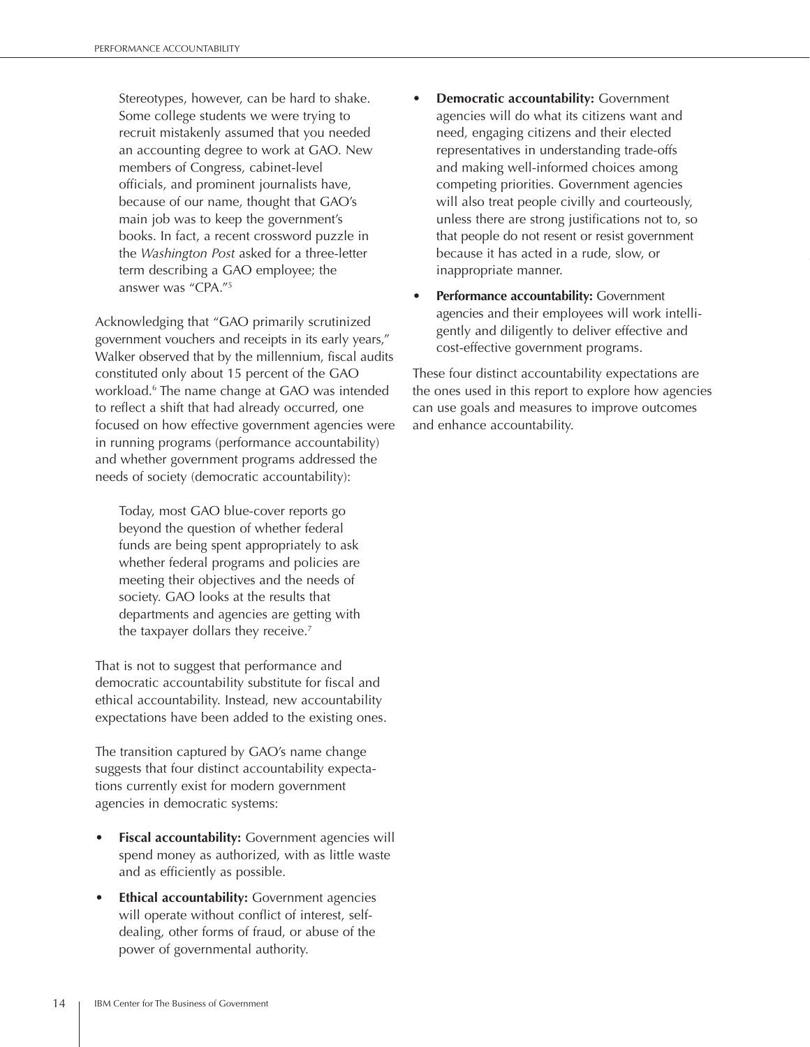> Stereotypes, however, can be hard to shake. Some college students we were trying to recruit mistakenly assumed that you needed an accounting degree to work at GAO. New members of Congress, cabinet-level officials, and prominent journalists have, because of our name, thought that GAO's main job was to keep the government's books. In fact, a recent crossword puzzle in the *Washington Post* asked for a three-letter term describing a GAO employee; the answer was "CPA."[5]

Acknowledging that "GAO primarily scrutinized government vouchers and receipts in its early years," Walker observed that by the millennium, fiscal audits constituted only about 15 percent of the GAO workload.[6] The name change at GAO was intended to reflect a shift that had already occurred, one focused on how effective government agencies were in running programs (performance accountability) and whether government programs addressed the needs of society (democratic accountability):

> Today, most GAO blue-cover reports go beyond the question of whether federal funds are being spent appropriately to ask whether federal programs and policies are meeting their objectives and the needs of society. GAO looks at the results that departments and agencies are getting with the taxpayer dollars they receive.[7]

That is not to suggest that performance and democratic accountability substitute for fiscal and ethical accountability. Instead, new accountability expectations have been added to the existing ones.

The transition captured by GAO's name change suggests that four distinct accountability expectations currently exist for modern government agencies in democratic systems:

- **Fiscal accountability:** Government agencies will spend money as authorized, with as little waste and as efficiently as possible.
- **Ethical accountability:** Government agencies will operate without conflict of interest, self-dealing, other forms of fraud, or abuse of the power of governmental authority.
- **Democratic accountability:** Government agencies will do what its citizens want and need, engaging citizens and their elected representatives in understanding trade-offs and making well-informed choices among competing priorities. Government agencies will also treat people civilly and courteously, unless there are strong justifications not to, so that people do not resent or resist government because it has acted in a rude, slow, or inappropriate manner.
- **Performance accountability:** Government agencies and their employees will work intelligently and diligently to deliver effective and cost-effective government programs.

These four distinct accountability expectations are the ones used in this report to explore how agencies can use goals and measures to improve outcomes and enhance accountability.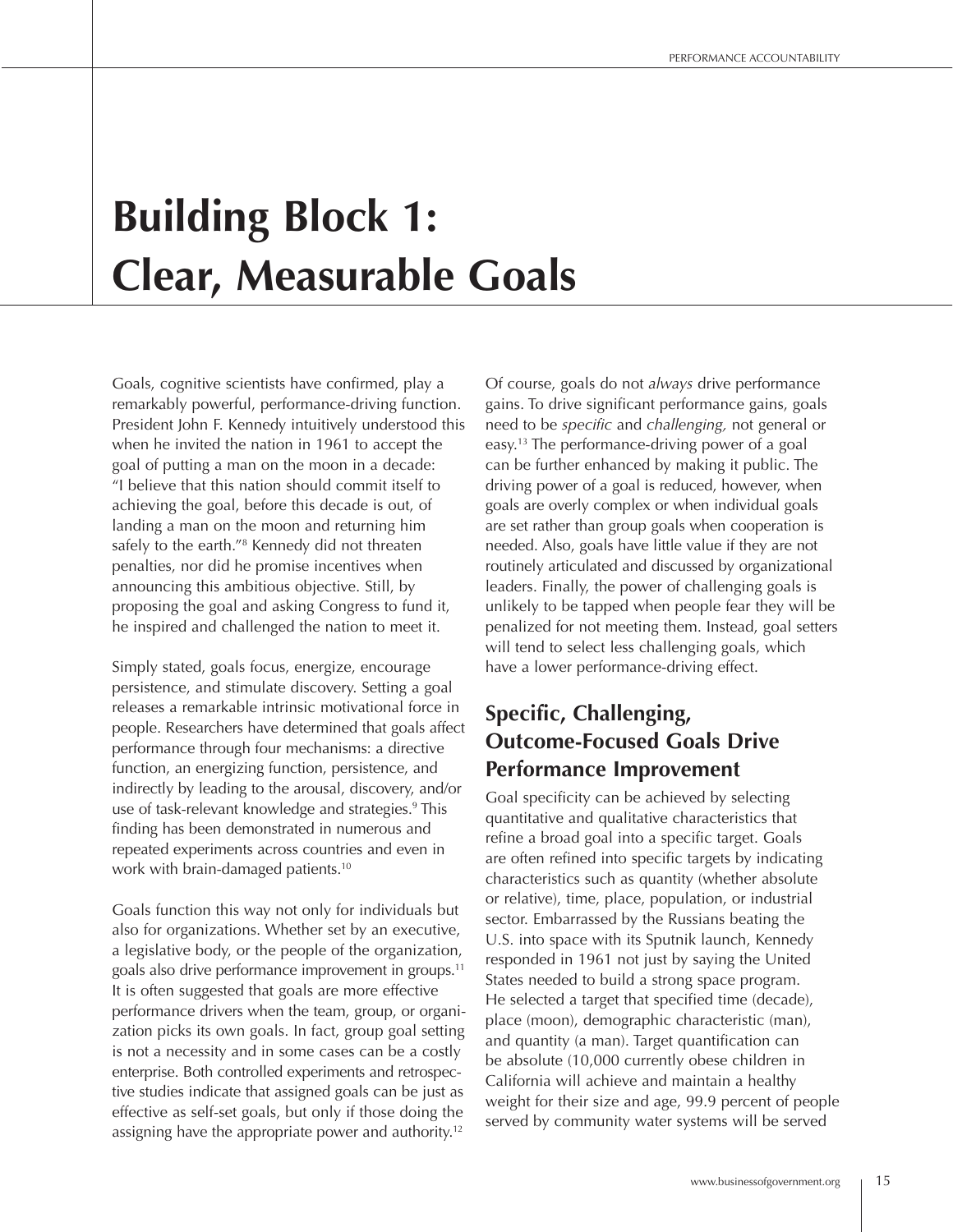# Building Block 1: Clear, Measurable Goals

Goals, cognitive scientists have confirmed, play a remarkably powerful, performance-driving function. President John F. Kennedy intuitively understood this when he invited the nation in 1961 to accept the goal of putting a man on the moon in a decade: "I believe that this nation should commit itself to achieving the goal, before this decade is out, of landing a man on the moon and returning him safely to the earth."[8] Kennedy did not threaten penalties, nor did he promise incentives when announcing this ambitious objective. Still, by proposing the goal and asking Congress to fund it, he inspired and challenged the nation to meet it.

Simply stated, goals focus, energize, encourage persistence, and stimulate discovery. Setting a goal releases a remarkable intrinsic motivational force in people. Researchers have determined that goals affect performance through four mechanisms: a directive function, an energizing function, persistence, and indirectly by leading to the arousal, discovery, and/or use of task-relevant knowledge and strategies.[9] This finding has been demonstrated in numerous and repeated experiments across countries and even in work with brain-damaged patients.[10]

Goals function this way not only for individuals but also for organizations. Whether set by an executive, a legislative body, or the people of the organization, goals also drive performance improvement in groups.[11] It is often suggested that goals are more effective performance drivers when the team, group, or organization picks its own goals. In fact, group goal setting is not a necessity and in some cases can be a costly enterprise. Both controlled experiments and retrospective studies indicate that assigned goals can be just as effective as self-set goals, but only if those doing the assigning have the appropriate power and authority.[12]

Of course, goals do not *always* drive performance gains. To drive significant performance gains, goals need to be *specific* and *challenging*, not general or easy.[13] The performance-driving power of a goal can be further enhanced by making it public. The driving power of a goal is reduced, however, when goals are overly complex or when individual goals are set rather than group goals when cooperation is needed. Also, goals have little value if they are not routinely articulated and discussed by organizational leaders. Finally, the power of challenging goals is unlikely to be tapped when people fear they will be penalized for not meeting them. Instead, goal setters will tend to select less challenging goals, which have a lower performance-driving effect.

## Specific, Challenging, Outcome-Focused Goals Drive Performance Improvement

Goal specificity can be achieved by selecting quantitative and qualitative characteristics that refine a broad goal into a specific target. Goals are often refined into specific targets by indicating characteristics such as quantity (whether absolute or relative), time, place, population, or industrial sector. Embarrassed by the Russians beating the U.S. into space with its Sputnik launch, Kennedy responded in 1961 not just by saying the United States needed to build a strong space program. He selected a target that specified time (decade), place (moon), demographic characteristic (man), and quantity (a man). Target quantification can be absolute (10,000 currently obese children in California will achieve and maintain a healthy weight for their size and age, 99.9 percent of people served by community water systems will be served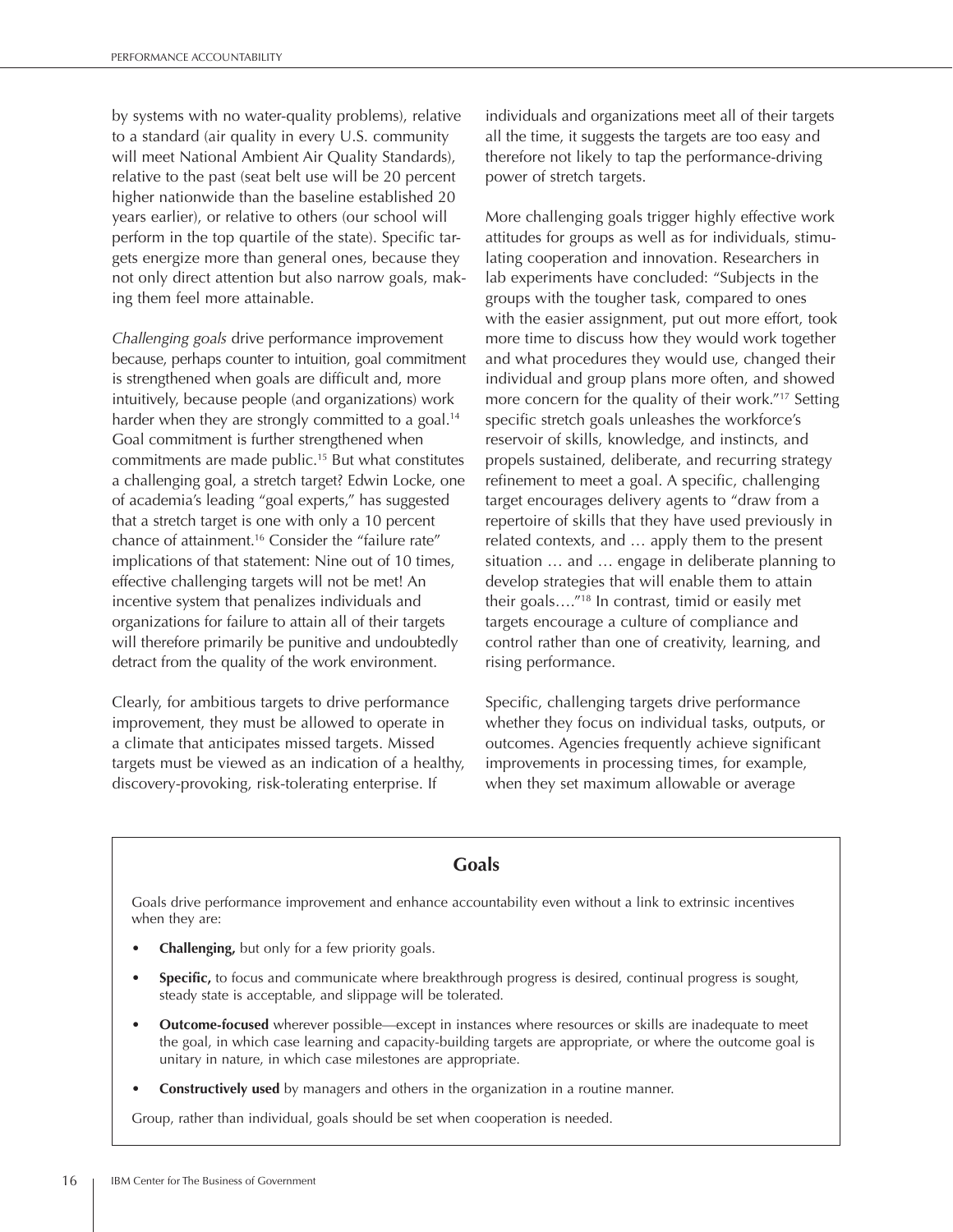by systems with no water-quality problems), relative to a standard (air quality in every U.S. community will meet National Ambient Air Quality Standards), relative to the past (seat belt use will be 20 percent higher nationwide than the baseline established 20 years earlier), or relative to others (our school will perform in the top quartile of the state). Specific targets energize more than general ones, because they not only direct attention but also narrow goals, making them feel more attainable.

*Challenging goals* drive performance improvement because, perhaps counter to intuition, goal commitment is strengthened when goals are difficult and, more intuitively, because people (and organizations) work harder when they are strongly committed to a goal.[14] Goal commitment is further strengthened when commitments are made public.[15] But what constitutes a challenging goal, a stretch target? Edwin Locke, one of academia's leading "goal experts," has suggested that a stretch target is one with only a 10 percent chance of attainment.[16] Consider the "failure rate" implications of that statement: Nine out of 10 times, effective challenging targets will not be met! An incentive system that penalizes individuals and organizations for failure to attain all of their targets will therefore primarily be punitive and undoubtedly detract from the quality of the work environment.

Clearly, for ambitious targets to drive performance improvement, they must be allowed to operate in a climate that anticipates missed targets. Missed targets must be viewed as an indication of a healthy, discovery-provoking, risk-tolerating enterprise. If individuals and organizations meet all of their targets all the time, it suggests the targets are too easy and therefore not likely to tap the performance-driving power of stretch targets.

More challenging goals trigger highly effective work attitudes for groups as well as for individuals, stimulating cooperation and innovation. Researchers in lab experiments have concluded: "Subjects in the groups with the tougher task, compared to ones with the easier assignment, put out more effort, took more time to discuss how they would work together and what procedures they would use, changed their individual and group plans more often, and showed more concern for the quality of their work."[17] Setting specific stretch goals unleashes the workforce's reservoir of skills, knowledge, and instincts, and propels sustained, deliberate, and recurring strategy refinement to meet a goal. A specific, challenging target encourages delivery agents to "draw from a repertoire of skills that they have used previously in related contexts, and … apply them to the present situation … and … engage in deliberate planning to develop strategies that will enable them to attain their goals…."[18] In contrast, timid or easily met targets encourage a culture of compliance and control rather than one of creativity, learning, and rising performance.

Specific, challenging targets drive performance whether they focus on individual tasks, outputs, or outcomes. Agencies frequently achieve significant improvements in processing times, for example, when they set maximum allowable or average

## Goals

Goals drive performance improvement and enhance accountability even without a link to extrinsic incentives when they are:

- **Challenging,** but only for a few priority goals.
- **Specific,** to focus and communicate where breakthrough progress is desired, continual progress is sought, steady state is acceptable, and slippage will be tolerated.
- **Outcome-focused** wherever possible—except in instances where resources or skills are inadequate to meet the goal, in which case learning and capacity-building targets are appropriate, or where the outcome goal is unitary in nature, in which case milestones are appropriate.
- **Constructively used** by managers and others in the organization in a routine manner.

Group, rather than individual, goals should be set when cooperation is needed.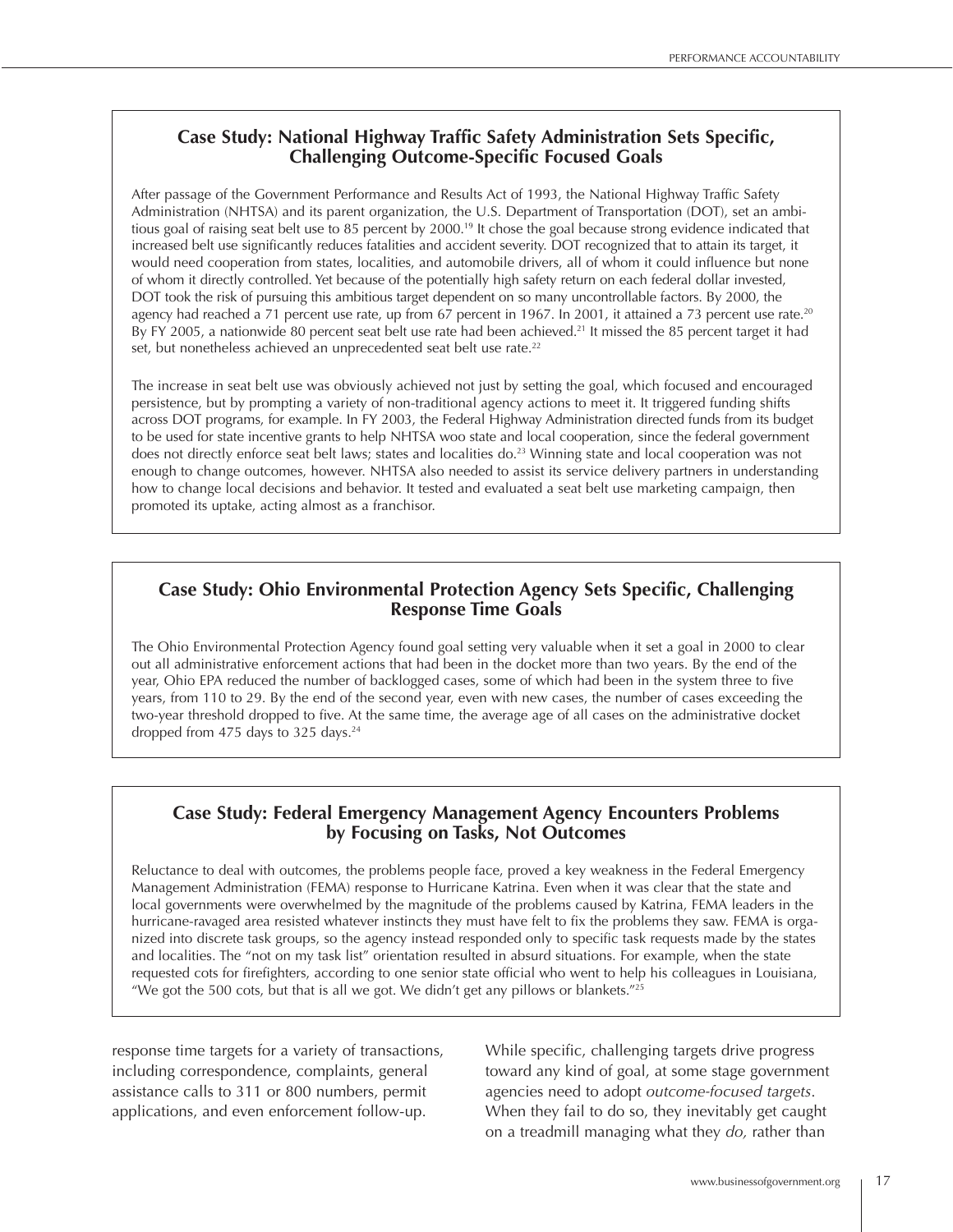### Case Study: National Highway Traffic Safety Administration Sets Specific, Challenging Outcome-Specific Focused Goals

After passage of the Government Performance and Results Act of 1993, the National Highway Traffic Safety Administration (NHTSA) and its parent organization, the U.S. Department of Transportation (DOT), set an ambitious goal of raising seat belt use to 85 percent by 2000.[19] It chose the goal because strong evidence indicated that increased belt use significantly reduces fatalities and accident severity. DOT recognized that to attain its target, it would need cooperation from states, localities, and automobile drivers, all of whom it could influence but none of whom it directly controlled. Yet because of the potentially high safety return on each federal dollar invested, DOT took the risk of pursuing this ambitious target dependent on so many uncontrollable factors. By 2000, the agency had reached a 71 percent use rate, up from 67 percent in 1967. In 2001, it attained a 73 percent use rate.[20] By FY 2005, a nationwide 80 percent seat belt use rate had been achieved.[21] It missed the 85 percent target it had set, but nonetheless achieved an unprecedented seat belt use rate.[22]

The increase in seat belt use was obviously achieved not just by setting the goal, which focused and encouraged persistence, but by prompting a variety of non-traditional agency actions to meet it. It triggered funding shifts across DOT programs, for example. In FY 2003, the Federal Highway Administration directed funds from its budget to be used for state incentive grants to help NHTSA woo state and local cooperation, since the federal government does not directly enforce seat belt laws; states and localities do.[23] Winning state and local cooperation was not enough to change outcomes, however. NHTSA also needed to assist its service delivery partners in understanding how to change local decisions and behavior. It tested and evaluated a seat belt use marketing campaign, then promoted its uptake, acting almost as a franchisor.

### Case Study: Ohio Environmental Protection Agency Sets Specific, Challenging Response Time Goals

The Ohio Environmental Protection Agency found goal setting very valuable when it set a goal in 2000 to clear out all administrative enforcement actions that had been in the docket more than two years. By the end of the year, Ohio EPA reduced the number of backlogged cases, some of which had been in the system three to five years, from 110 to 29. By the end of the second year, even with new cases, the number of cases exceeding the two-year threshold dropped to five. At the same time, the average age of all cases on the administrative docket dropped from 475 days to 325 days.[24]

### Case Study: Federal Emergency Management Agency Encounters Problems by Focusing on Tasks, Not Outcomes

Reluctance to deal with outcomes, the problems people face, proved a key weakness in the Federal Emergency Management Administration (FEMA) response to Hurricane Katrina. Even when it was clear that the state and local governments were overwhelmed by the magnitude of the problems caused by Katrina, FEMA leaders in the hurricane-ravaged area resisted whatever instincts they must have felt to fix the problems they saw. FEMA is organized into discrete task groups, so the agency instead responded only to specific task requests made by the states and localities. The "not on my task list" orientation resulted in absurd situations. For example, when the state requested cots for firefighters, according to one senior state official who went to help his colleagues in Louisiana, "We got the 500 cots, but that is all we got. We didn't get any pillows or blankets."[25]

response time targets for a variety of transactions, including correspondence, complaints, general assistance calls to 311 or 800 numbers, permit applications, and even enforcement follow-up.

While specific, challenging targets drive progress toward any kind of goal, at some stage government agencies need to adopt *outcome-focused targets*. When they fail to do so, they inevitably get caught on a treadmill managing what they *do,* rather than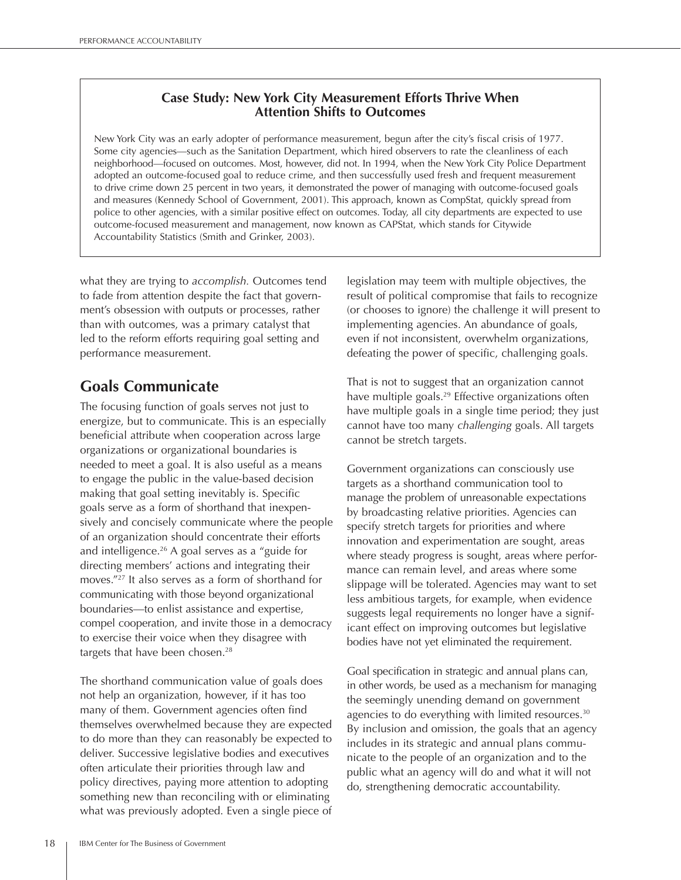### Case Study: New York City Measurement Efforts Thrive When Attention Shifts to Outcomes

New York City was an early adopter of performance measurement, begun after the city's fiscal crisis of 1977. Some city agencies—such as the Sanitation Department, which hired observers to rate the cleanliness of each neighborhood—focused on outcomes. Most, however, did not. In 1994, when the New York City Police Department adopted an outcome-focused goal to reduce crime, and then successfully used fresh and frequent measurement to drive crime down 25 percent in two years, it demonstrated the power of managing with outcome-focused goals and measures (Kennedy School of Government, 2001). This approach, known as CompStat, quickly spread from police to other agencies, with a similar positive effect on outcomes. Today, all city departments are expected to use outcome-focused measurement and management, now known as CAPStat, which stands for Citywide Accountability Statistics (Smith and Grinker, 2003).

what they are trying to *accomplish.* Outcomes tend to fade from attention despite the fact that government's obsession with outputs or processes, rather than with outcomes, was a primary catalyst that led to the reform efforts requiring goal setting and performance measurement.

## Goals Communicate

The focusing function of goals serves not just to energize, but to communicate. This is an especially beneficial attribute when cooperation across large organizations or organizational boundaries is needed to meet a goal. It is also useful as a means to engage the public in the value-based decision making that goal setting inevitably is. Specific goals serve as a form of shorthand that inexpensively and concisely communicate where the people of an organization should concentrate their efforts and intelligence.[26] A goal serves as a "guide for directing members' actions and integrating their moves."[27] It also serves as a form of shorthand for communicating with those beyond organizational boundaries—to enlist assistance and expertise, compel cooperation, and invite those in a democracy to exercise their voice when they disagree with targets that have been chosen.[28]

The shorthand communication value of goals does not help an organization, however, if it has too many of them. Government agencies often find themselves overwhelmed because they are expected to do more than they can reasonably be expected to deliver. Successive legislative bodies and executives often articulate their priorities through law and policy directives, paying more attention to adopting something new than reconciling with or eliminating what was previously adopted. Even a single piece of legislation may teem with multiple objectives, the result of political compromise that fails to recognize (or chooses to ignore) the challenge it will present to implementing agencies. An abundance of goals, even if not inconsistent, overwhelm organizations, defeating the power of specific, challenging goals.

That is not to suggest that an organization cannot have multiple goals.[29] Effective organizations often have multiple goals in a single time period; they just cannot have too many *challenging* goals. All targets cannot be stretch targets.

Government organizations can consciously use targets as a shorthand communication tool to manage the problem of unreasonable expectations by broadcasting relative priorities. Agencies can specify stretch targets for priorities and where innovation and experimentation are sought, areas where steady progress is sought, areas where performance can remain level, and areas where some slippage will be tolerated. Agencies may want to set less ambitious targets, for example, when evidence suggests legal requirements no longer have a significant effect on improving outcomes but legislative bodies have not yet eliminated the requirement.

Goal specification in strategic and annual plans can, in other words, be used as a mechanism for managing the seemingly unending demand on government agencies to do everything with limited resources.[30] By inclusion and omission, the goals that an agency includes in its strategic and annual plans communicate to the people of an organization and to the public what an agency will do and what it will not do, strengthening democratic accountability.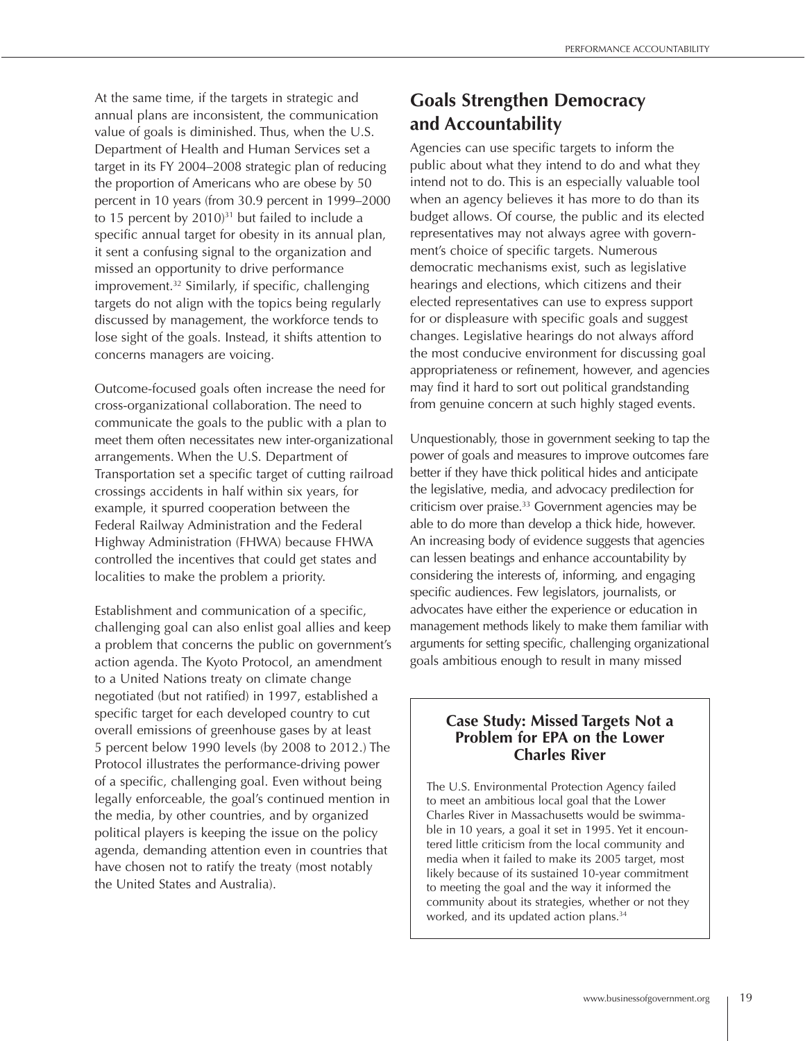At the same time, if the targets in strategic and annual plans are inconsistent, the communication value of goals is diminished. Thus, when the U.S. Department of Health and Human Services set a target in its FY 2004–2008 strategic plan of reducing the proportion of Americans who are obese by 50 percent in 10 years (from 30.9 percent in 1999–2000 to 15 percent by 2010)[31] but failed to include a specific annual target for obesity in its annual plan, it sent a confusing signal to the organization and missed an opportunity to drive performance improvement.[32] Similarly, if specific, challenging targets do not align with the topics being regularly discussed by management, the workforce tends to lose sight of the goals. Instead, it shifts attention to concerns managers are voicing.

Outcome-focused goals often increase the need for cross-organizational collaboration. The need to communicate the goals to the public with a plan to meet them often necessitates new inter-organizational arrangements. When the U.S. Department of Transportation set a specific target of cutting railroad crossings accidents in half within six years, for example, it spurred cooperation between the Federal Railway Administration and the Federal Highway Administration (FHWA) because FHWA controlled the incentives that could get states and localities to make the problem a priority.

Establishment and communication of a specific, challenging goal can also enlist goal allies and keep a problem that concerns the public on government's action agenda. The Kyoto Protocol, an amendment to a United Nations treaty on climate change negotiated (but not ratified) in 1997, established a specific target for each developed country to cut overall emissions of greenhouse gases by at least 5 percent below 1990 levels (by 2008 to 2012.) The Protocol illustrates the performance-driving power of a specific, challenging goal. Even without being legally enforceable, the goal's continued mention in the media, by other countries, and by organized political players is keeping the issue on the policy agenda, demanding attention even in countries that have chosen not to ratify the treaty (most notably the United States and Australia).

## Goals Strengthen Democracy and Accountability

Agencies can use specific targets to inform the public about what they intend to do and what they intend not to do. This is an especially valuable tool when an agency believes it has more to do than its budget allows. Of course, the public and its elected representatives may not always agree with government's choice of specific targets. Numerous democratic mechanisms exist, such as legislative hearings and elections, which citizens and their elected representatives can use to express support for or displeasure with specific goals and suggest changes. Legislative hearings do not always afford the most conducive environment for discussing goal appropriateness or refinement, however, and agencies may find it hard to sort out political grandstanding from genuine concern at such highly staged events.

Unquestionably, those in government seeking to tap the power of goals and measures to improve outcomes fare better if they have thick political hides and anticipate the legislative, media, and advocacy predilection for criticism over praise.[33] Government agencies may be able to do more than develop a thick hide, however. An increasing body of evidence suggests that agencies can lessen beatings and enhance accountability by considering the interests of, informing, and engaging specific audiences. Few legislators, journalists, or advocates have either the experience or education in management methods likely to make them familiar with arguments for setting specific, challenging organizational goals ambitious enough to result in many missed

### Case Study: Missed Targets Not a Problem for EPA on the Lower Charles River

The U.S. Environmental Protection Agency failed to meet an ambitious local goal that the Lower Charles River in Massachusetts would be swimmable in 10 years, a goal it set in 1995. Yet it encountered little criticism from the local community and media when it failed to make its 2005 target, most likely because of its sustained 10-year commitment to meeting the goal and the way it informed the community about its strategies, whether or not they worked, and its updated action plans.[34]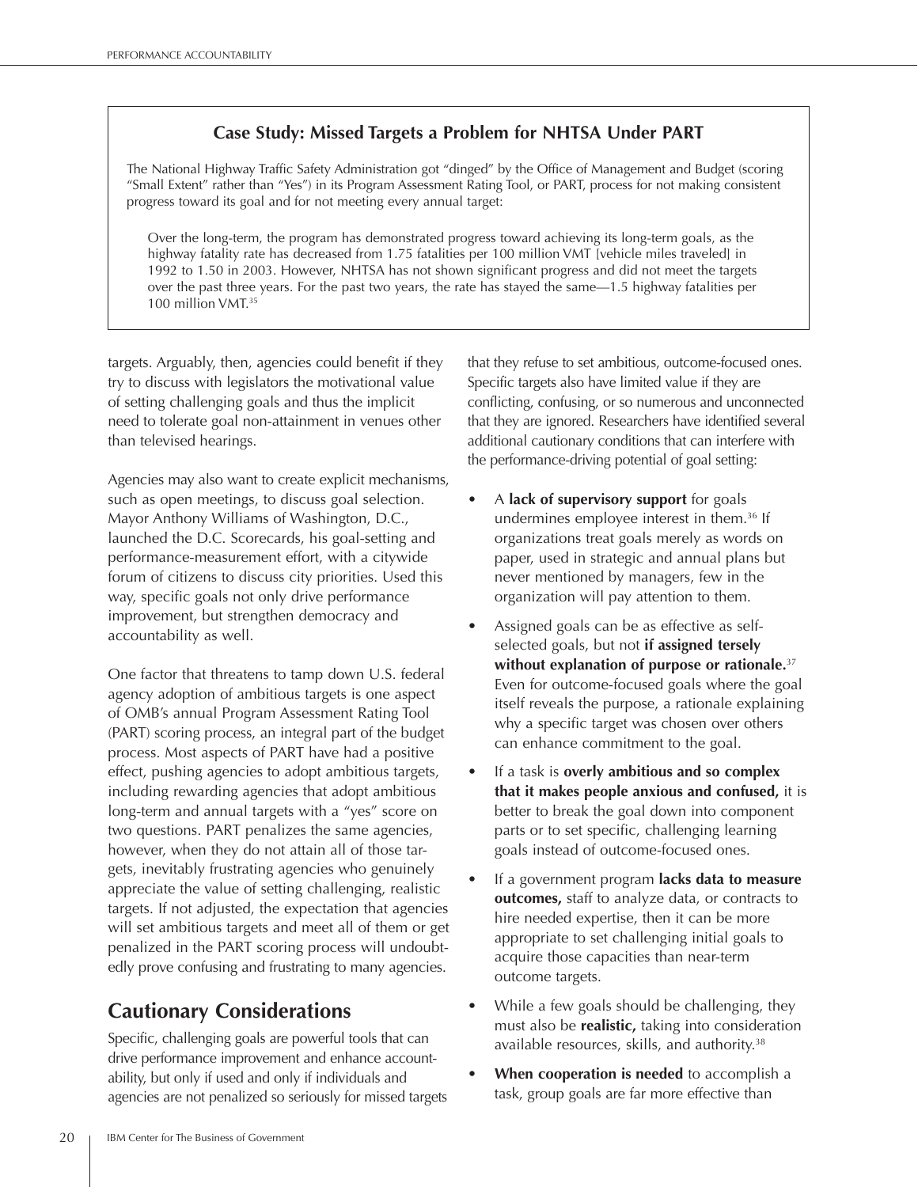### Case Study: Missed Targets a Problem for NHTSA Under PART

The National Highway Traffic Safety Administration got "dinged" by the Office of Management and Budget (scoring "Small Extent" rather than "Yes") in its Program Assessment Rating Tool, or PART, process for not making consistent progress toward its goal and for not meeting every annual target:

> Over the long-term, the program has demonstrated progress toward achieving its long-term goals, as the highway fatality rate has decreased from 1.75 fatalities per 100 million VMT [vehicle miles traveled] in 1992 to 1.50 in 2003. However, NHTSA has not shown significant progress and did not meet the targets over the past three years. For the past two years, the rate has stayed the same—1.5 highway fatalities per 100 million VMT.[35]

targets. Arguably, then, agencies could benefit if they try to discuss with legislators the motivational value of setting challenging goals and thus the implicit need to tolerate goal non-attainment in venues other than televised hearings.

Agencies may also want to create explicit mechanisms, such as open meetings, to discuss goal selection. Mayor Anthony Williams of Washington, D.C., launched the D.C. Scorecards, his goal-setting and performance-measurement effort, with a citywide forum of citizens to discuss city priorities. Used this way, specific goals not only drive performance improvement, but strengthen democracy and accountability as well.

One factor that threatens to tamp down U.S. federal agency adoption of ambitious targets is one aspect of OMB's annual Program Assessment Rating Tool (PART) scoring process, an integral part of the budget process. Most aspects of PART have had a positive effect, pushing agencies to adopt ambitious targets, including rewarding agencies that adopt ambitious long-term and annual targets with a "yes" score on two questions. PART penalizes the same agencies, however, when they do not attain all of those targets, inevitably frustrating agencies who genuinely appreciate the value of setting challenging, realistic targets. If not adjusted, the expectation that agencies will set ambitious targets and meet all of them or get penalized in the PART scoring process will undoubtedly prove confusing and frustrating to many agencies.

## Cautionary Considerations

Specific, challenging goals are powerful tools that can drive performance improvement and enhance accountability, but only if used and only if individuals and agencies are not penalized so seriously for missed targets that they refuse to set ambitious, outcome-focused ones. Specific targets also have limited value if they are conflicting, confusing, or so numerous and unconnected that they are ignored. Researchers have identified several additional cautionary conditions that can interfere with the performance-driving potential of goal setting:

- A **lack of supervisory support** for goals undermines employee interest in them.[36] If organizations treat goals merely as words on paper, used in strategic and annual plans but never mentioned by managers, few in the organization will pay attention to them.
- Assigned goals can be as effective as self-selected goals, but not **if assigned tersely without explanation of purpose or rationale.**[37] Even for outcome-focused goals where the goal itself reveals the purpose, a rationale explaining why a specific target was chosen over others can enhance commitment to the goal.
- If a task is **overly ambitious and so complex that it makes people anxious and confused,** it is better to break the goal down into component parts or to set specific, challenging learning goals instead of outcome-focused ones.
- If a government program **lacks data to measure outcomes,** staff to analyze data, or contracts to hire needed expertise, then it can be more appropriate to set challenging initial goals to acquire those capacities than near-term outcome targets.
- While a few goals should be challenging, they must also be **realistic,** taking into consideration available resources, skills, and authority.[38]
- **When cooperation is needed** to accomplish a task, group goals are far more effective than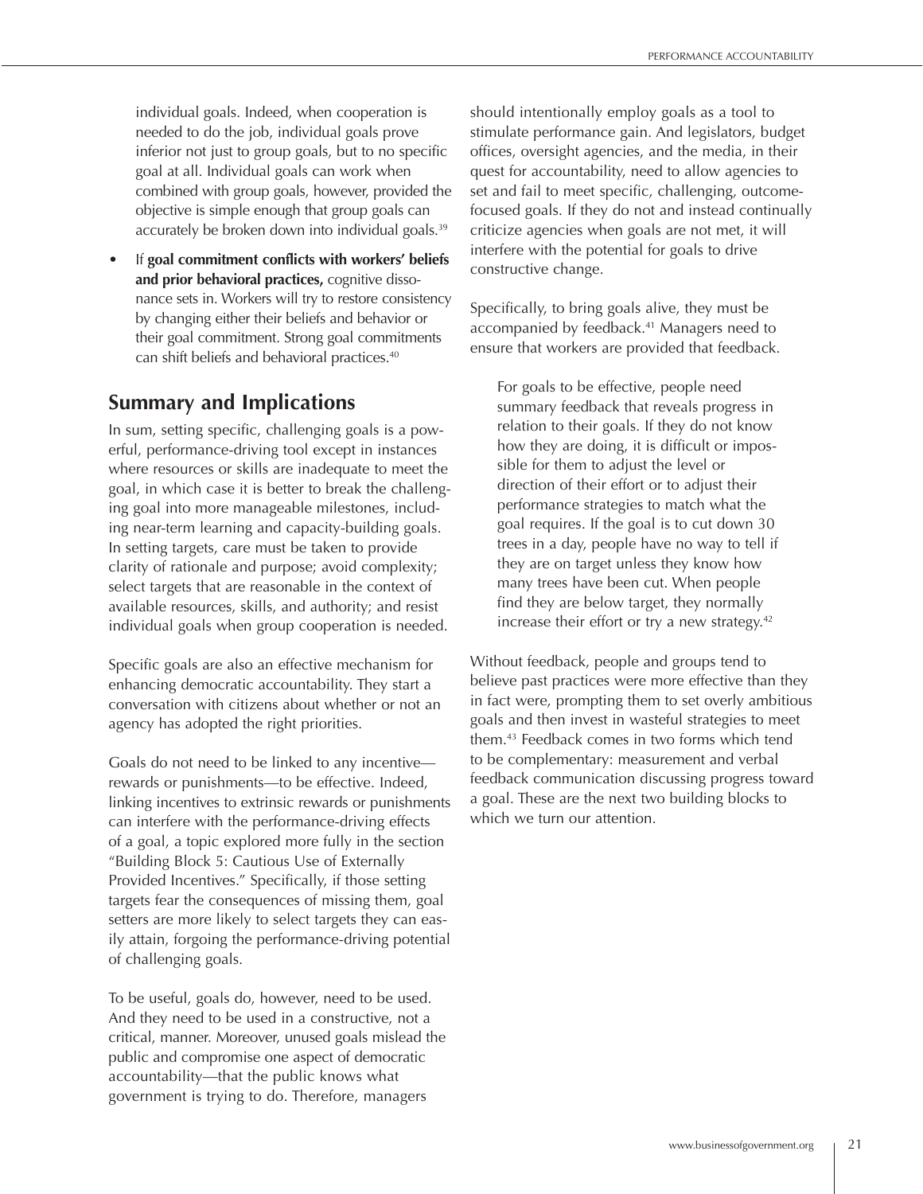individual goals. Indeed, when cooperation is needed to do the job, individual goals prove inferior not just to group goals, but to no specific goal at all. Individual goals can work when combined with group goals, however, provided the objective is simple enough that group goals can accurately be broken down into individual goals.[39]

- If **goal commitment conflicts with workers' beliefs and prior behavioral practices,** cognitive dissonance sets in. Workers will try to restore consistency by changing either their beliefs and behavior or their goal commitment. Strong goal commitments can shift beliefs and behavioral practices.[40]

## Summary and Implications

In sum, setting specific, challenging goals is a powerful, performance-driving tool except in instances where resources or skills are inadequate to meet the goal, in which case it is better to break the challenging goal into more manageable milestones, including near-term learning and capacity-building goals. In setting targets, care must be taken to provide clarity of rationale and purpose; avoid complexity; select targets that are reasonable in the context of available resources, skills, and authority; and resist individual goals when group cooperation is needed.

Specific goals are also an effective mechanism for enhancing democratic accountability. They start a conversation with citizens about whether or not an agency has adopted the right priorities.

Goals do not need to be linked to any incentive—rewards or punishments—to be effective. Indeed, linking incentives to extrinsic rewards or punishments can interfere with the performance-driving effects of a goal, a topic explored more fully in the section "Building Block 5: Cautious Use of Externally Provided Incentives." Specifically, if those setting targets fear the consequences of missing them, goal setters are more likely to select targets they can easily attain, forgoing the performance-driving potential of challenging goals.

To be useful, goals do, however, need to be used. And they need to be used in a constructive, not a critical, manner. Moreover, unused goals mislead the public and compromise one aspect of democratic accountability—that the public knows what government is trying to do. Therefore, managers should intentionally employ goals as a tool to stimulate performance gain. And legislators, budget offices, oversight agencies, and the media, in their quest for accountability, need to allow agencies to set and fail to meet specific, challenging, outcome-focused goals. If they do not and instead continually criticize agencies when goals are not met, it will interfere with the potential for goals to drive constructive change.

Specifically, to bring goals alive, they must be accompanied by feedback.[41] Managers need to ensure that workers are provided that feedback.

> For goals to be effective, people need summary feedback that reveals progress in relation to their goals. If they do not know how they are doing, it is difficult or impossible for them to adjust the level or direction of their effort or to adjust their performance strategies to match what the goal requires. If the goal is to cut down 30 trees in a day, people have no way to tell if they are on target unless they know how many trees have been cut. When people find they are below target, they normally increase their effort or try a new strategy.[42]

Without feedback, people and groups tend to believe past practices were more effective than they in fact were, prompting them to set overly ambitious goals and then invest in wasteful strategies to meet them.[43] Feedback comes in two forms which tend to be complementary: measurement and verbal feedback communication discussing progress toward a goal. These are the next two building blocks to which we turn our attention.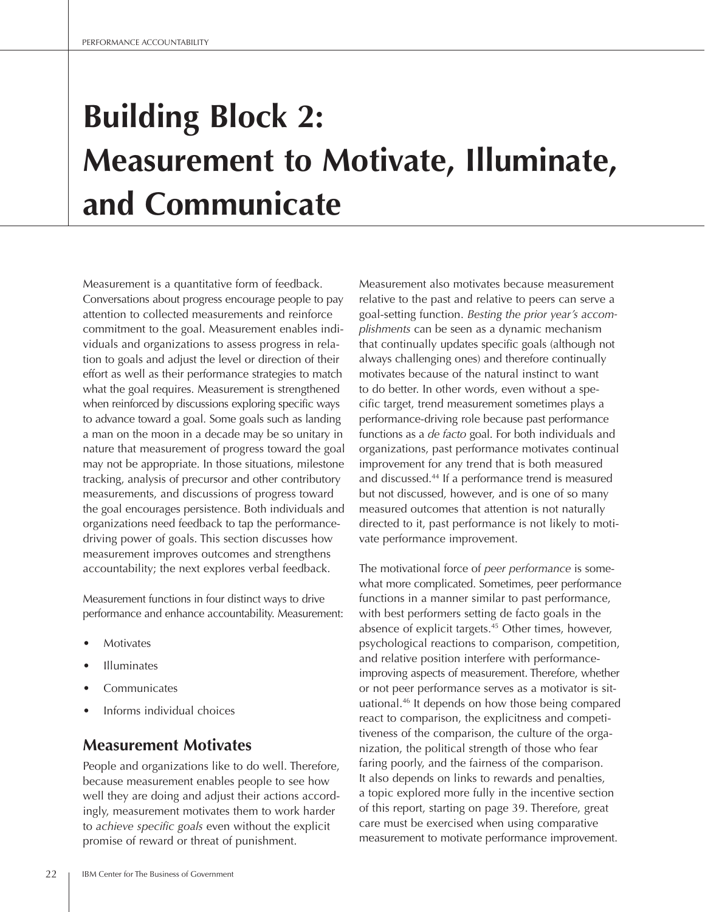# Building Block 2: Measurement to Motivate, Illuminate, and Communicate

Measurement is a quantitative form of feedback. Conversations about progress encourage people to pay attention to collected measurements and reinforce commitment to the goal. Measurement enables individuals and organizations to assess progress in relation to goals and adjust the level or direction of their effort as well as their performance strategies to match what the goal requires. Measurement is strengthened when reinforced by discussions exploring specific ways to advance toward a goal. Some goals such as landing a man on the moon in a decade may be so unitary in nature that measurement of progress toward the goal may not be appropriate. In those situations, milestone tracking, analysis of precursor and other contributory measurements, and discussions of progress toward the goal encourages persistence. Both individuals and organizations need feedback to tap the performance-driving power of goals. This section discusses how measurement improves outcomes and strengthens accountability; the next explores verbal feedback.

Measurement functions in four distinct ways to drive performance and enhance accountability. Measurement:

- Motivates
- Illuminates
- Communicates
- Informs individual choices

## Measurement Motivates

People and organizations like to do well. Therefore, because measurement enables people to see how well they are doing and adjust their actions accordingly, measurement motivates them to work harder to *achieve specific goals* even without the explicit promise of reward or threat of punishment.

Measurement also motivates because measurement relative to the past and relative to peers can serve a goal-setting function. *Besting the prior year's accomplishments* can be seen as a dynamic mechanism that continually updates specific goals (although not always challenging ones) and therefore continually motivates because of the natural instinct to want to do better. In other words, even without a specific target, trend measurement sometimes plays a performance-driving role because past performance functions as a *de facto* goal. For both individuals and organizations, past performance motivates continual improvement for any trend that is both measured and discussed.[44] If a performance trend is measured but not discussed, however, and is one of so many measured outcomes that attention is not naturally directed to it, past performance is not likely to motivate performance improvement.

The motivational force of *peer performance* is somewhat more complicated. Sometimes, peer performance functions in a manner similar to past performance, with best performers setting de facto goals in the absence of explicit targets.[45] Other times, however, psychological reactions to comparison, competition, and relative position interfere with performance-improving aspects of measurement. Therefore, whether or not peer performance serves as a motivator is situational.[46] It depends on how those being compared react to comparison, the explicitness and competitiveness of the comparison, the culture of the organization, the political strength of those who fear faring poorly, and the fairness of the comparison. It also depends on links to rewards and penalties, a topic explored more fully in the incentive section of this report, starting on page 39. Therefore, great care must be exercised when using comparative measurement to motivate performance improvement.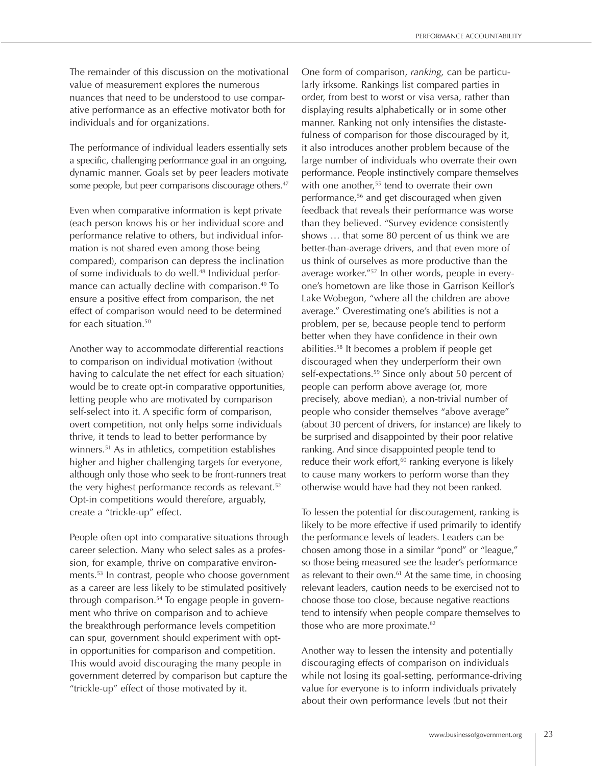The remainder of this discussion on the motivational value of measurement explores the numerous nuances that need to be understood to use comparative performance as an effective motivator both for individuals and for organizations.

The performance of individual leaders essentially sets a specific, challenging performance goal in an ongoing, dynamic manner. Goals set by peer leaders motivate some people, but peer comparisons discourage others.[47]

Even when comparative information is kept private (each person knows his or her individual score and performance relative to others, but individual information is not shared even among those being compared), comparison can depress the inclination of some individuals to do well.[48] Individual performance can actually decline with comparison.[49] To ensure a positive effect from comparison, the net effect of comparison would need to be determined for each situation.[50]

Another way to accommodate differential reactions to comparison on individual motivation (without having to calculate the net effect for each situation) would be to create opt-in comparative opportunities, letting people who are motivated by comparison self-select into it. A specific form of comparison, overt competition, not only helps some individuals thrive, it tends to lead to better performance by winners.[51] As in athletics, competition establishes higher and higher challenging targets for everyone, although only those who seek to be front-runners treat the very highest performance records as relevant.[52] Opt-in competitions would therefore, arguably, create a "trickle-up" effect.

People often opt into comparative situations through career selection. Many who select sales as a profession, for example, thrive on comparative environments.[53] In contrast, people who choose government as a career are less likely to be stimulated positively through comparison.[54] To engage people in government who thrive on comparison and to achieve the breakthrough performance levels competition can spur, government should experiment with opt-in opportunities for comparison and competition. This would avoid discouraging the many people in government deterred by comparison but capture the "trickle-up" effect of those motivated by it.

One form of comparison, *ranking*, can be particularly irksome. Rankings list compared parties in order, from best to worst or visa versa, rather than displaying results alphabetically or in some other manner. Ranking not only intensifies the distastefulness of comparison for those discouraged by it, it also introduces another problem because of the large number of individuals who overrate their own performance. People instinctively compare themselves with one another,[55] tend to overrate their own performance,[56] and get discouraged when given feedback that reveals their performance was worse than they believed. "Survey evidence consistently shows … that some 80 percent of us think we are better-than-average drivers, and that even more of us think of ourselves as more productive than the average worker."[57] In other words, people in everyone's hometown are like those in Garrison Keillor's Lake Wobegon, "where all the children are above average." Overestimating one's abilities is not a problem, per se, because people tend to perform better when they have confidence in their own abilities.[58] It becomes a problem if people get discouraged when they underperform their own self-expectations.[59] Since only about 50 percent of people can perform above average (or, more precisely, above median), a non-trivial number of people who consider themselves "above average" (about 30 percent of drivers, for instance) are likely to be surprised and disappointed by their poor relative ranking. And since disappointed people tend to reduce their work effort,[60] ranking everyone is likely to cause many workers to perform worse than they otherwise would have had they not been ranked.

To lessen the potential for discouragement, ranking is likely to be more effective if used primarily to identify the performance levels of leaders. Leaders can be chosen among those in a similar "pond" or "league," so those being measured see the leader's performance as relevant to their own.[61] At the same time, in choosing relevant leaders, caution needs to be exercised not to choose those too close, because negative reactions tend to intensify when people compare themselves to those who are more proximate.[62]

Another way to lessen the intensity and potentially discouraging effects of comparison on individuals while not losing its goal-setting, performance-driving value for everyone is to inform individuals privately about their own performance levels (but not their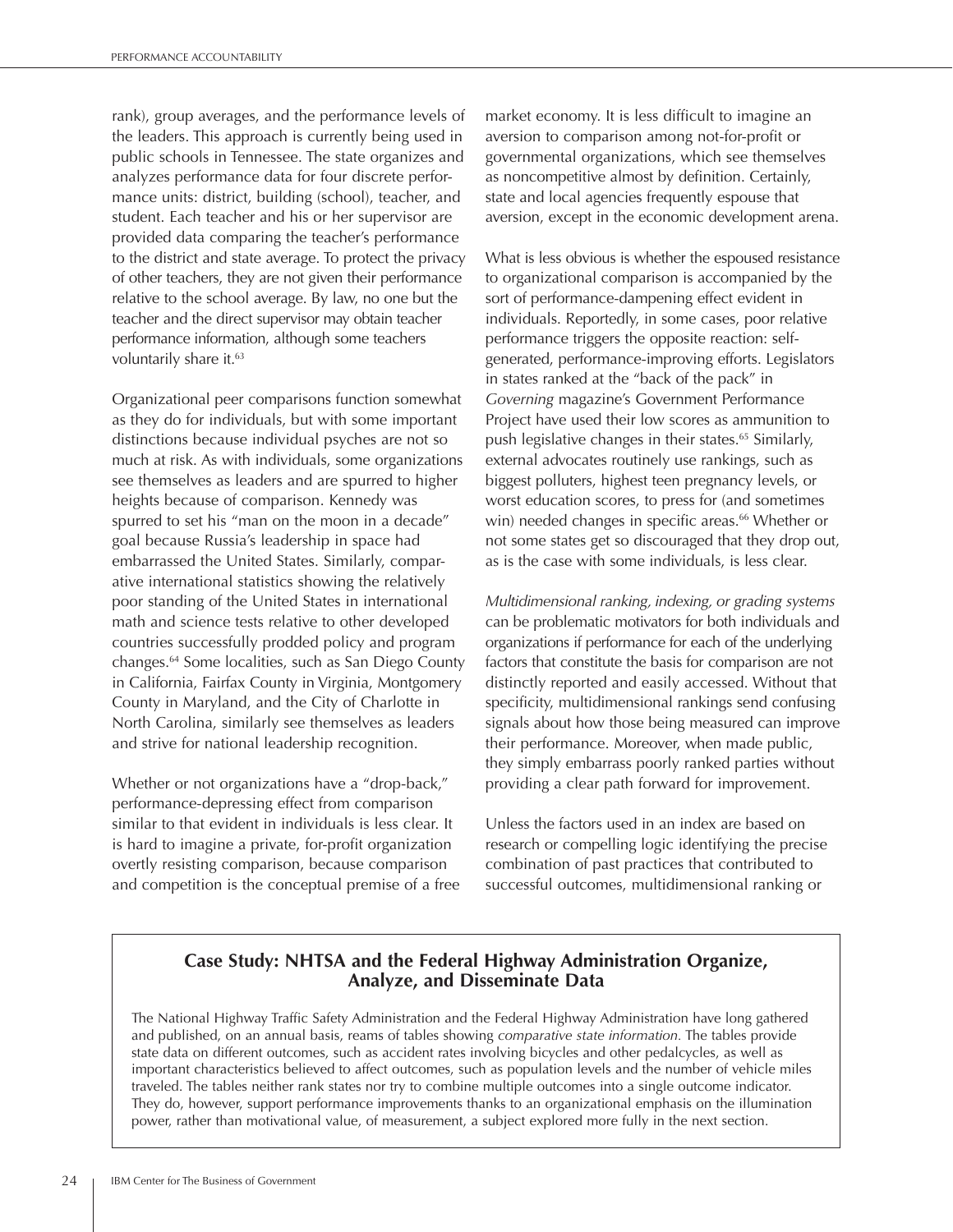rank), group averages, and the performance levels of the leaders. This approach is currently being used in public schools in Tennessee. The state organizes and analyzes performance data for four discrete performance units: district, building (school), teacher, and student. Each teacher and his or her supervisor are provided data comparing the teacher's performance to the district and state average. To protect the privacy of other teachers, they are not given their performance relative to the school average. By law, no one but the teacher and the direct supervisor may obtain teacher performance information, although some teachers voluntarily share it.[63]

Organizational peer comparisons function somewhat as they do for individuals, but with some important distinctions because individual psyches are not so much at risk. As with individuals, some organizations see themselves as leaders and are spurred to higher heights because of comparison. Kennedy was spurred to set his "man on the moon in a decade" goal because Russia's leadership in space had embarrassed the United States. Similarly, comparative international statistics showing the relatively poor standing of the United States in international math and science tests relative to other developed countries successfully prodded policy and program changes.[64] Some localities, such as San Diego County in California, Fairfax County in Virginia, Montgomery County in Maryland, and the City of Charlotte in North Carolina, similarly see themselves as leaders and strive for national leadership recognition.

Whether or not organizations have a "drop-back," performance-depressing effect from comparison similar to that evident in individuals is less clear. It is hard to imagine a private, for-profit organization overtly resisting comparison, because comparison and competition is the conceptual premise of a free market economy. It is less difficult to imagine an aversion to comparison among not-for-profit or governmental organizations, which see themselves as noncompetitive almost by definition. Certainly, state and local agencies frequently espouse that aversion, except in the economic development arena.

What is less obvious is whether the espoused resistance to organizational comparison is accompanied by the sort of performance-dampening effect evident in individuals. Reportedly, in some cases, poor relative performance triggers the opposite reaction: self-generated, performance-improving efforts. Legislators in states ranked at the "back of the pack" in *Governing* magazine's Government Performance Project have used their low scores as ammunition to push legislative changes in their states.[65] Similarly, external advocates routinely use rankings, such as biggest polluters, highest teen pregnancy levels, or worst education scores, to press for (and sometimes win) needed changes in specific areas.[66] Whether or not some states get so discouraged that they drop out, as is the case with some individuals, is less clear.

*Multidimensional ranking, indexing, or grading systems* can be problematic motivators for both individuals and organizations if performance for each of the underlying factors that constitute the basis for comparison are not distinctly reported and easily accessed. Without that specificity, multidimensional rankings send confusing signals about how those being measured can improve their performance. Moreover, when made public, they simply embarrass poorly ranked parties without providing a clear path forward for improvement.

Unless the factors used in an index are based on research or compelling logic identifying the precise combination of past practices that contributed to successful outcomes, multidimensional ranking or

## Case Study: NHTSA and the Federal Highway Administration Organize, Analyze, and Disseminate Data

The National Highway Traffic Safety Administration and the Federal Highway Administration have long gathered and published, on an annual basis, reams of tables showing *comparative state information*. The tables provide state data on different outcomes, such as accident rates involving bicycles and other pedalcycles, as well as important characteristics believed to affect outcomes, such as population levels and the number of vehicle miles traveled. The tables neither rank states nor try to combine multiple outcomes into a single outcome indicator. They do, however, support performance improvements thanks to an organizational emphasis on the illumination power, rather than motivational value, of measurement, a subject explored more fully in the next section.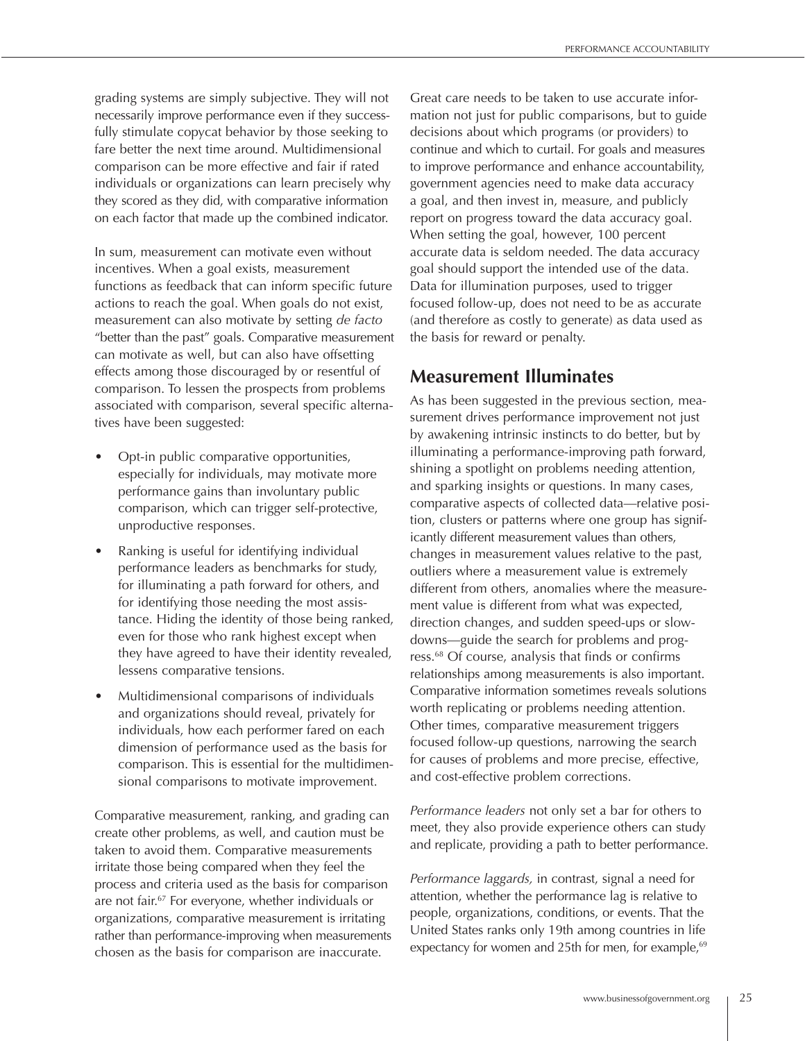grading systems are simply subjective. They will not necessarily improve performance even if they successfully stimulate copycat behavior by those seeking to fare better the next time around. Multidimensional comparison can be more effective and fair if rated individuals or organizations can learn precisely why they scored as they did, with comparative information on each factor that made up the combined indicator.

In sum, measurement can motivate even without incentives. When a goal exists, measurement functions as feedback that can inform specific future actions to reach the goal. When goals do not exist, measurement can also motivate by setting *de facto* "better than the past" goals. Comparative measurement can motivate as well, but can also have offsetting effects among those discouraged by or resentful of comparison. To lessen the prospects from problems associated with comparison, several specific alternatives have been suggested:

- Opt-in public comparative opportunities, especially for individuals, may motivate more performance gains than involuntary public comparison, which can trigger self-protective, unproductive responses.
- Ranking is useful for identifying individual performance leaders as benchmarks for study, for illuminating a path forward for others, and for identifying those needing the most assistance. Hiding the identity of those being ranked, even for those who rank highest except when they have agreed to have their identity revealed, lessens comparative tensions.
- Multidimensional comparisons of individuals and organizations should reveal, privately for individuals, how each performer fared on each dimension of performance used as the basis for comparison. This is essential for the multidimensional comparisons to motivate improvement.

Comparative measurement, ranking, and grading can create other problems, as well, and caution must be taken to avoid them. Comparative measurements irritate those being compared when they feel the process and criteria used as the basis for comparison are not fair.[67] For everyone, whether individuals or organizations, comparative measurement is irritating rather than performance-improving when measurements chosen as the basis for comparison are inaccurate.

Great care needs to be taken to use accurate information not just for public comparisons, but to guide decisions about which programs (or providers) to continue and which to curtail. For goals and measures to improve performance and enhance accountability, government agencies need to make data accuracy a goal, and then invest in, measure, and publicly report on progress toward the data accuracy goal. When setting the goal, however, 100 percent accurate data is seldom needed. The data accuracy goal should support the intended use of the data. Data for illumination purposes, used to trigger focused follow-up, does not need to be as accurate (and therefore as costly to generate) as data used as the basis for reward or penalty.

## Measurement Illuminates

As has been suggested in the previous section, measurement drives performance improvement not just by awakening intrinsic instincts to do better, but by illuminating a performance-improving path forward, shining a spotlight on problems needing attention, and sparking insights or questions. In many cases, comparative aspects of collected data—relative position, clusters or patterns where one group has significantly different measurement values than others, changes in measurement values relative to the past, outliers where a measurement value is extremely different from others, anomalies where the measurement value is different from what was expected, direction changes, and sudden speed-ups or slowdowns—guide the search for problems and progress.[68] Of course, analysis that finds or confirms relationships among measurements is also important. Comparative information sometimes reveals solutions worth replicating or problems needing attention. Other times, comparative measurement triggers focused follow-up questions, narrowing the search for causes of problems and more precise, effective, and cost-effective problem corrections.

*Performance leaders* not only set a bar for others to meet, they also provide experience others can study and replicate, providing a path to better performance.

*Performance laggards,* in contrast, signal a need for attention, whether the performance lag is relative to people, organizations, conditions, or events. That the United States ranks only 19th among countries in life expectancy for women and 25th for men, for example,[69]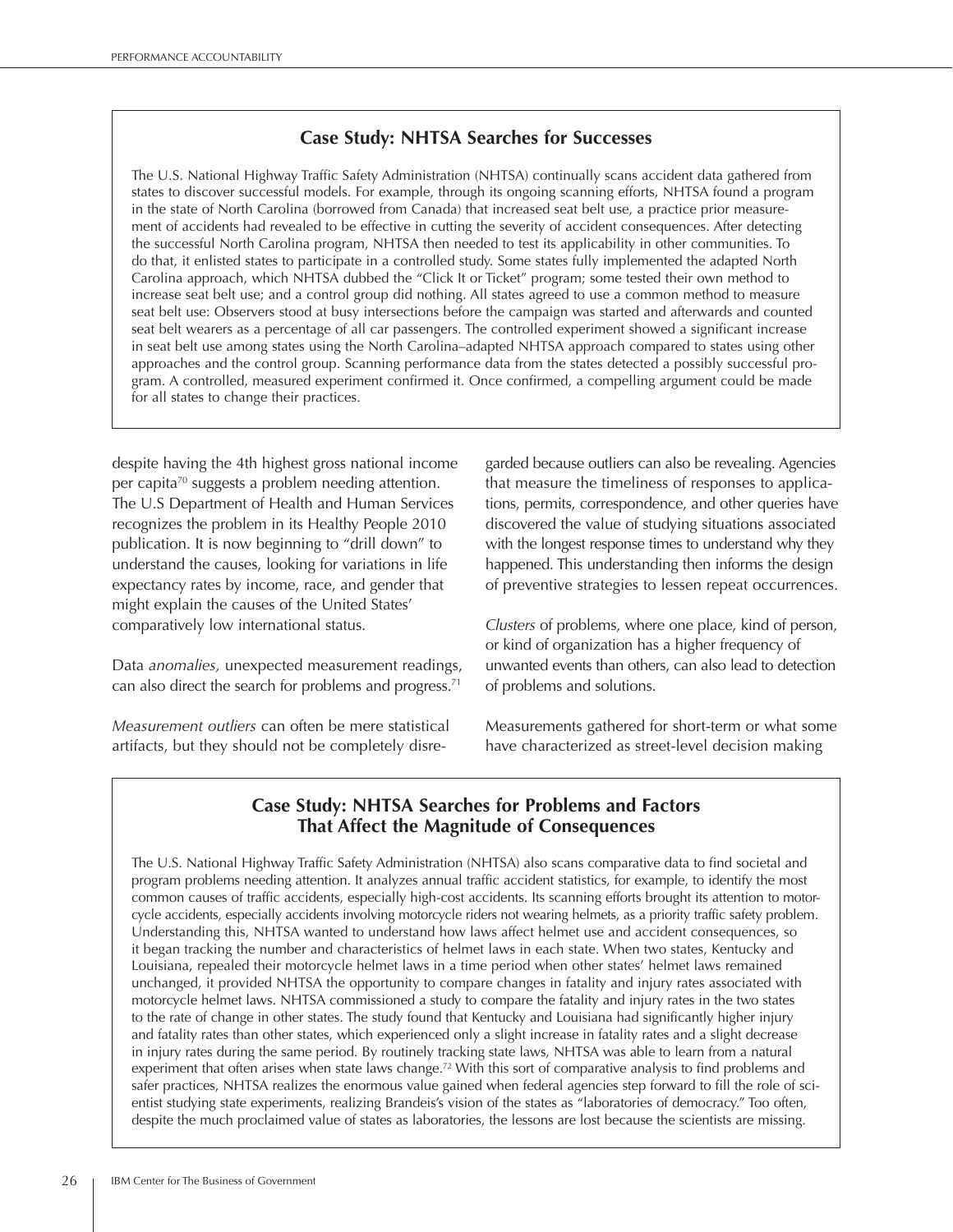### Case Study: NHTSA Searches for Successes

The U.S. National Highway Traffic Safety Administration (NHTSA) continually scans accident data gathered from states to discover successful models. For example, through its ongoing scanning efforts, NHTSA found a program in the state of North Carolina (borrowed from Canada) that increased seat belt use, a practice prior measurement of accidents had revealed to be effective in cutting the severity of accident consequences. After detecting the successful North Carolina program, NHTSA then needed to test its applicability in other communities. To do that, it enlisted states to participate in a controlled study. Some states fully implemented the adapted North Carolina approach, which NHTSA dubbed the "Click It or Ticket" program; some tested their own method to increase seat belt use; and a control group did nothing. All states agreed to use a common method to measure seat belt use: Observers stood at busy intersections before the campaign was started and afterwards and counted seat belt wearers as a percentage of all car passengers. The controlled experiment showed a significant increase in seat belt use among states using the North Carolina–adapted NHTSA approach compared to states using other approaches and the control group. Scanning performance data from the states detected a possibly successful program. A controlled, measured experiment confirmed it. Once confirmed, a compelling argument could be made for all states to change their practices.

despite having the 4th highest gross national income per capita[70] suggests a problem needing attention. The U.S Department of Health and Human Services recognizes the problem in its Healthy People 2010 publication. It is now beginning to "drill down" to understand the causes, looking for variations in life expectancy rates by income, race, and gender that might explain the causes of the United States' comparatively low international status.

Data *anomalies,* unexpected measurement readings, can also direct the search for problems and progress.[71]

*Measurement outliers* can often be mere statistical artifacts, but they should not be completely disregarded because outliers can also be revealing. Agencies that measure the timeliness of responses to applications, permits, correspondence, and other queries have discovered the value of studying situations associated with the longest response times to understand why they happened. This understanding then informs the design of preventive strategies to lessen repeat occurrences.

*Clusters* of problems, where one place, kind of person, or kind of organization has a higher frequency of unwanted events than others, can also lead to detection of problems and solutions.

Measurements gathered for short-term or what some have characterized as street-level decision making

### Case Study: NHTSA Searches for Problems and Factors That Affect the Magnitude of Consequences

The U.S. National Highway Traffic Safety Administration (NHTSA) also scans comparative data to find societal and program problems needing attention. It analyzes annual traffic accident statistics, for example, to identify the most common causes of traffic accidents, especially high-cost accidents. Its scanning efforts brought its attention to motorcycle accidents, especially accidents involving motorcycle riders not wearing helmets, as a priority traffic safety problem. Understanding this, NHTSA wanted to understand how laws affect helmet use and accident consequences, so it began tracking the number and characteristics of helmet laws in each state. When two states, Kentucky and Louisiana, repealed their motorcycle helmet laws in a time period when other states' helmet laws remained unchanged, it provided NHTSA the opportunity to compare changes in fatality and injury rates associated with motorcycle helmet laws. NHTSA commissioned a study to compare the fatality and injury rates in the two states to the rate of change in other states. The study found that Kentucky and Louisiana had significantly higher injury and fatality rates than other states, which experienced only a slight increase in fatality rates and a slight decrease in injury rates during the same period. By routinely tracking state laws, NHTSA was able to learn from a natural experiment that often arises when state laws change.[72] With this sort of comparative analysis to find problems and safer practices, NHTSA realizes the enormous value gained when federal agencies step forward to fill the role of scientist studying state experiments, realizing Brandeis's vision of the states as "laboratories of democracy." Too often, despite the much proclaimed value of states as laboratories, the lessons are lost because the scientists are missing.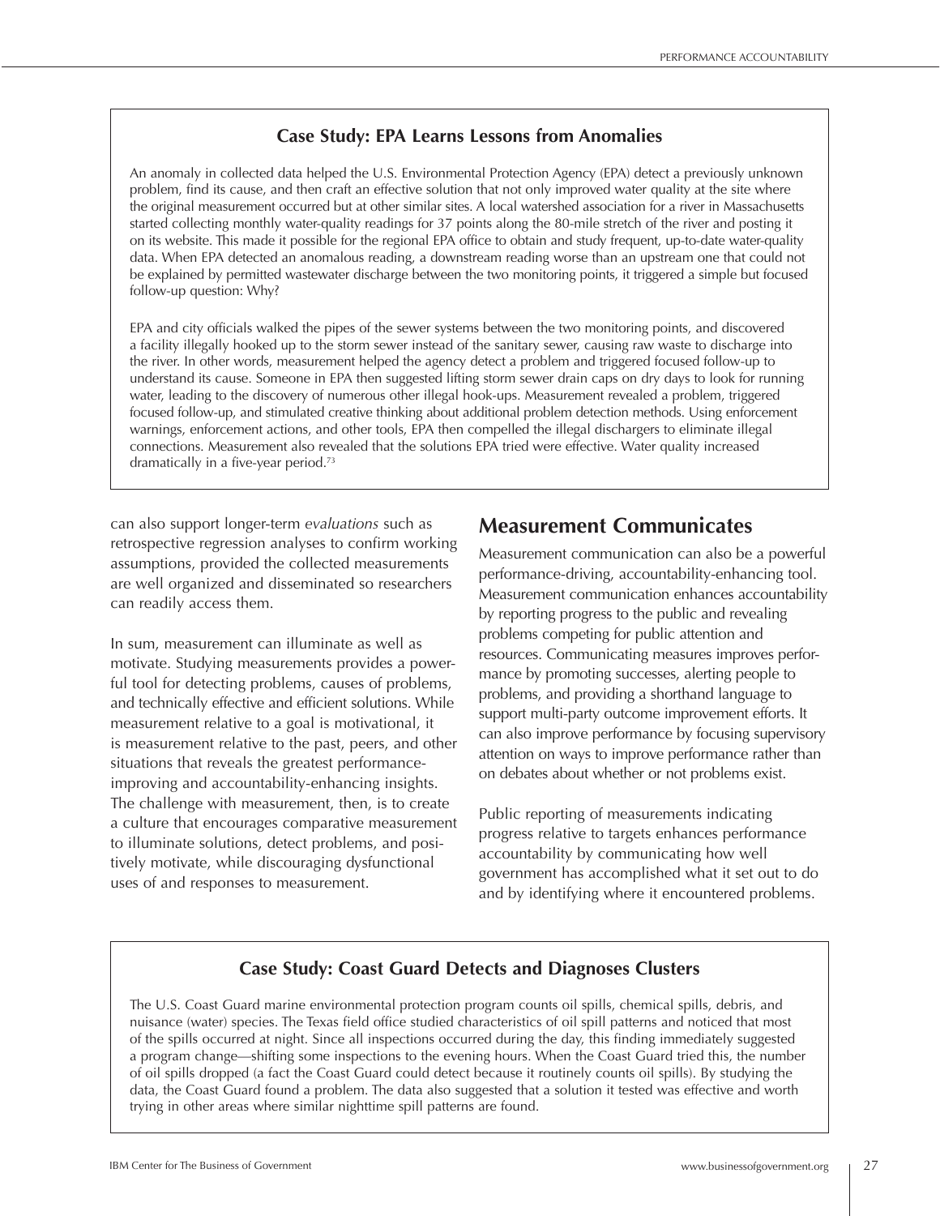### Case Study: EPA Learns Lessons from Anomalies

An anomaly in collected data helped the U.S. Environmental Protection Agency (EPA) detect a previously unknown problem, find its cause, and then craft an effective solution that not only improved water quality at the site where the original measurement occurred but at other similar sites. A local watershed association for a river in Massachusetts started collecting monthly water-quality readings for 37 points along the 80-mile stretch of the river and posting it on its website. This made it possible for the regional EPA office to obtain and study frequent, up-to-date water-quality data. When EPA detected an anomalous reading, a downstream reading worse than an upstream one that could not be explained by permitted wastewater discharge between the two monitoring points, it triggered a simple but focused follow-up question: Why?

EPA and city officials walked the pipes of the sewer systems between the two monitoring points, and discovered a facility illegally hooked up to the storm sewer instead of the sanitary sewer, causing raw waste to discharge into the river. In other words, measurement helped the agency detect a problem and triggered focused follow-up to understand its cause. Someone in EPA then suggested lifting storm sewer drain caps on dry days to look for running water, leading to the discovery of numerous other illegal hook-ups. Measurement revealed a problem, triggered focused follow-up, and stimulated creative thinking about additional problem detection methods. Using enforcement warnings, enforcement actions, and other tools, EPA then compelled the illegal dischargers to eliminate illegal connections. Measurement also revealed that the solutions EPA tried were effective. Water quality increased dramatically in a five-year period.[73]

can also support longer-term *evaluations* such as retrospective regression analyses to confirm working assumptions, provided the collected measurements are well organized and disseminated so researchers can readily access them.

In sum, measurement can illuminate as well as motivate. Studying measurements provides a powerful tool for detecting problems, causes of problems, and technically effective and efficient solutions. While measurement relative to a goal is motivational, it is measurement relative to the past, peers, and other situations that reveals the greatest performance-improving and accountability-enhancing insights. The challenge with measurement, then, is to create a culture that encourages comparative measurement to illuminate solutions, detect problems, and positively motivate, while discouraging dysfunctional uses of and responses to measurement.

## Measurement Communicates

Measurement communication can also be a powerful performance-driving, accountability-enhancing tool. Measurement communication enhances accountability by reporting progress to the public and revealing problems competing for public attention and resources. Communicating measures improves performance by promoting successes, alerting people to problems, and providing a shorthand language to support multi-party outcome improvement efforts. It can also improve performance by focusing supervisory attention on ways to improve performance rather than on debates about whether or not problems exist.

Public reporting of measurements indicating progress relative to targets enhances performance accountability by communicating how well government has accomplished what it set out to do and by identifying where it encountered problems.

### Case Study: Coast Guard Detects and Diagnoses Clusters

The U.S. Coast Guard marine environmental protection program counts oil spills, chemical spills, debris, and nuisance (water) species. The Texas field office studied characteristics of oil spill patterns and noticed that most of the spills occurred at night. Since all inspections occurred during the day, this finding immediately suggested a program change—shifting some inspections to the evening hours. When the Coast Guard tried this, the number of oil spills dropped (a fact the Coast Guard could detect because it routinely counts oil spills). By studying the data, the Coast Guard found a problem. The data also suggested that a solution it tested was effective and worth trying in other areas where similar nighttime spill patterns are found.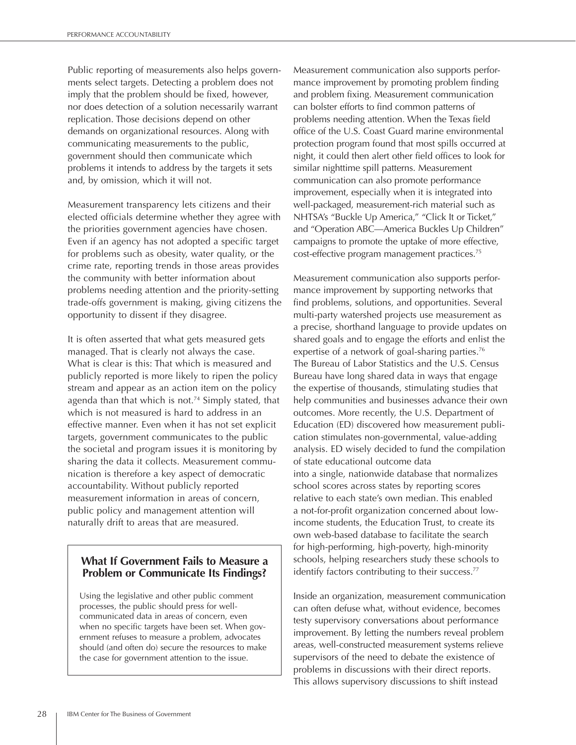Public reporting of measurements also helps governments select targets. Detecting a problem does not imply that the problem should be fixed, however, nor does detection of a solution necessarily warrant replication. Those decisions depend on other demands on organizational resources. Along with communicating measurements to the public, government should then communicate which problems it intends to address by the targets it sets and, by omission, which it will not.

Measurement transparency lets citizens and their elected officials determine whether they agree with the priorities government agencies have chosen. Even if an agency has not adopted a specific target for problems such as obesity, water quality, or the crime rate, reporting trends in those areas provides the community with better information about problems needing attention and the priority-setting trade-offs government is making, giving citizens the opportunity to dissent if they disagree.

It is often asserted that what gets measured gets managed. That is clearly not always the case. What is clear is this: That which is measured and publicly reported is more likely to ripen the policy stream and appear as an action item on the policy agenda than that which is not.[74] Simply stated, that which is not measured is hard to address in an effective manner. Even when it has not set explicit targets, government communicates to the public the societal and program issues it is monitoring by sharing the data it collects. Measurement communication is therefore a key aspect of democratic accountability. Without publicly reported measurement information in areas of concern, public policy and management attention will naturally drift to areas that are measured.

> **What If Government Fails to Measure a Problem or Communicate Its Findings?**
>
> Using the legislative and other public comment processes, the public should press for well-communicated data in areas of concern, even when no specific targets have been set. When government refuses to measure a problem, advocates should (and often do) secure the resources to make the case for government attention to the issue.

Measurement communication also supports performance improvement by promoting problem finding and problem fixing. Measurement communication can bolster efforts to find common patterns of problems needing attention. When the Texas field office of the U.S. Coast Guard marine environmental protection program found that most spills occurred at night, it could then alert other field offices to look for similar nighttime spill patterns. Measurement communication can also promote performance improvement, especially when it is integrated into well-packaged, measurement-rich material such as NHTSA's "Buckle Up America," "Click It or Ticket," and "Operation ABC—America Buckles Up Children" campaigns to promote the uptake of more effective, cost-effective program management practices.[75]

Measurement communication also supports performance improvement by supporting networks that find problems, solutions, and opportunities. Several multi-party watershed projects use measurement as a precise, shorthand language to provide updates on shared goals and to engage the efforts and enlist the expertise of a network of goal-sharing parties.[76] The Bureau of Labor Statistics and the U.S. Census Bureau have long shared data in ways that engage the expertise of thousands, stimulating studies that help communities and businesses advance their own outcomes. More recently, the U.S. Department of Education (ED) discovered how measurement publication stimulates non-governmental, value-adding analysis. ED wisely decided to fund the compilation of state educational outcome data into a single, nationwide database that normalizes school scores across states by reporting scores relative to each state's own median. This enabled a not-for-profit organization concerned about low-income students, the Education Trust, to create its own web-based database to facilitate the search for high-performing, high-poverty, high-minority schools, helping researchers study these schools to identify factors contributing to their success.[77]

Inside an organization, measurement communication can often defuse what, without evidence, becomes testy supervisory conversations about performance improvement. By letting the numbers reveal problem areas, well-constructed measurement systems relieve supervisors of the need to debate the existence of problems in discussions with their direct reports. This allows supervisory discussions to shift instead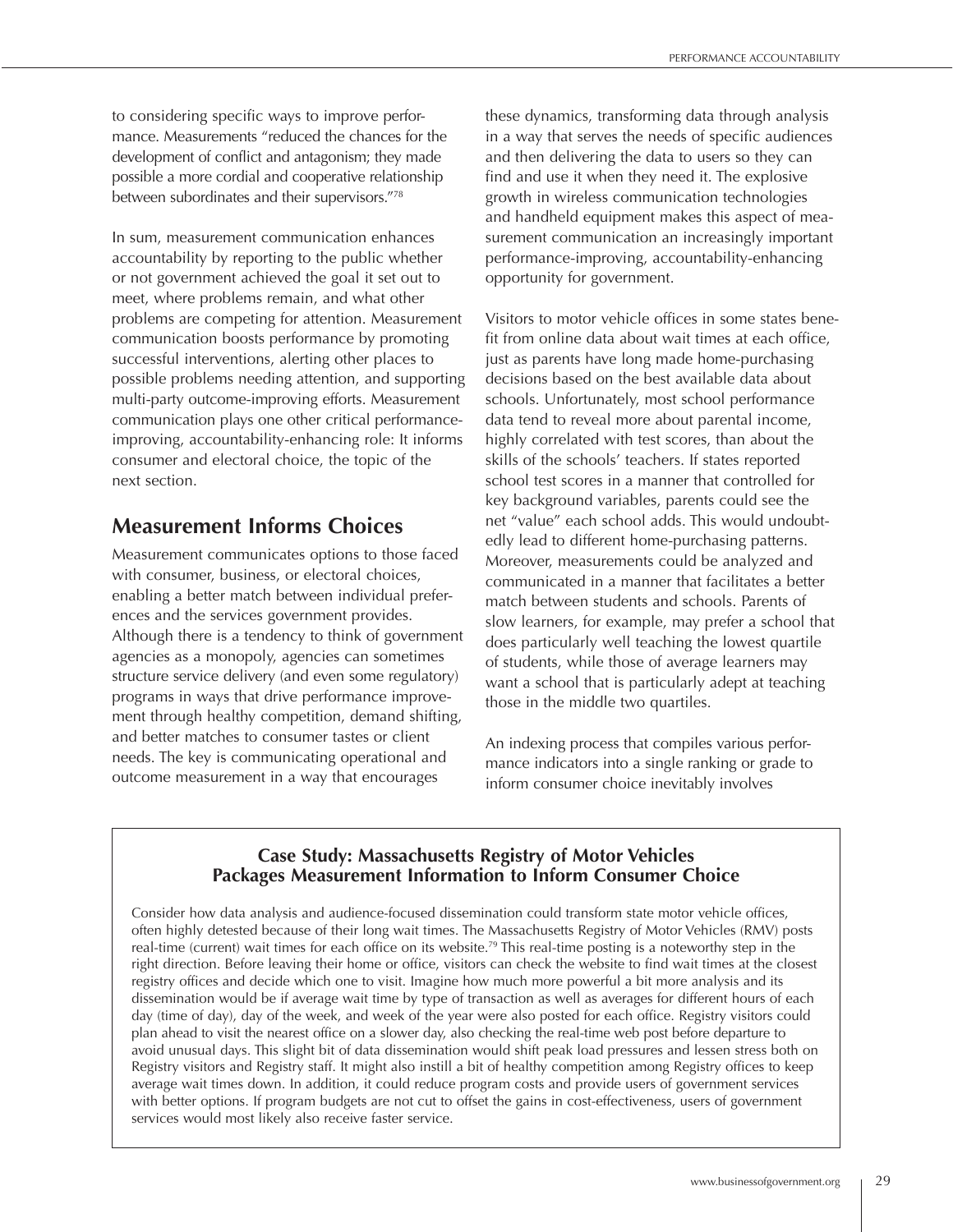to considering specific ways to improve performance. Measurements "reduced the chances for the development of conflict and antagonism; they made possible a more cordial and cooperative relationship between subordinates and their supervisors."[78]

In sum, measurement communication enhances accountability by reporting to the public whether or not government achieved the goal it set out to meet, where problems remain, and what other problems are competing for attention. Measurement communication boosts performance by promoting successful interventions, alerting other places to possible problems needing attention, and supporting multi-party outcome-improving efforts. Measurement communication plays one other critical performance-improving, accountability-enhancing role: It informs consumer and electoral choice, the topic of the next section.

## Measurement Informs Choices

Measurement communicates options to those faced with consumer, business, or electoral choices, enabling a better match between individual preferences and the services government provides. Although there is a tendency to think of government agencies as a monopoly, agencies can sometimes structure service delivery (and even some regulatory) programs in ways that drive performance improvement through healthy competition, demand shifting, and better matches to consumer tastes or client needs. The key is communicating operational and outcome measurement in a way that encourages these dynamics, transforming data through analysis in a way that serves the needs of specific audiences and then delivering the data to users so they can find and use it when they need it. The explosive growth in wireless communication technologies and handheld equipment makes this aspect of measurement communication an increasingly important performance-improving, accountability-enhancing opportunity for government.

Visitors to motor vehicle offices in some states benefit from online data about wait times at each office, just as parents have long made home-purchasing decisions based on the best available data about schools. Unfortunately, most school performance data tend to reveal more about parental income, highly correlated with test scores, than about the skills of the schools' teachers. If states reported school test scores in a manner that controlled for key background variables, parents could see the net "value" each school adds. This would undoubtedly lead to different home-purchasing patterns. Moreover, measurements could be analyzed and communicated in a manner that facilitates a better match between students and schools. Parents of slow learners, for example, may prefer a school that does particularly well teaching the lowest quartile of students, while those of average learners may want a school that is particularly adept at teaching those in the middle two quartiles.

An indexing process that compiles various performance indicators into a single ranking or grade to inform consumer choice inevitably involves

### Case Study: Massachusetts Registry of Motor Vehicles Packages Measurement Information to Inform Consumer Choice

Consider how data analysis and audience-focused dissemination could transform state motor vehicle offices, often highly detested because of their long wait times. The Massachusetts Registry of Motor Vehicles (RMV) posts real-time (current) wait times for each office on its website.[79] This real-time posting is a noteworthy step in the right direction. Before leaving their home or office, visitors can check the website to find wait times at the closest registry offices and decide which one to visit. Imagine how much more powerful a bit more analysis and its dissemination would be if average wait time by type of transaction as well as averages for different hours of each day (time of day), day of the week, and week of the year were also posted for each office. Registry visitors could plan ahead to visit the nearest office on a slower day, also checking the real-time web post before departure to avoid unusual days. This slight bit of data dissemination would shift peak load pressures and lessen stress both on Registry visitors and Registry staff. It might also instill a bit of healthy competition among Registry offices to keep average wait times down. In addition, it could reduce program costs and provide users of government services with better options. If program budgets are not cut to offset the gains in cost-effectiveness, users of government services would most likely also receive faster service.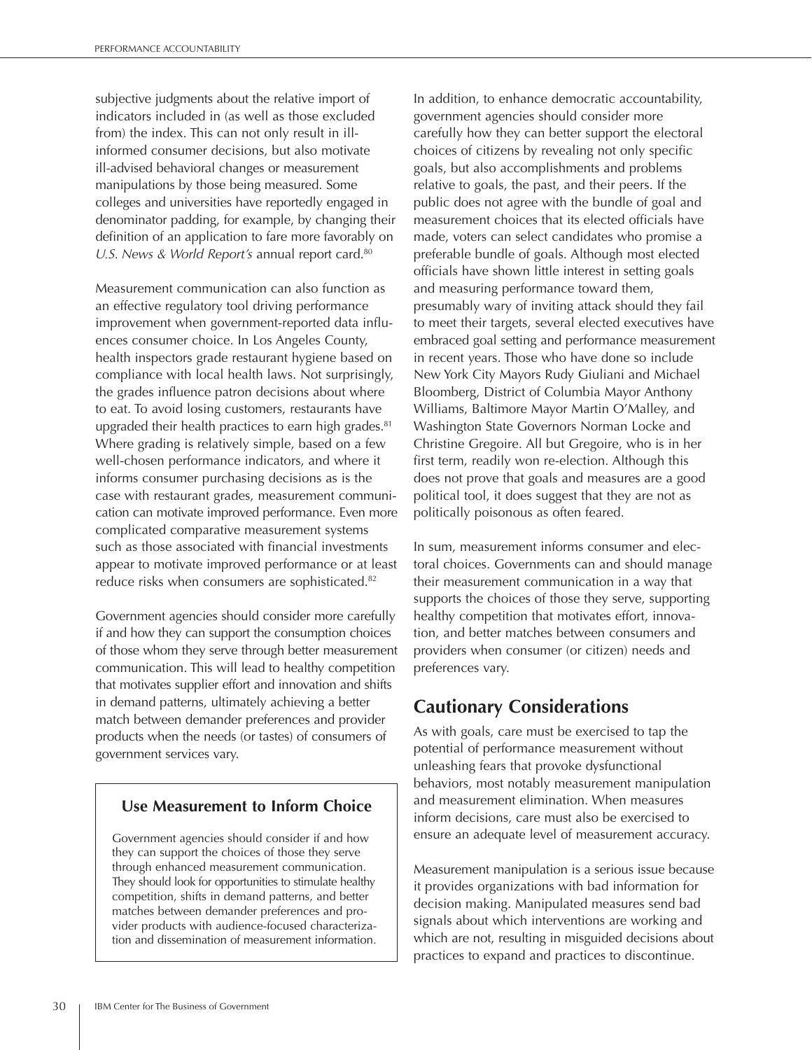subjective judgments about the relative import of indicators included in (as well as those excluded from) the index. This can not only result in ill-informed consumer decisions, but also motivate ill-advised behavioral changes or measurement manipulations by those being measured. Some colleges and universities have reportedly engaged in denominator padding, for example, by changing their definition of an application to fare more favorably on *U.S. News & World Report's* annual report card.[80]

Measurement communication can also function as an effective regulatory tool driving performance improvement when government-reported data influences consumer choice. In Los Angeles County, health inspectors grade restaurant hygiene based on compliance with local health laws. Not surprisingly, the grades influence patron decisions about where to eat. To avoid losing customers, restaurants have upgraded their health practices to earn high grades.[81] Where grading is relatively simple, based on a few well-chosen performance indicators, and where it informs consumer purchasing decisions as is the case with restaurant grades, measurement communication can motivate improved performance. Even more complicated comparative measurement systems such as those associated with financial investments appear to motivate improved performance or at least reduce risks when consumers are sophisticated.[82]

Government agencies should consider more carefully if and how they can support the consumption choices of those whom they serve through better measurement communication. This will lead to healthy competition that motivates supplier effort and innovation and shifts in demand patterns, ultimately achieving a better match between demander preferences and provider products when the needs (or tastes) of consumers of government services vary.

> **Use Measurement to Inform Choice**
>
> Government agencies should consider if and how they can support the choices of those they serve through enhanced measurement communication. They should look for opportunities to stimulate healthy competition, shifts in demand patterns, and better matches between demander preferences and provider products with audience-focused characterization and dissemination of measurement information.

In addition, to enhance democratic accountability, government agencies should consider more carefully how they can better support the electoral choices of citizens by revealing not only specific goals, but also accomplishments and problems relative to goals, the past, and their peers. If the public does not agree with the bundle of goal and measurement choices that its elected officials have made, voters can select candidates who promise a preferable bundle of goals. Although most elected officials have shown little interest in setting goals and measuring performance toward them, presumably wary of inviting attack should they fail to meet their targets, several elected executives have embraced goal setting and performance measurement in recent years. Those who have done so include New York City Mayors Rudy Giuliani and Michael Bloomberg, District of Columbia Mayor Anthony Williams, Baltimore Mayor Martin O'Malley, and Washington State Governors Norman Locke and Christine Gregoire. All but Gregoire, who is in her first term, readily won re-election. Although this does not prove that goals and measures are a good political tool, it does suggest that they are not as politically poisonous as often feared.

In sum, measurement informs consumer and electoral choices. Governments can and should manage their measurement communication in a way that supports the choices of those they serve, supporting healthy competition that motivates effort, innovation, and better matches between consumers and providers when consumer (or citizen) needs and preferences vary.

## Cautionary Considerations

As with goals, care must be exercised to tap the potential of performance measurement without unleashing fears that provoke dysfunctional behaviors, most notably measurement manipulation and measurement elimination. When measures inform decisions, care must also be exercised to ensure an adequate level of measurement accuracy.

Measurement manipulation is a serious issue because it provides organizations with bad information for decision making. Manipulated measures send bad signals about which interventions are working and which are not, resulting in misguided decisions about practices to expand and practices to discontinue.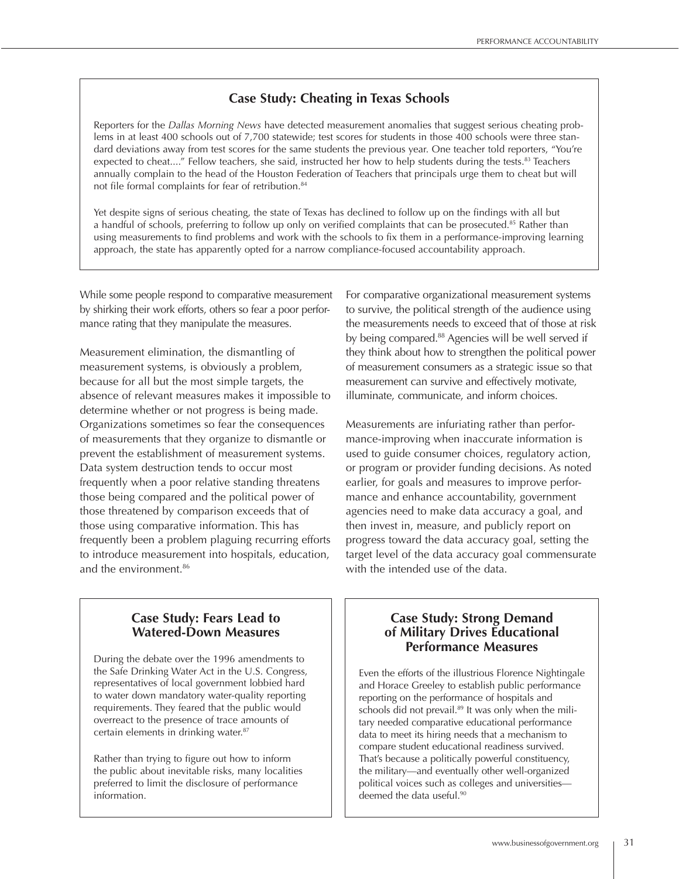### Case Study: Cheating in Texas Schools

Reporters for the *Dallas Morning News* have detected measurement anomalies that suggest serious cheating problems in at least 400 schools out of 7,700 statewide; test scores for students in those 400 schools were three standard deviations away from test scores for the same students the previous year. One teacher told reporters, "You're expected to cheat...." Fellow teachers, she said, instructed her how to help students during the tests.[83] Teachers annually complain to the head of the Houston Federation of Teachers that principals urge them to cheat but will not file formal complaints for fear of retribution.[84]

Yet despite signs of serious cheating, the state of Texas has declined to follow up on the findings with all but a handful of schools, preferring to follow up only on verified complaints that can be prosecuted.[85] Rather than using measurements to find problems and work with the schools to fix them in a performance-improving learning approach, the state has apparently opted for a narrow compliance-focused accountability approach.

While some people respond to comparative measurement by shirking their work efforts, others so fear a poor performance rating that they manipulate the measures.

Measurement elimination, the dismantling of measurement systems, is obviously a problem, because for all but the most simple targets, the absence of relevant measures makes it impossible to determine whether or not progress is being made. Organizations sometimes so fear the consequences of measurements that they organize to dismantle or prevent the establishment of measurement systems. Data system destruction tends to occur most frequently when a poor relative standing threatens those being compared and the political power of those threatened by comparison exceeds that of those using comparative information. This has frequently been a problem plaguing recurring efforts to introduce measurement into hospitals, education, and the environment.[86]

For comparative organizational measurement systems to survive, the political strength of the audience using the measurements needs to exceed that of those at risk by being compared.[88] Agencies will be well served if they think about how to strengthen the political power of measurement consumers as a strategic issue so that measurement can survive and effectively motivate, illuminate, communicate, and inform choices.

Measurements are infuriating rather than performance-improving when inaccurate information is used to guide consumer choices, regulatory action, or program or provider funding decisions. As noted earlier, for goals and measures to improve performance and enhance accountability, government agencies need to make data accuracy a goal, and then invest in, measure, and publicly report on progress toward the data accuracy goal, setting the target level of the data accuracy goal commensurate with the intended use of the data.

### Case Study: Fears Lead to Watered-Down Measures

During the debate over the 1996 amendments to the Safe Drinking Water Act in the U.S. Congress, representatives of local government lobbied hard to water down mandatory water-quality reporting requirements. They feared that the public would overreact to the presence of trace amounts of certain elements in drinking water.[87]

Rather than trying to figure out how to inform the public about inevitable risks, many localities preferred to limit the disclosure of performance information.

### Case Study: Strong Demand of Military Drives Educational Performance Measures

Even the efforts of the illustrious Florence Nightingale and Horace Greeley to establish public performance reporting on the performance of hospitals and schools did not prevail.[89] It was only when the military needed comparative educational performance data to meet its hiring needs that a mechanism to compare student educational readiness survived. That's because a politically powerful constituency, the military—and eventually other well-organized political voices such as colleges and universities—deemed the data useful.[90]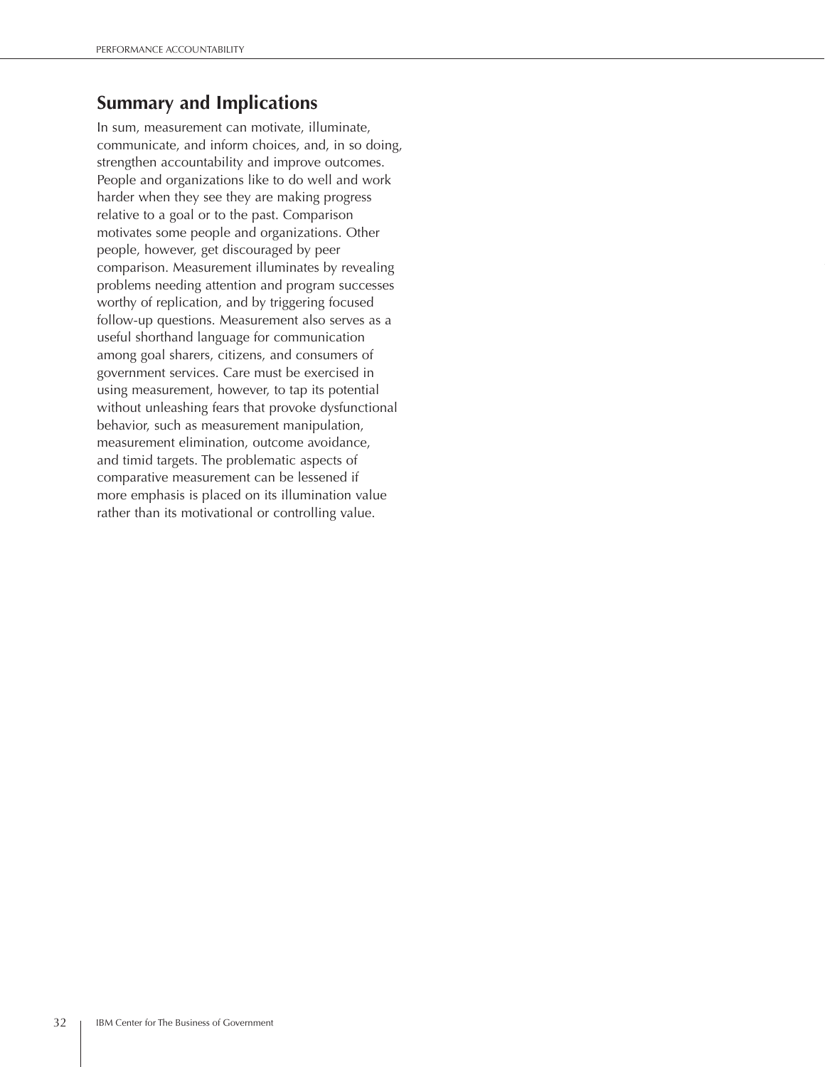## Summary and Implications

In sum, measurement can motivate, illuminate, communicate, and inform choices, and, in so doing, strengthen accountability and improve outcomes. People and organizations like to do well and work harder when they see they are making progress relative to a goal or to the past. Comparison motivates some people and organizations. Other people, however, get discouraged by peer comparison. Measurement illuminates by revealing problems needing attention and program successes worthy of replication, and by triggering focused follow-up questions. Measurement also serves as a useful shorthand language for communication among goal sharers, citizens, and consumers of government services. Care must be exercised in using measurement, however, to tap its potential without unleashing fears that provoke dysfunctional behavior, such as measurement manipulation, measurement elimination, outcome avoidance, and timid targets. The problematic aspects of comparative measurement can be lessened if more emphasis is placed on its illumination value rather than its motivational or controlling value.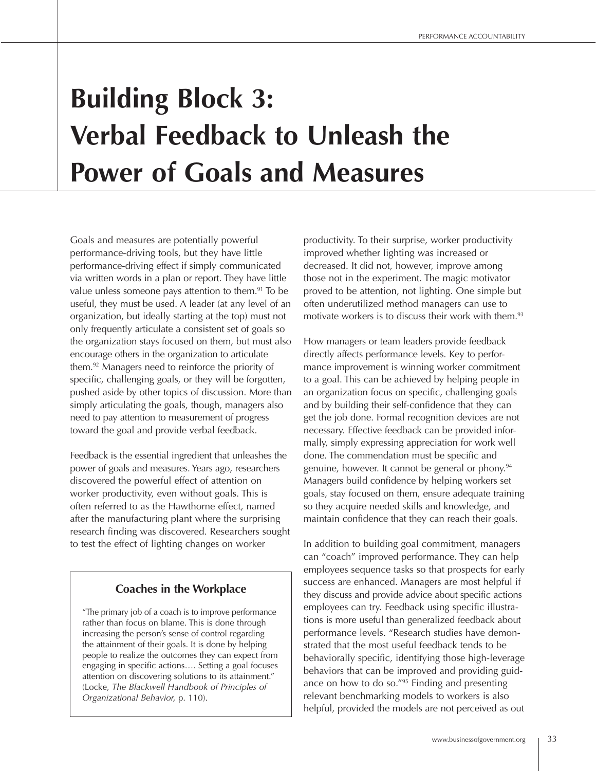# Building Block 3: Verbal Feedback to Unleash the Power of Goals and Measures

Goals and measures are potentially powerful performance-driving tools, but they have little performance-driving effect if simply communicated via written words in a plan or report. They have little value unless someone pays attention to them.[91] To be useful, they must be used. A leader (at any level of an organization, but ideally starting at the top) must not only frequently articulate a consistent set of goals so the organization stays focused on them, but must also encourage others in the organization to articulate them.[92] Managers need to reinforce the priority of specific, challenging goals, or they will be forgotten, pushed aside by other topics of discussion. More than simply articulating the goals, though, managers also need to pay attention to measurement of progress toward the goal and provide verbal feedback.

Feedback is the essential ingredient that unleashes the power of goals and measures. Years ago, researchers discovered the powerful effect of attention on worker productivity, even without goals. This is often referred to as the Hawthorne effect, named after the manufacturing plant where the surprising research finding was discovered. Researchers sought to test the effect of lighting changes on worker productivity. To their surprise, worker productivity improved whether lighting was increased or decreased. It did not, however, improve among those not in the experiment. The magic motivator proved to be attention, not lighting. One simple but often underutilized method managers can use to motivate workers is to discuss their work with them.[93]

> ### Coaches in the Workplace
>
> "The primary job of a coach is to improve performance rather than focus on blame. This is done through increasing the person's sense of control regarding the attainment of their goals. It is done by helping people to realize the outcomes they can expect from engaging in specific actions…. Setting a goal focuses attention on discovering solutions to its attainment." (Locke, *The Blackwell Handbook of Principles of Organizational Behavior,* p. 110).

How managers or team leaders provide feedback directly affects performance levels. Key to performance improvement is winning worker commitment to a goal. This can be achieved by helping people in an organization focus on specific, challenging goals and by building their self-confidence that they can get the job done. Formal recognition devices are not necessary. Effective feedback can be provided informally, simply expressing appreciation for work well done. The commendation must be specific and genuine, however. It cannot be general or phony.[94] Managers build confidence by helping workers set goals, stay focused on them, ensure adequate training so they acquire needed skills and knowledge, and maintain confidence that they can reach their goals.

In addition to building goal commitment, managers can "coach" improved performance. They can help employees sequence tasks so that prospects for early success are enhanced. Managers are most helpful if they discuss and provide advice about specific actions employees can try. Feedback using specific illustrations is more useful than generalized feedback about performance levels. "Research studies have demonstrated that the most useful feedback tends to be behaviorally specific, identifying those high-leverage behaviors that can be improved and providing guidance on how to do so."[95] Finding and presenting relevant benchmarking models to workers is also helpful, provided the models are not perceived as out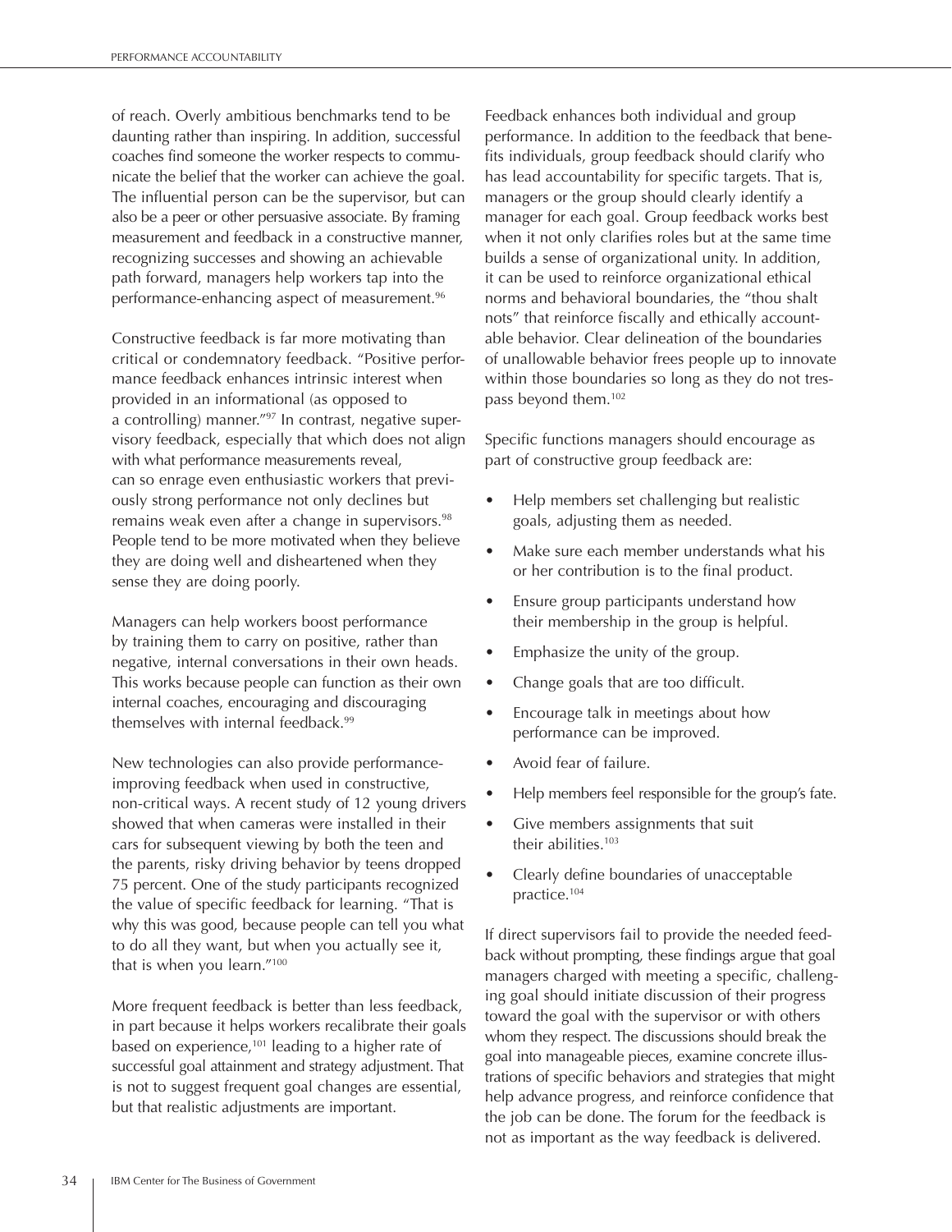of reach. Overly ambitious benchmarks tend to be daunting rather than inspiring. In addition, successful coaches find someone the worker respects to communicate the belief that the worker can achieve the goal. The influential person can be the supervisor, but can also be a peer or other persuasive associate. By framing measurement and feedback in a constructive manner, recognizing successes and showing an achievable path forward, managers help workers tap into the performance-enhancing aspect of measurement.[96]

Constructive feedback is far more motivating than critical or condemnatory feedback. "Positive performance feedback enhances intrinsic interest when provided in an informational (as opposed to a controlling) manner."[97] In contrast, negative supervisory feedback, especially that which does not align with what performance measurements reveal, can so enrage even enthusiastic workers that previously strong performance not only declines but remains weak even after a change in supervisors.[98] People tend to be more motivated when they believe they are doing well and disheartened when they sense they are doing poorly.

Managers can help workers boost performance by training them to carry on positive, rather than negative, internal conversations in their own heads. This works because people can function as their own internal coaches, encouraging and discouraging themselves with internal feedback.[99]

New technologies can also provide performance-improving feedback when used in constructive, non-critical ways. A recent study of 12 young drivers showed that when cameras were installed in their cars for subsequent viewing by both the teen and the parents, risky driving behavior by teens dropped 75 percent. One of the study participants recognized the value of specific feedback for learning. "That is why this was good, because people can tell you what to do all they want, but when you actually see it, that is when you learn."[100]

More frequent feedback is better than less feedback, in part because it helps workers recalibrate their goals based on experience,[101] leading to a higher rate of successful goal attainment and strategy adjustment. That is not to suggest frequent goal changes are essential, but that realistic adjustments are important.

Feedback enhances both individual and group performance. In addition to the feedback that benefits individuals, group feedback should clarify who has lead accountability for specific targets. That is, managers or the group should clearly identify a manager for each goal. Group feedback works best when it not only clarifies roles but at the same time builds a sense of organizational unity. In addition, it can be used to reinforce organizational ethical norms and behavioral boundaries, the "thou shalt nots" that reinforce fiscally and ethically accountable behavior. Clear delineation of the boundaries of unallowable behavior frees people up to innovate within those boundaries so long as they do not trespass beyond them.[102]

Specific functions managers should encourage as part of constructive group feedback are:

- Help members set challenging but realistic goals, adjusting them as needed.
- Make sure each member understands what his or her contribution is to the final product.
- Ensure group participants understand how their membership in the group is helpful.
- Emphasize the unity of the group.
- Change goals that are too difficult.
- Encourage talk in meetings about how performance can be improved.
- Avoid fear of failure.
- Help members feel responsible for the group's fate.
- Give members assignments that suit their abilities.[103]
- Clearly define boundaries of unacceptable practice.[104]

If direct supervisors fail to provide the needed feedback without prompting, these findings argue that goal managers charged with meeting a specific, challenging goal should initiate discussion of their progress toward the goal with the supervisor or with others whom they respect. The discussions should break the goal into manageable pieces, examine concrete illustrations of specific behaviors and strategies that might help advance progress, and reinforce confidence that the job can be done. The forum for the feedback is not as important as the way feedback is delivered.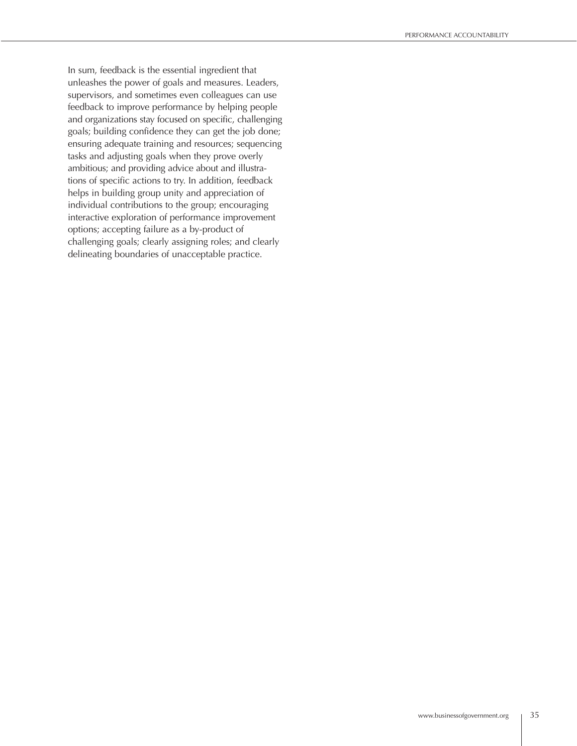In sum, feedback is the essential ingredient that unleashes the power of goals and measures. Leaders, supervisors, and sometimes even colleagues can use feedback to improve performance by helping people and organizations stay focused on specific, challenging goals; building confidence they can get the job done; ensuring adequate training and resources; sequencing tasks and adjusting goals when they prove overly ambitious; and providing advice about and illustrations of specific actions to try. In addition, feedback helps in building group unity and appreciation of individual contributions to the group; encouraging interactive exploration of performance improvement options; accepting failure as a by-product of challenging goals; clearly assigning roles; and clearly delineating boundaries of unacceptable practice.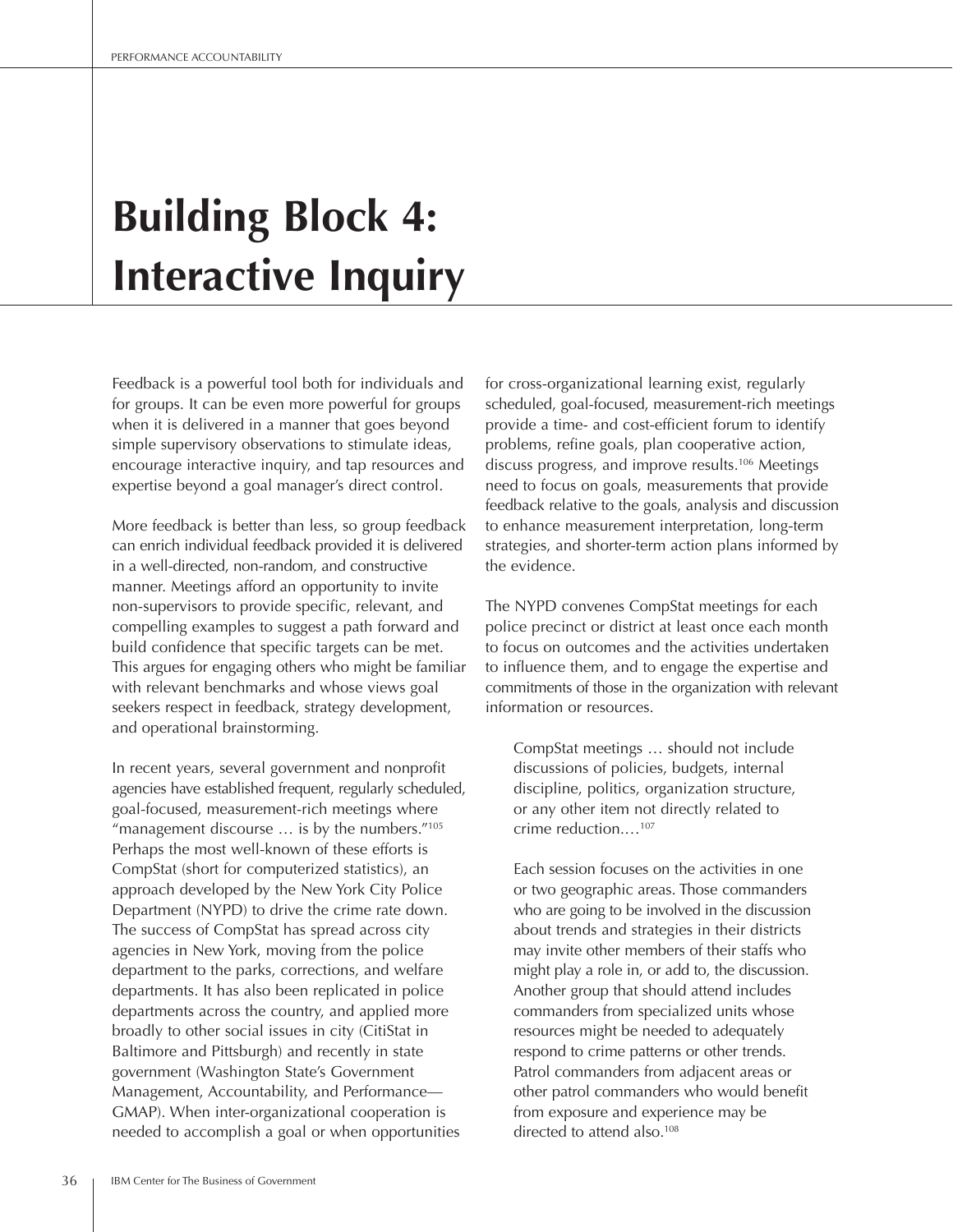# Building Block 4: Interactive Inquiry

Feedback is a powerful tool both for individuals and for groups. It can be even more powerful for groups when it is delivered in a manner that goes beyond simple supervisory observations to stimulate ideas, encourage interactive inquiry, and tap resources and expertise beyond a goal manager's direct control.

More feedback is better than less, so group feedback can enrich individual feedback provided it is delivered in a well-directed, non-random, and constructive manner. Meetings afford an opportunity to invite non-supervisors to provide specific, relevant, and compelling examples to suggest a path forward and build confidence that specific targets can be met. This argues for engaging others who might be familiar with relevant benchmarks and whose views goal seekers respect in feedback, strategy development, and operational brainstorming.

In recent years, several government and nonprofit agencies have established frequent, regularly scheduled, goal-focused, measurement-rich meetings where "management discourse … is by the numbers."[105] Perhaps the most well-known of these efforts is CompStat (short for computerized statistics), an approach developed by the New York City Police Department (NYPD) to drive the crime rate down. The success of CompStat has spread across city agencies in New York, moving from the police department to the parks, corrections, and welfare departments. It has also been replicated in police departments across the country, and applied more broadly to other social issues in city (CitiStat in Baltimore and Pittsburgh) and recently in state government (Washington State's Government Management, Accountability, and Performance—GMAP). When inter-organizational cooperation is needed to accomplish a goal or when opportunities for cross-organizational learning exist, regularly scheduled, goal-focused, measurement-rich meetings provide a time- and cost-efficient forum to identify problems, refine goals, plan cooperative action, discuss progress, and improve results.[106] Meetings need to focus on goals, measurements that provide feedback relative to the goals, analysis and discussion to enhance measurement interpretation, long-term strategies, and shorter-term action plans informed by the evidence.

The NYPD convenes CompStat meetings for each police precinct or district at least once each month to focus on outcomes and the activities undertaken to influence them, and to engage the expertise and commitments of those in the organization with relevant information or resources.

> CompStat meetings … should not include discussions of policies, budgets, internal discipline, politics, organization structure, or any other item not directly related to crime reduction.…[107]
>
> Each session focuses on the activities in one or two geographic areas. Those commanders who are going to be involved in the discussion about trends and strategies in their districts may invite other members of their staffs who might play a role in, or add to, the discussion. Another group that should attend includes commanders from specialized units whose resources might be needed to adequately respond to crime patterns or other trends. Patrol commanders from adjacent areas or other patrol commanders who would benefit from exposure and experience may be directed to attend also.[108]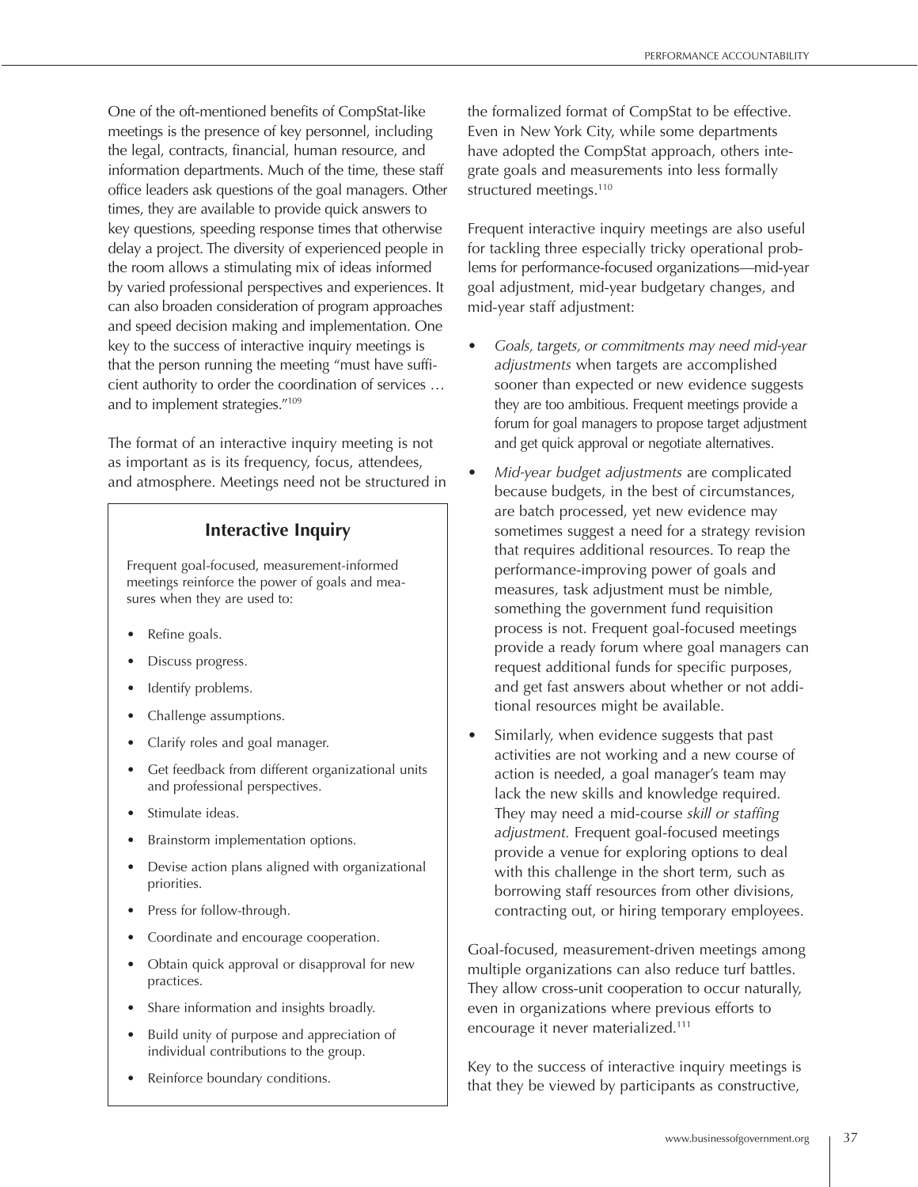One of the oft-mentioned benefits of CompStat-like meetings is the presence of key personnel, including the legal, contracts, financial, human resource, and information departments. Much of the time, these staff office leaders ask questions of the goal managers. Other times, they are available to provide quick answers to key questions, speeding response times that otherwise delay a project. The diversity of experienced people in the room allows a stimulating mix of ideas informed by varied professional perspectives and experiences. It can also broaden consideration of program approaches and speed decision making and implementation. One key to the success of interactive inquiry meetings is that the person running the meeting "must have sufficient authority to order the coordination of services … and to implement strategies."[109]

The format of an interactive inquiry meeting is not as important as is its frequency, focus, attendees, and atmosphere. Meetings need not be structured in the formalized format of CompStat to be effective. Even in New York City, while some departments have adopted the CompStat approach, others integrate goals and measurements into less formally structured meetings.[110]

### Interactive Inquiry

Frequent goal-focused, measurement-informed meetings reinforce the power of goals and measures when they are used to:

- Refine goals.
- Discuss progress.
- Identify problems.
- Challenge assumptions.
- Clarify roles and goal manager.
- Get feedback from different organizational units and professional perspectives.
- Stimulate ideas.
- Brainstorm implementation options.
- Devise action plans aligned with organizational priorities.
- Press for follow-through.
- Coordinate and encourage cooperation.
- Obtain quick approval or disapproval for new practices.
- Share information and insights broadly.
- Build unity of purpose and appreciation of individual contributions to the group.
- Reinforce boundary conditions.

Frequent interactive inquiry meetings are also useful for tackling three especially tricky operational problems for performance-focused organizations—mid-year goal adjustment, mid-year budgetary changes, and mid-year staff adjustment:

- *Goals, targets, or commitments may need mid-year adjustments* when targets are accomplished sooner than expected or new evidence suggests they are too ambitious. Frequent meetings provide a forum for goal managers to propose target adjustment and get quick approval or negotiate alternatives.
- *Mid-year budget adjustments* are complicated because budgets, in the best of circumstances, are batch processed, yet new evidence may sometimes suggest a need for a strategy revision that requires additional resources. To reap the performance-improving power of goals and measures, task adjustment must be nimble, something the government fund requisition process is not. Frequent goal-focused meetings provide a ready forum where goal managers can request additional funds for specific purposes, and get fast answers about whether or not additional resources might be available.
- Similarly, when evidence suggests that past activities are not working and a new course of action is needed, a goal manager's team may lack the new skills and knowledge required. They may need a mid-course *skill or staffing adjustment.* Frequent goal-focused meetings provide a venue for exploring options to deal with this challenge in the short term, such as borrowing staff resources from other divisions, contracting out, or hiring temporary employees.

Goal-focused, measurement-driven meetings among multiple organizations can also reduce turf battles. They allow cross-unit cooperation to occur naturally, even in organizations where previous efforts to encourage it never materialized.[111]

Key to the success of interactive inquiry meetings is that they be viewed by participants as constructive,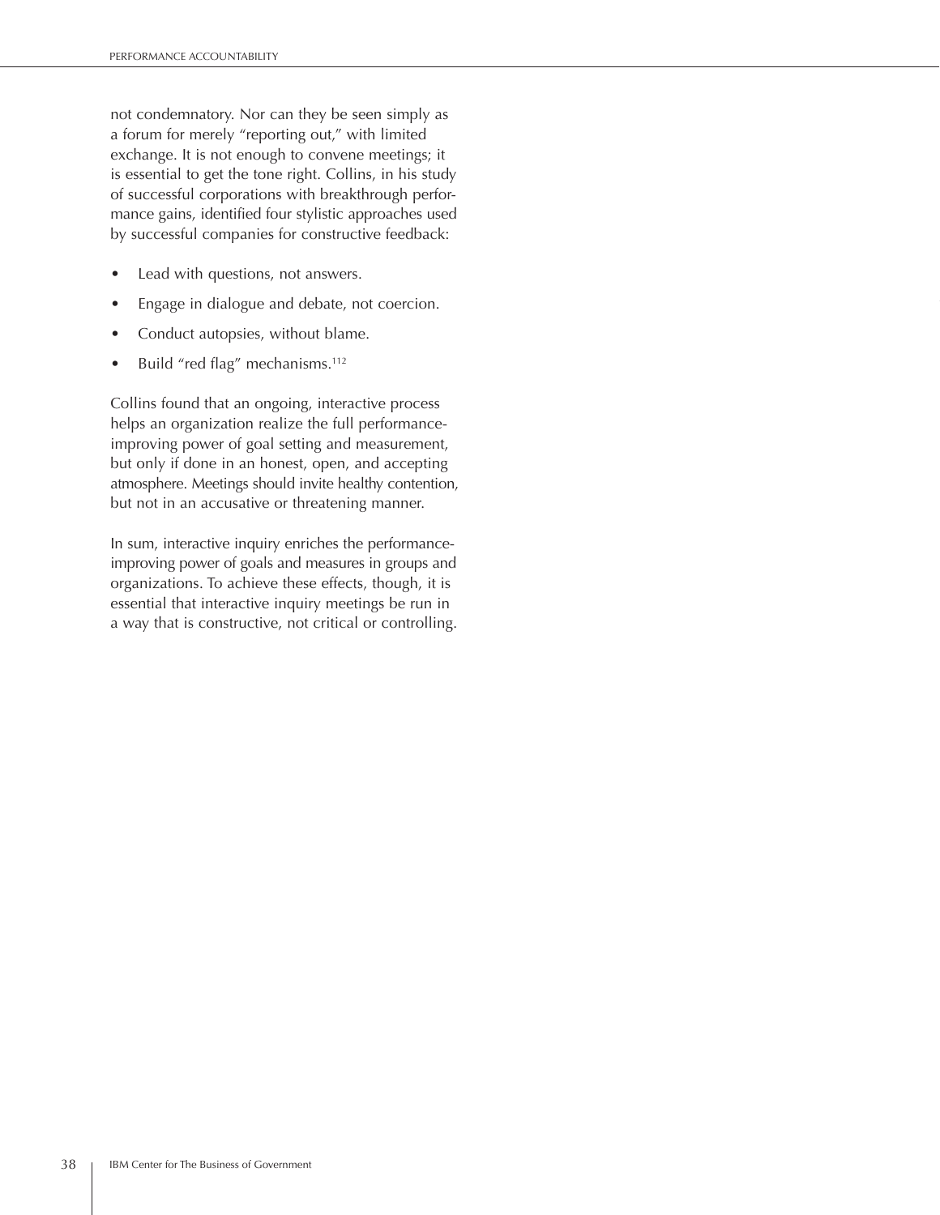not condemnatory. Nor can they be seen simply as a forum for merely "reporting out," with limited exchange. It is not enough to convene meetings; it is essential to get the tone right. Collins, in his study of successful corporations with breakthrough performance gains, identified four stylistic approaches used by successful companies for constructive feedback:

- Lead with questions, not answers.
- Engage in dialogue and debate, not coercion.
- Conduct autopsies, without blame.
- Build "red flag" mechanisms.[112]

Collins found that an ongoing, interactive process helps an organization realize the full performance-improving power of goal setting and measurement, but only if done in an honest, open, and accepting atmosphere. Meetings should invite healthy contention, but not in an accusative or threatening manner.

In sum, interactive inquiry enriches the performance-improving power of goals and measures in groups and organizations. To achieve these effects, though, it is essential that interactive inquiry meetings be run in a way that is constructive, not critical or controlling.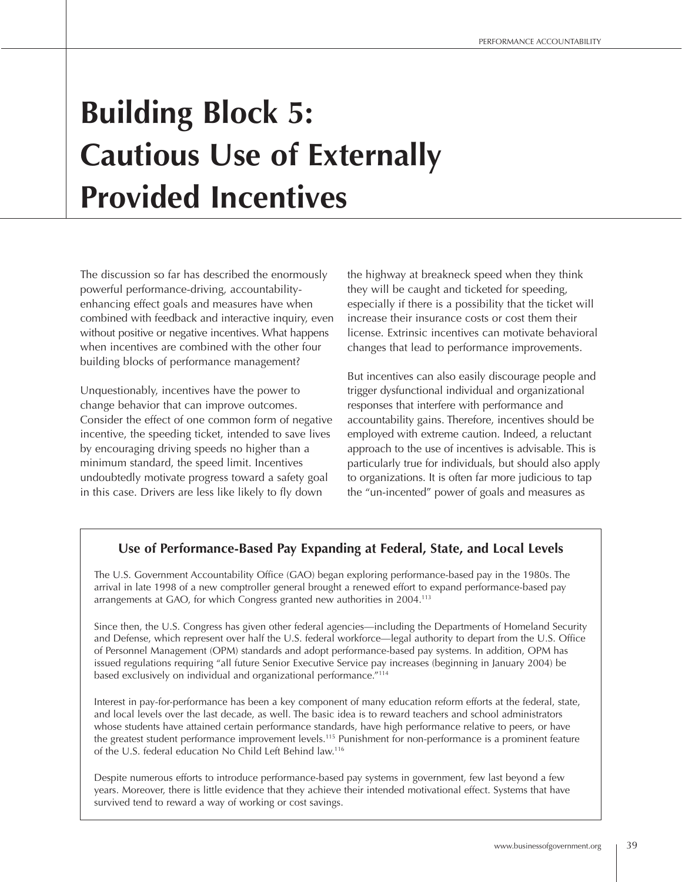# Building Block 5: Cautious Use of Externally Provided Incentives

The discussion so far has described the enormously powerful performance-driving, accountability-enhancing effect goals and measures have when combined with feedback and interactive inquiry, even without positive or negative incentives. What happens when incentives are combined with the other four building blocks of performance management?

Unquestionably, incentives have the power to change behavior that can improve outcomes. Consider the effect of one common form of negative incentive, the speeding ticket, intended to save lives by encouraging driving speeds no higher than a minimum standard, the speed limit. Incentives undoubtedly motivate progress toward a safety goal in this case. Drivers are less like likely to fly down the highway at breakneck speed when they think they will be caught and ticketed for speeding, especially if there is a possibility that the ticket will increase their insurance costs or cost them their license. Extrinsic incentives can motivate behavioral changes that lead to performance improvements.

But incentives can also easily discourage people and trigger dysfunctional individual and organizational responses that interfere with performance and accountability gains. Therefore, incentives should be employed with extreme caution. Indeed, a reluctant approach to the use of incentives is advisable. This is particularly true for individuals, but should also apply to organizations. It is often far more judicious to tap the "un-incented" power of goals and measures as

### Use of Performance-Based Pay Expanding at Federal, State, and Local Levels

The U.S. Government Accountability Office (GAO) began exploring performance-based pay in the 1980s. The arrival in late 1998 of a new comptroller general brought a renewed effort to expand performance-based pay arrangements at GAO, for which Congress granted new authorities in 2004.[113]

Since then, the U.S. Congress has given other federal agencies—including the Departments of Homeland Security and Defense, which represent over half the U.S. federal workforce—legal authority to depart from the U.S. Office of Personnel Management (OPM) standards and adopt performance-based pay systems. In addition, OPM has issued regulations requiring "all future Senior Executive Service pay increases (beginning in January 2004) be based exclusively on individual and organizational performance."[114]

Interest in pay-for-performance has been a key component of many education reform efforts at the federal, state, and local levels over the last decade, as well. The basic idea is to reward teachers and school administrators whose students have attained certain performance standards, have high performance relative to peers, or have the greatest student performance improvement levels.[115] Punishment for non-performance is a prominent feature of the U.S. federal education No Child Left Behind law.[116]

Despite numerous efforts to introduce performance-based pay systems in government, few last beyond a few years. Moreover, there is little evidence that they achieve their intended motivational effect. Systems that have survived tend to reward a way of working or cost savings.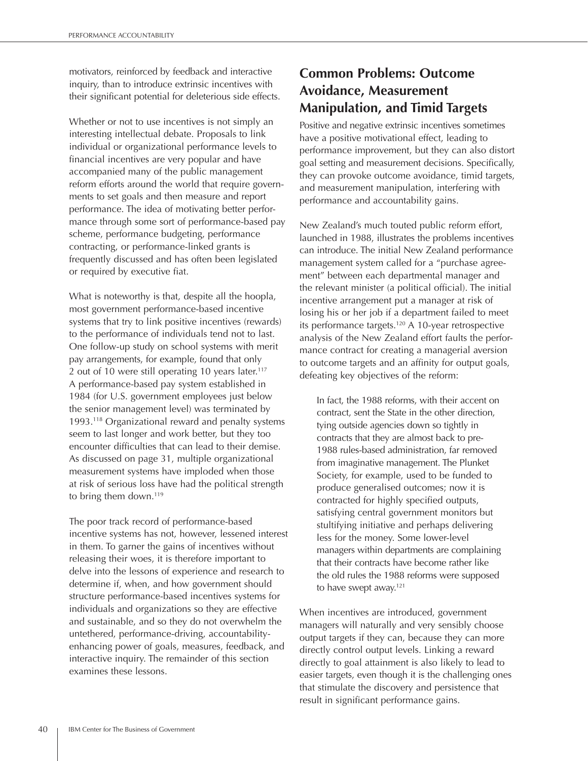motivators, reinforced by feedback and interactive inquiry, than to introduce extrinsic incentives with their significant potential for deleterious side effects.

Whether or not to use incentives is not simply an interesting intellectual debate. Proposals to link individual or organizational performance levels to financial incentives are very popular and have accompanied many of the public management reform efforts around the world that require governments to set goals and then measure and report performance. The idea of motivating better performance through some sort of performance-based pay scheme, performance budgeting, performance contracting, or performance-linked grants is frequently discussed and has often been legislated or required by executive fiat.

What is noteworthy is that, despite all the hoopla, most government performance-based incentive systems that try to link positive incentives (rewards) to the performance of individuals tend not to last. One follow-up study on school systems with merit pay arrangements, for example, found that only 2 out of 10 were still operating 10 years later.[117] A performance-based pay system established in 1984 (for U.S. government employees just below the senior management level) was terminated by 1993.[118] Organizational reward and penalty systems seem to last longer and work better, but they too encounter difficulties that can lead to their demise. As discussed on page 31, multiple organizational measurement systems have imploded when those at risk of serious loss have had the political strength to bring them down.[119]

The poor track record of performance-based incentive systems has not, however, lessened interest in them. To garner the gains of incentives without releasing their woes, it is therefore important to delve into the lessons of experience and research to determine if, when, and how government should structure performance-based incentives systems for individuals and organizations so they are effective and sustainable, and so they do not overwhelm the untethered, performance-driving, accountability-enhancing power of goals, measures, feedback, and interactive inquiry. The remainder of this section examines these lessons.

## Common Problems: Outcome Avoidance, Measurement Manipulation, and Timid Targets

Positive and negative extrinsic incentives sometimes have a positive motivational effect, leading to performance improvement, but they can also distort goal setting and measurement decisions. Specifically, they can provoke outcome avoidance, timid targets, and measurement manipulation, interfering with performance and accountability gains.

New Zealand's much touted public reform effort, launched in 1988, illustrates the problems incentives can introduce. The initial New Zealand performance management system called for a "purchase agreement" between each departmental manager and the relevant minister (a political official). The initial incentive arrangement put a manager at risk of losing his or her job if a department failed to meet its performance targets.[120] A 10-year retrospective analysis of the New Zealand effort faults the performance contract for creating a managerial aversion to outcome targets and an affinity for output goals, defeating key objectives of the reform:

> In fact, the 1988 reforms, with their accent on contract, sent the State in the other direction, tying outside agencies down so tightly in contracts that they are almost back to pre-1988 rules-based administration, far removed from imaginative management. The Plunket Society, for example, used to be funded to produce generalised outcomes; now it is contracted for highly specified outputs, satisfying central government monitors but stultifying initiative and perhaps delivering less for the money. Some lower-level managers within departments are complaining that their contracts have become rather like the old rules the 1988 reforms were supposed to have swept away.[121]

When incentives are introduced, government managers will naturally and very sensibly choose output targets if they can, because they can more directly control output levels. Linking a reward directly to goal attainment is also likely to lead to easier targets, even though it is the challenging ones that stimulate the discovery and persistence that result in significant performance gains.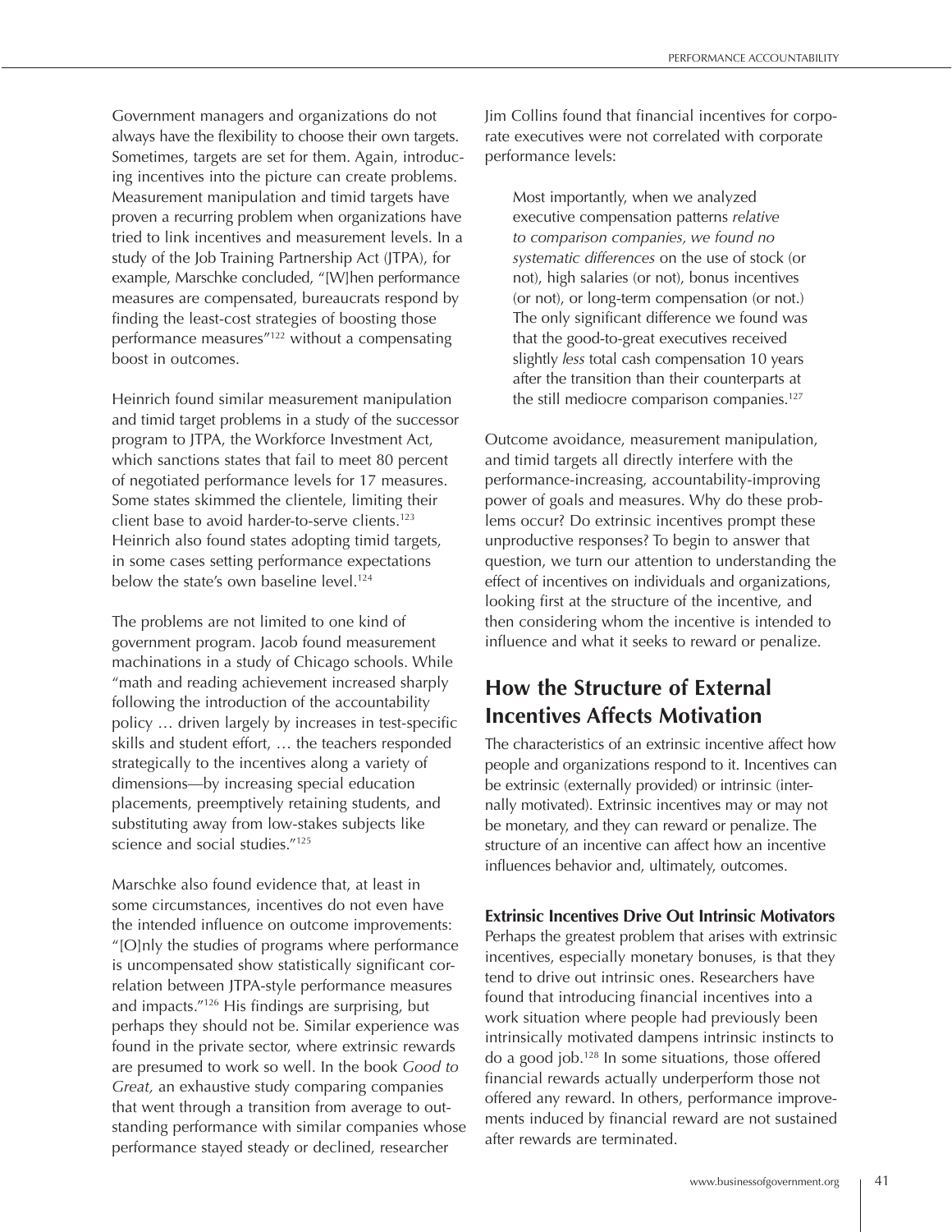Government managers and organizations do not always have the flexibility to choose their own targets. Sometimes, targets are set for them. Again, introducing incentives into the picture can create problems. Measurement manipulation and timid targets have proven a recurring problem when organizations have tried to link incentives and measurement levels. In a study of the Job Training Partnership Act (JTPA), for example, Marschke concluded, "[W]hen performance measures are compensated, bureaucrats respond by finding the least-cost strategies of boosting those performance measures"[122] without a compensating boost in outcomes.

Heinrich found similar measurement manipulation and timid target problems in a study of the successor program to JTPA, the Workforce Investment Act, which sanctions states that fail to meet 80 percent of negotiated performance levels for 17 measures. Some states skimmed the clientele, limiting their client base to avoid harder-to-serve clients.[123] Heinrich also found states adopting timid targets, in some cases setting performance expectations below the state's own baseline level.[124]

The problems are not limited to one kind of government program. Jacob found measurement machinations in a study of Chicago schools. While "math and reading achievement increased sharply following the introduction of the accountability policy … driven largely by increases in test-specific skills and student effort, … the teachers responded strategically to the incentives along a variety of dimensions—by increasing special education placements, preemptively retaining students, and substituting away from low-stakes subjects like science and social studies."[125]

Marschke also found evidence that, at least in some circumstances, incentives do not even have the intended influence on outcome improvements: "[O]nly the studies of programs where performance is uncompensated show statistically significant correlation between JTPA-style performance measures and impacts."[126] His findings are surprising, but perhaps they should not be. Similar experience was found in the private sector, where extrinsic rewards are presumed to work so well. In the book *Good to Great,* an exhaustive study comparing companies that went through a transition from average to outstanding performance with similar companies whose performance stayed steady or declined, researcher Jim Collins found that financial incentives for corporate executives were not correlated with corporate performance levels:

> Most importantly, when we analyzed executive compensation patterns *relative to comparison companies, we found no systematic differences* on the use of stock (or not), high salaries (or not), bonus incentives (or not), or long-term compensation (or not.) The only significant difference we found was that the good-to-great executives received slightly *less* total cash compensation 10 years after the transition than their counterparts at the still mediocre comparison companies.[127]

Outcome avoidance, measurement manipulation, and timid targets all directly interfere with the performance-increasing, accountability-improving power of goals and measures. Why do these problems occur? Do extrinsic incentives prompt these unproductive responses? To begin to answer that question, we turn our attention to understanding the effect of incentives on individuals and organizations, looking first at the structure of the incentive, and then considering whom the incentive is intended to influence and what it seeks to reward or penalize.

## How the Structure of External Incentives Affects Motivation

The characteristics of an extrinsic incentive affect how people and organizations respond to it. Incentives can be extrinsic (externally provided) or intrinsic (internally motivated). Extrinsic incentives may or may not be monetary, and they can reward or penalize. The structure of an incentive can affect how an incentive influences behavior and, ultimately, outcomes.

### Extrinsic Incentives Drive Out Intrinsic Motivators

Perhaps the greatest problem that arises with extrinsic incentives, especially monetary bonuses, is that they tend to drive out intrinsic ones. Researchers have found that introducing financial incentives into a work situation where people had previously been intrinsically motivated dampens intrinsic instincts to do a good job.[128] In some situations, those offered financial rewards actually underperform those not offered any reward. In others, performance improvements induced by financial reward are not sustained after rewards are terminated.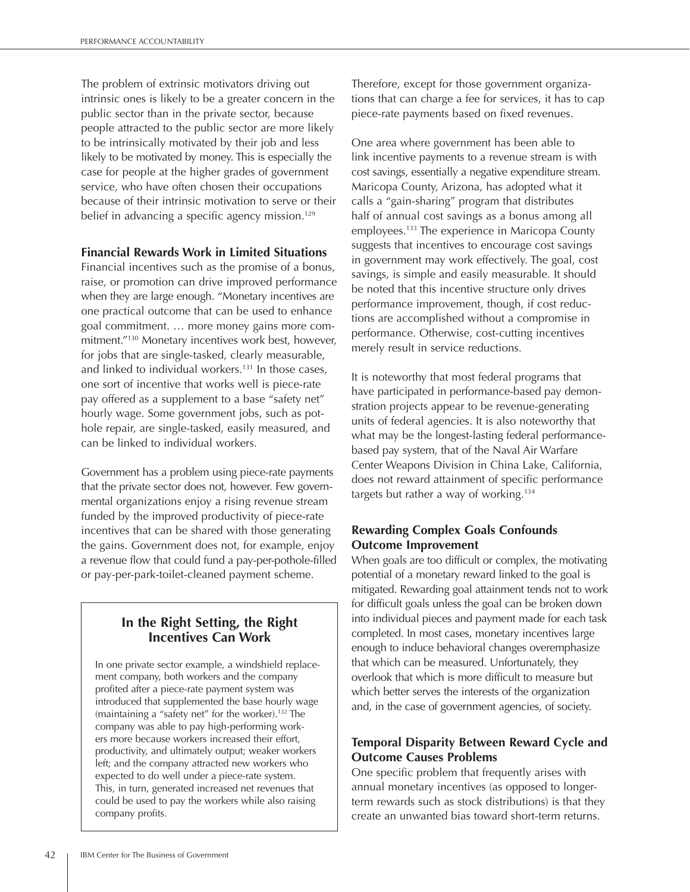The problem of extrinsic motivators driving out intrinsic ones is likely to be a greater concern in the public sector than in the private sector, because people attracted to the public sector are more likely to be intrinsically motivated by their job and less likely to be motivated by money. This is especially the case for people at the higher grades of government service, who have often chosen their occupations because of their intrinsic motivation to serve or their belief in advancing a specific agency mission.[129]

### Financial Rewards Work in Limited Situations

Financial incentives such as the promise of a bonus, raise, or promotion can drive improved performance when they are large enough. "Monetary incentives are one practical outcome that can be used to enhance goal commitment. … more money gains more commitment."[130] Monetary incentives work best, however, for jobs that are single-tasked, clearly measurable, and linked to individual workers.[131] In those cases, one sort of incentive that works well is piece-rate pay offered as a supplement to a base "safety net" hourly wage. Some government jobs, such as pothole repair, are single-tasked, easily measured, and can be linked to individual workers.

Government has a problem using piece-rate payments that the private sector does not, however. Few governmental organizations enjoy a rising revenue stream funded by the improved productivity of piece-rate incentives that can be shared with those generating the gains. Government does not, for example, enjoy a revenue flow that could fund a pay-per-pothole-filled or pay-per-park-toilet-cleaned payment scheme.

> **In the Right Setting, the Right Incentives Can Work**
>
> In one private sector example, a windshield replacement company, both workers and the company profited after a piece-rate payment system was introduced that supplemented the base hourly wage (maintaining a "safety net" for the worker).[132] The company was able to pay high-performing workers more because workers increased their effort, productivity, and ultimately output; weaker workers left; and the company attracted new workers who expected to do well under a piece-rate system. This, in turn, generated increased net revenues that could be used to pay the workers while also raising company profits.

Therefore, except for those government organizations that can charge a fee for services, it has to cap piece-rate payments based on fixed revenues.

One area where government has been able to link incentive payments to a revenue stream is with cost savings, essentially a negative expenditure stream. Maricopa County, Arizona, has adopted what it calls a "gain-sharing" program that distributes half of annual cost savings as a bonus among all employees.[133] The experience in Maricopa County suggests that incentives to encourage cost savings in government may work effectively. The goal, cost savings, is simple and easily measurable. It should be noted that this incentive structure only drives performance improvement, though, if cost reductions are accomplished without a compromise in performance. Otherwise, cost-cutting incentives merely result in service reductions.

It is noteworthy that most federal programs that have participated in performance-based pay demonstration projects appear to be revenue-generating units of federal agencies. It is also noteworthy that what may be the longest-lasting federal performance-based pay system, that of the Naval Air Warfare Center Weapons Division in China Lake, California, does not reward attainment of specific performance targets but rather a way of working.[134]

### Rewarding Complex Goals Confounds Outcome Improvement

When goals are too difficult or complex, the motivating potential of a monetary reward linked to the goal is mitigated. Rewarding goal attainment tends not to work for difficult goals unless the goal can be broken down into individual pieces and payment made for each task completed. In most cases, monetary incentives large enough to induce behavioral changes overemphasize that which can be measured. Unfortunately, they overlook that which is more difficult to measure but which better serves the interests of the organization and, in the case of government agencies, of society.

### Temporal Disparity Between Reward Cycle and Outcome Causes Problems

One specific problem that frequently arises with annual monetary incentives (as opposed to longer-term rewards such as stock distributions) is that they create an unwanted bias toward short-term returns.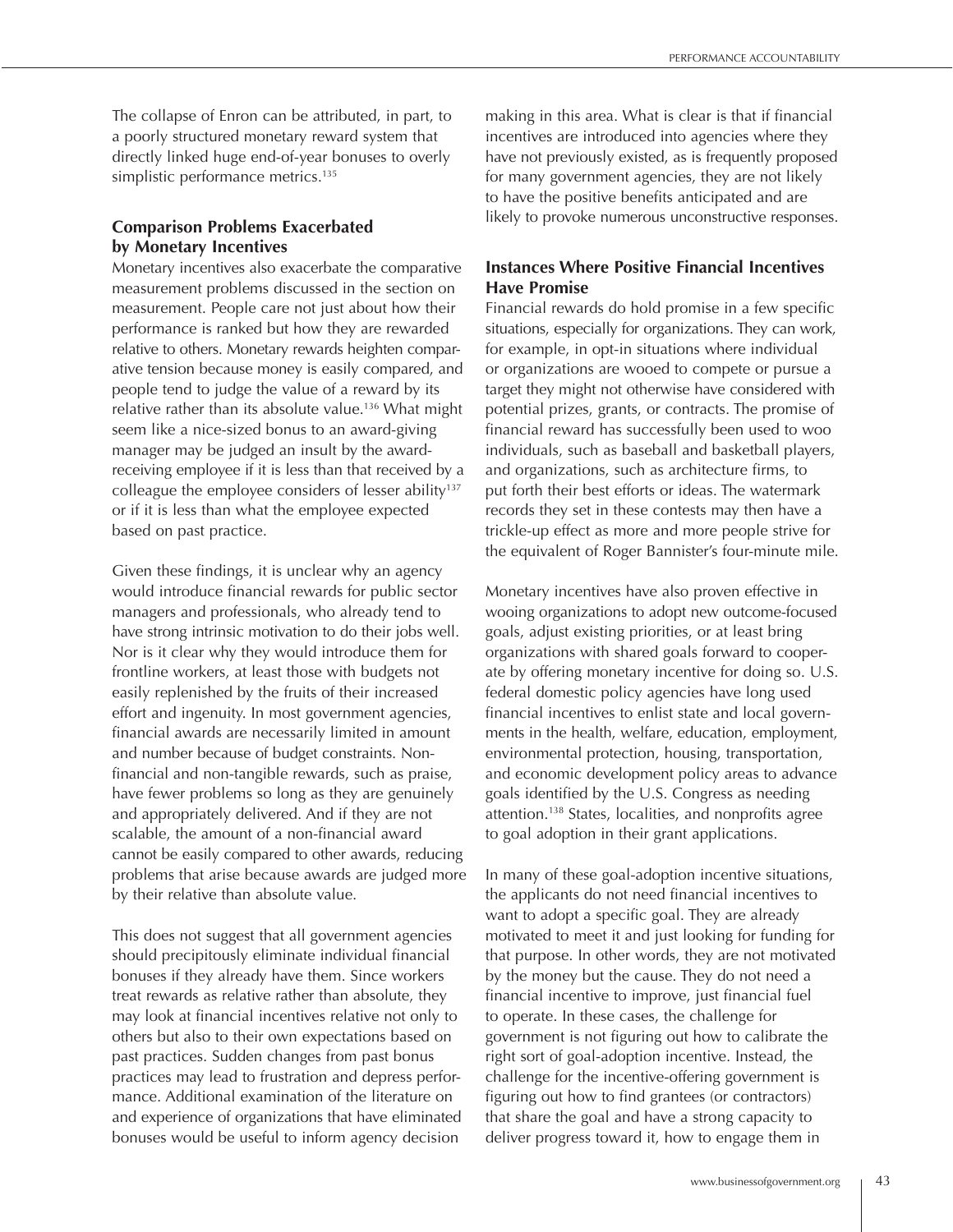The collapse of Enron can be attributed, in part, to a poorly structured monetary reward system that directly linked huge end-of-year bonuses to overly simplistic performance metrics.[135]

### Comparison Problems Exacerbated by Monetary Incentives

Monetary incentives also exacerbate the comparative measurement problems discussed in the section on measurement. People care not just about how their performance is ranked but how they are rewarded relative to others. Monetary rewards heighten comparative tension because money is easily compared, and people tend to judge the value of a reward by its relative rather than its absolute value.[136] What might seem like a nice-sized bonus to an award-giving manager may be judged an insult by the award-receiving employee if it is less than that received by a colleague the employee considers of lesser ability[137] or if it is less than what the employee expected based on past practice.

Given these findings, it is unclear why an agency would introduce financial rewards for public sector managers and professionals, who already tend to have strong intrinsic motivation to do their jobs well. Nor is it clear why they would introduce them for frontline workers, at least those with budgets not easily replenished by the fruits of their increased effort and ingenuity. In most government agencies, financial awards are necessarily limited in amount and number because of budget constraints. Non-financial and non-tangible rewards, such as praise, have fewer problems so long as they are genuinely and appropriately delivered. And if they are not scalable, the amount of a non-financial award cannot be easily compared to other awards, reducing problems that arise because awards are judged more by their relative than absolute value.

This does not suggest that all government agencies should precipitously eliminate individual financial bonuses if they already have them. Since workers treat rewards as relative rather than absolute, they may look at financial incentives relative not only to others but also to their own expectations based on past practices. Sudden changes from past bonus practices may lead to frustration and depress performance. Additional examination of the literature on and experience of organizations that have eliminated bonuses would be useful to inform agency decision making in this area. What is clear is that if financial incentives are introduced into agencies where they have not previously existed, as is frequently proposed for many government agencies, they are not likely to have the positive benefits anticipated and are likely to provoke numerous unconstructive responses.

### Instances Where Positive Financial Incentives Have Promise

Financial rewards do hold promise in a few specific situations, especially for organizations. They can work, for example, in opt-in situations where individual or organizations are wooed to compete or pursue a target they might not otherwise have considered with potential prizes, grants, or contracts. The promise of financial reward has successfully been used to woo individuals, such as baseball and basketball players, and organizations, such as architecture firms, to put forth their best efforts or ideas. The watermark records they set in these contests may then have a trickle-up effect as more and more people strive for the equivalent of Roger Bannister's four-minute mile.

Monetary incentives have also proven effective in wooing organizations to adopt new outcome-focused goals, adjust existing priorities, or at least bring organizations with shared goals forward to cooperate by offering monetary incentive for doing so. U.S. federal domestic policy agencies have long used financial incentives to enlist state and local governments in the health, welfare, education, employment, environmental protection, housing, transportation, and economic development policy areas to advance goals identified by the U.S. Congress as needing attention.[138] States, localities, and nonprofits agree to goal adoption in their grant applications.

In many of these goal-adoption incentive situations, the applicants do not need financial incentives to want to adopt a specific goal. They are already motivated to meet it and just looking for funding for that purpose. In other words, they are not motivated by the money but the cause. They do not need a financial incentive to improve, just financial fuel to operate. In these cases, the challenge for government is not figuring out how to calibrate the right sort of goal-adoption incentive. Instead, the challenge for the incentive-offering government is figuring out how to find grantees (or contractors) that share the goal and have a strong capacity to deliver progress toward it, how to engage them in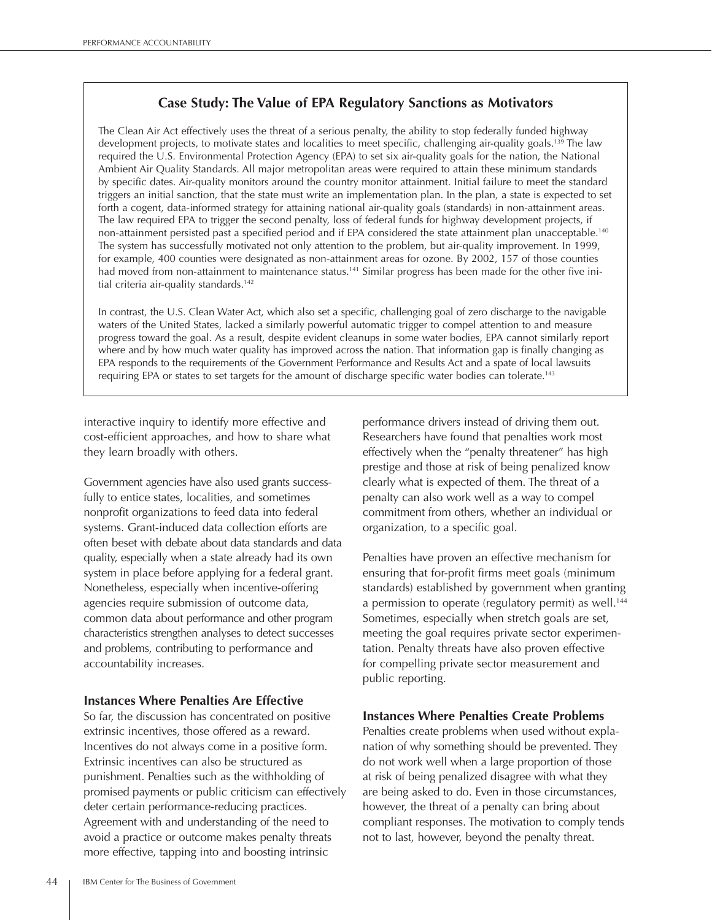### Case Study: The Value of EPA Regulatory Sanctions as Motivators

The Clean Air Act effectively uses the threat of a serious penalty, the ability to stop federally funded highway development projects, to motivate states and localities to meet specific, challenging air-quality goals.[139] The law required the U.S. Environmental Protection Agency (EPA) to set six air-quality goals for the nation, the National Ambient Air Quality Standards. All major metropolitan areas were required to attain these minimum standards by specific dates. Air-quality monitors around the country monitor attainment. Initial failure to meet the standard triggers an initial sanction, that the state must write an implementation plan. In the plan, a state is expected to set forth a cogent, data-informed strategy for attaining national air-quality goals (standards) in non-attainment areas. The law required EPA to trigger the second penalty, loss of federal funds for highway development projects, if non-attainment persisted past a specified period and if EPA considered the state attainment plan unacceptable.[140] The system has successfully motivated not only attention to the problem, but air-quality improvement. In 1999, for example, 400 counties were designated as non-attainment areas for ozone. By 2002, 157 of those counties had moved from non-attainment to maintenance status.[141] Similar progress has been made for the other five initial criteria air-quality standards.[142]

In contrast, the U.S. Clean Water Act, which also set a specific, challenging goal of zero discharge to the navigable waters of the United States, lacked a similarly powerful automatic trigger to compel attention to and measure progress toward the goal. As a result, despite evident cleanups in some water bodies, EPA cannot similarly report where and by how much water quality has improved across the nation. That information gap is finally changing as EPA responds to the requirements of the Government Performance and Results Act and a spate of local lawsuits requiring EPA or states to set targets for the amount of discharge specific water bodies can tolerate.[143]

interactive inquiry to identify more effective and cost-efficient approaches, and how to share what they learn broadly with others.

Government agencies have also used grants successfully to entice states, localities, and sometimes nonprofit organizations to feed data into federal systems. Grant-induced data collection efforts are often beset with debate about data standards and data quality, especially when a state already had its own system in place before applying for a federal grant. Nonetheless, especially when incentive-offering agencies require submission of outcome data, common data about performance and other program characteristics strengthen analyses to detect successes and problems, contributing to performance and accountability increases.

### Instances Where Penalties Are Effective

So far, the discussion has concentrated on positive extrinsic incentives, those offered as a reward. Incentives do not always come in a positive form. Extrinsic incentives can also be structured as punishment. Penalties such as the withholding of promised payments or public criticism can effectively deter certain performance-reducing practices. Agreement with and understanding of the need to avoid a practice or outcome makes penalty threats more effective, tapping into and boosting intrinsic performance drivers instead of driving them out. Researchers have found that penalties work most effectively when the "penalty threatener" has high prestige and those at risk of being penalized know clearly what is expected of them. The threat of a penalty can also work well as a way to compel commitment from others, whether an individual or organization, to a specific goal.

Penalties have proven an effective mechanism for ensuring that for-profit firms meet goals (minimum standards) established by government when granting a permission to operate (regulatory permit) as well.[144] Sometimes, especially when stretch goals are set, meeting the goal requires private sector experimentation. Penalty threats have also proven effective for compelling private sector measurement and public reporting.

### Instances Where Penalties Create Problems

Penalties create problems when used without explanation of why something should be prevented. They do not work well when a large proportion of those at risk of being penalized disagree with what they are being asked to do. Even in those circumstances, however, the threat of a penalty can bring about compliant responses. The motivation to comply tends not to last, however, beyond the penalty threat.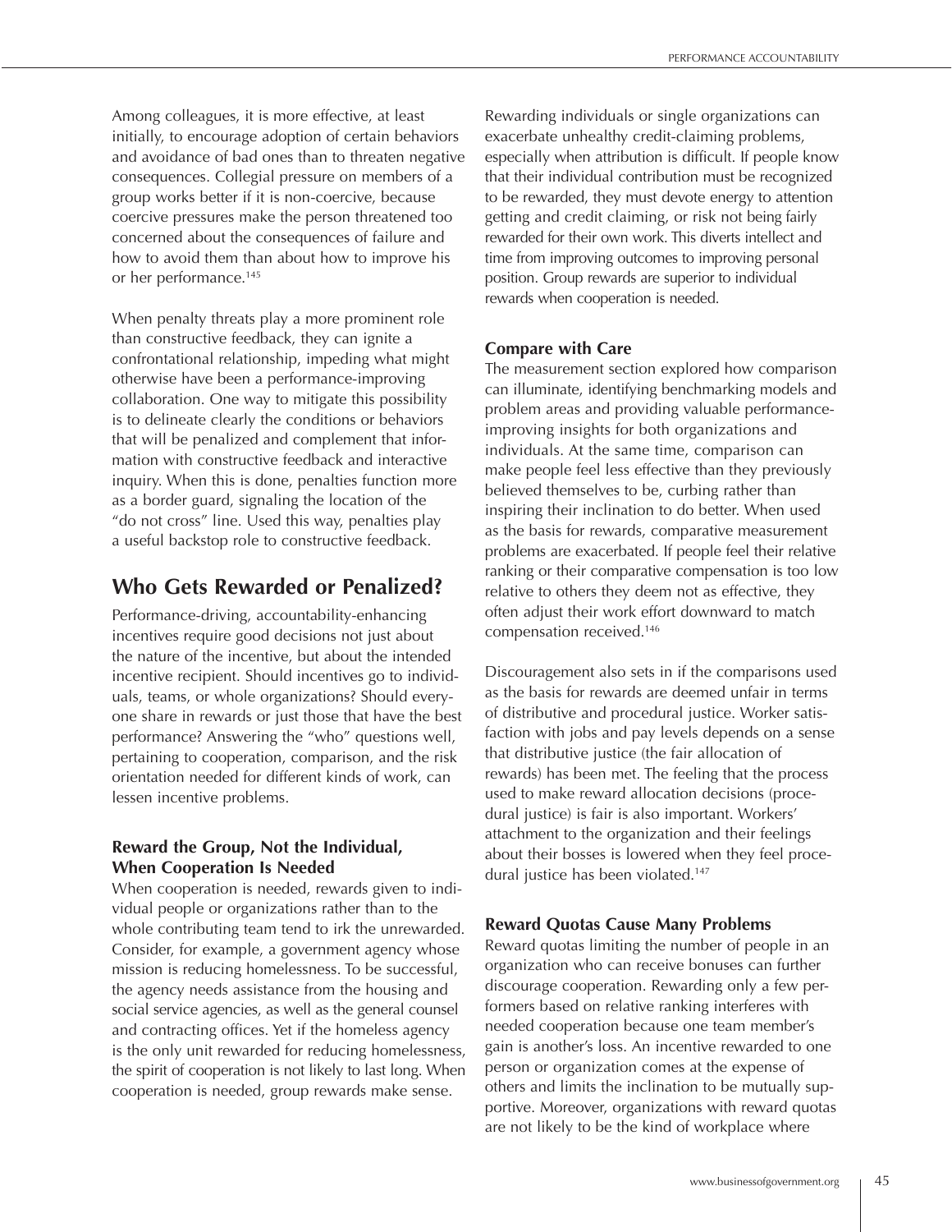Among colleagues, it is more effective, at least initially, to encourage adoption of certain behaviors and avoidance of bad ones than to threaten negative consequences. Collegial pressure on members of a group works better if it is non-coercive, because coercive pressures make the person threatened too concerned about the consequences of failure and how to avoid them than about how to improve his or her performance.[145]

When penalty threats play a more prominent role than constructive feedback, they can ignite a confrontational relationship, impeding what might otherwise have been a performance-improving collaboration. One way to mitigate this possibility is to delineate clearly the conditions or behaviors that will be penalized and complement that information with constructive feedback and interactive inquiry. When this is done, penalties function more as a border guard, signaling the location of the "do not cross" line. Used this way, penalties play a useful backstop role to constructive feedback.

## Who Gets Rewarded or Penalized?

Performance-driving, accountability-enhancing incentives require good decisions not just about the nature of the incentive, but about the intended incentive recipient. Should incentives go to individuals, teams, or whole organizations? Should everyone share in rewards or just those that have the best performance? Answering the "who" questions well, pertaining to cooperation, comparison, and the risk orientation needed for different kinds of work, can lessen incentive problems.

### Reward the Group, Not the Individual, When Cooperation Is Needed

When cooperation is needed, rewards given to individual people or organizations rather than to the whole contributing team tend to irk the unrewarded. Consider, for example, a government agency whose mission is reducing homelessness. To be successful, the agency needs assistance from the housing and social service agencies, as well as the general counsel and contracting offices. Yet if the homeless agency is the only unit rewarded for reducing homelessness, the spirit of cooperation is not likely to last long. When cooperation is needed, group rewards make sense.

Rewarding individuals or single organizations can exacerbate unhealthy credit-claiming problems, especially when attribution is difficult. If people know that their individual contribution must be recognized to be rewarded, they must devote energy to attention getting and credit claiming, or risk not being fairly rewarded for their own work. This diverts intellect and time from improving outcomes to improving personal position. Group rewards are superior to individual rewards when cooperation is needed.

### Compare with Care

The measurement section explored how comparison can illuminate, identifying benchmarking models and problem areas and providing valuable performance-improving insights for both organizations and individuals. At the same time, comparison can make people feel less effective than they previously believed themselves to be, curbing rather than inspiring their inclination to do better. When used as the basis for rewards, comparative measurement problems are exacerbated. If people feel their relative ranking or their comparative compensation is too low relative to others they deem not as effective, they often adjust their work effort downward to match compensation received.[146]

Discouragement also sets in if the comparisons used as the basis for rewards are deemed unfair in terms of distributive and procedural justice. Worker satisfaction with jobs and pay levels depends on a sense that distributive justice (the fair allocation of rewards) has been met. The feeling that the process used to make reward allocation decisions (procedural justice) is fair is also important. Workers' attachment to the organization and their feelings about their bosses is lowered when they feel procedural justice has been violated.[147]

### Reward Quotas Cause Many Problems

Reward quotas limiting the number of people in an organization who can receive bonuses can further discourage cooperation. Rewarding only a few performers based on relative ranking interferes with needed cooperation because one team member's gain is another's loss. An incentive rewarded to one person or organization comes at the expense of others and limits the inclination to be mutually supportive. Moreover, organizations with reward quotas are not likely to be the kind of workplace where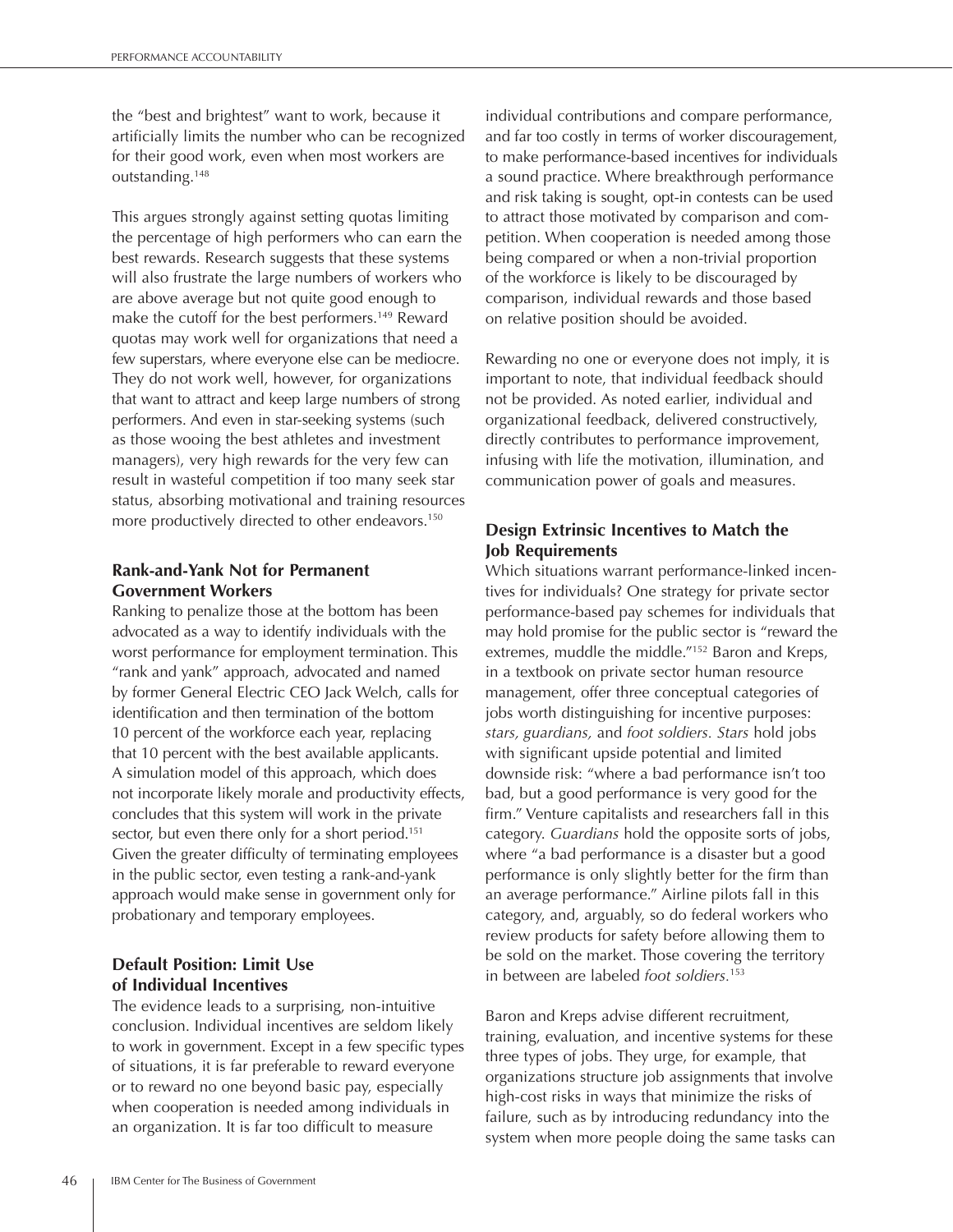the "best and brightest" want to work, because it artificially limits the number who can be recognized for their good work, even when most workers are outstanding.[148]

This argues strongly against setting quotas limiting the percentage of high performers who can earn the best rewards. Research suggests that these systems will also frustrate the large numbers of workers who are above average but not quite good enough to make the cutoff for the best performers.[149] Reward quotas may work well for organizations that need a few superstars, where everyone else can be mediocre. They do not work well, however, for organizations that want to attract and keep large numbers of strong performers. And even in star-seeking systems (such as those wooing the best athletes and investment managers), very high rewards for the very few can result in wasteful competition if too many seek star status, absorbing motivational and training resources more productively directed to other endeavors.[150]

### Rank-and-Yank Not for Permanent Government Workers

Ranking to penalize those at the bottom has been advocated as a way to identify individuals with the worst performance for employment termination. This "rank and yank" approach, advocated and named by former General Electric CEO Jack Welch, calls for identification and then termination of the bottom 10 percent of the workforce each year, replacing that 10 percent with the best available applicants. A simulation model of this approach, which does not incorporate likely morale and productivity effects, concludes that this system will work in the private sector, but even there only for a short period.[151] Given the greater difficulty of terminating employees in the public sector, even testing a rank-and-yank approach would make sense in government only for probationary and temporary employees.

### Default Position: Limit Use of Individual Incentives

The evidence leads to a surprising, non-intuitive conclusion. Individual incentives are seldom likely to work in government. Except in a few specific types of situations, it is far preferable to reward everyone or to reward no one beyond basic pay, especially when cooperation is needed among individuals in an organization. It is far too difficult to measure individual contributions and compare performance, and far too costly in terms of worker discouragement, to make performance-based incentives for individuals a sound practice. Where breakthrough performance and risk taking is sought, opt-in contests can be used to attract those motivated by comparison and competition. When cooperation is needed among those being compared or when a non-trivial proportion of the workforce is likely to be discouraged by comparison, individual rewards and those based on relative position should be avoided.

Rewarding no one or everyone does not imply, it is important to note, that individual feedback should not be provided. As noted earlier, individual and organizational feedback, delivered constructively, directly contributes to performance improvement, infusing with life the motivation, illumination, and communication power of goals and measures.

### Design Extrinsic Incentives to Match the Job Requirements

Which situations warrant performance-linked incentives for individuals? One strategy for private sector performance-based pay schemes for individuals that may hold promise for the public sector is "reward the extremes, muddle the middle."[152] Baron and Kreps, in a textbook on private sector human resource management, offer three conceptual categories of jobs worth distinguishing for incentive purposes: *stars, guardians,* and *foot soldiers*. *Stars* hold jobs with significant upside potential and limited downside risk: "where a bad performance isn't too bad, but a good performance is very good for the firm." Venture capitalists and researchers fall in this category. *Guardians* hold the opposite sorts of jobs, where "a bad performance is a disaster but a good performance is only slightly better for the firm than an average performance." Airline pilots fall in this category, and, arguably, so do federal workers who review products for safety before allowing them to be sold on the market. Those covering the territory in between are labeled *foot soldiers*.[153]

Baron and Kreps advise different recruitment, training, evaluation, and incentive systems for these three types of jobs. They urge, for example, that organizations structure job assignments that involve high-cost risks in ways that minimize the risks of failure, such as by introducing redundancy into the system when more people doing the same tasks can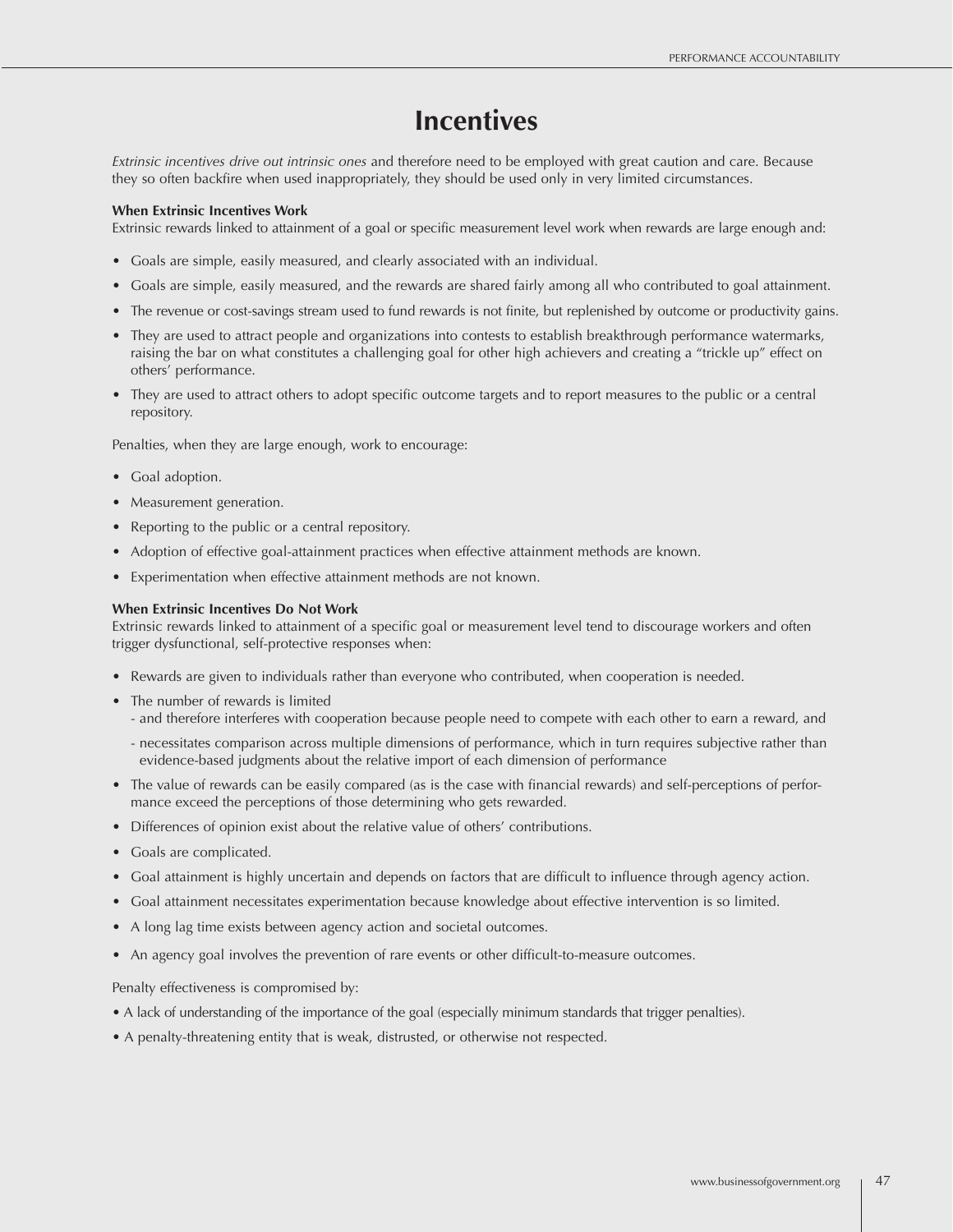# Incentives

*Extrinsic incentives drive out intrinsic ones* and therefore need to be employed with great caution and care. Because they so often backfire when used inappropriately, they should be used only in very limited circumstances.

**When Extrinsic Incentives Work**

Extrinsic rewards linked to attainment of a goal or specific measurement level work when rewards are large enough and:

- Goals are simple, easily measured, and clearly associated with an individual.
- Goals are simple, easily measured, and the rewards are shared fairly among all who contributed to goal attainment.
- The revenue or cost-savings stream used to fund rewards is not finite, but replenished by outcome or productivity gains.
- They are used to attract people and organizations into contests to establish breakthrough performance watermarks, raising the bar on what constitutes a challenging goal for other high achievers and creating a "trickle up" effect on others' performance.
- They are used to attract others to adopt specific outcome targets and to report measures to the public or a central repository.

Penalties, when they are large enough, work to encourage:

- Goal adoption.
- Measurement generation.
- Reporting to the public or a central repository.
- Adoption of effective goal-attainment practices when effective attainment methods are known.
- Experimentation when effective attainment methods are not known.

**When Extrinsic Incentives Do Not Work**

Extrinsic rewards linked to attainment of a specific goal or measurement level tend to discourage workers and often trigger dysfunctional, self-protective responses when:

- Rewards are given to individuals rather than everyone who contributed, when cooperation is needed.
- The number of rewards is limited
  - and therefore interferes with cooperation because people need to compete with each other to earn a reward, and
  - necessitates comparison across multiple dimensions of performance, which in turn requires subjective rather than evidence-based judgments about the relative import of each dimension of performance
- The value of rewards can be easily compared (as is the case with financial rewards) and self-perceptions of performance exceed the perceptions of those determining who gets rewarded.
- Differences of opinion exist about the relative value of others' contributions.
- Goals are complicated.
- Goal attainment is highly uncertain and depends on factors that are difficult to influence through agency action.
- Goal attainment necessitates experimentation because knowledge about effective intervention is so limited.
- A long lag time exists between agency action and societal outcomes.
- An agency goal involves the prevention of rare events or other difficult-to-measure outcomes.

Penalty effectiveness is compromised by:

- A lack of understanding of the importance of the goal (especially minimum standards that trigger penalties).
- A penalty-threatening entity that is weak, distrusted, or otherwise not respected.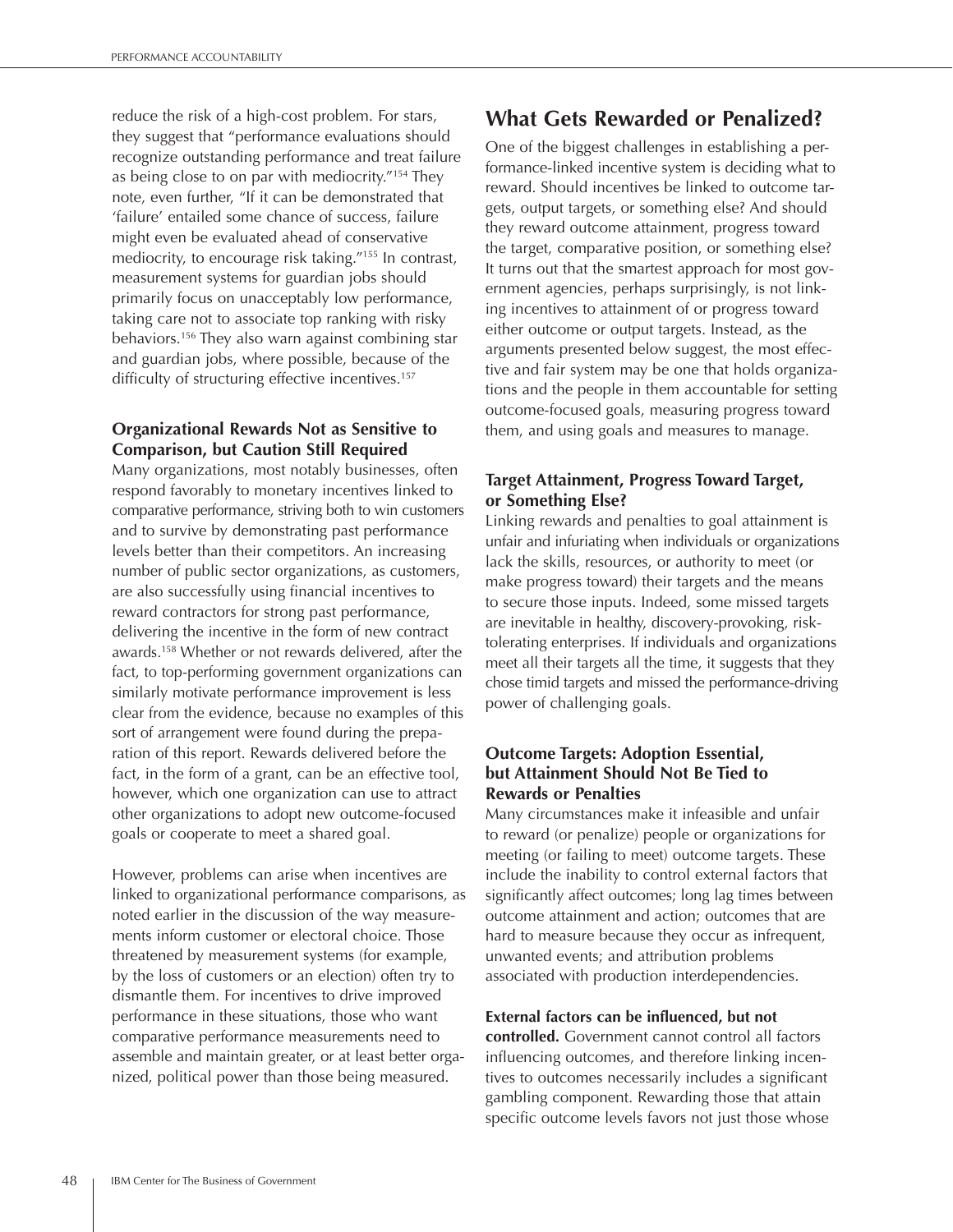reduce the risk of a high-cost problem. For stars, they suggest that "performance evaluations should recognize outstanding performance and treat failure as being close to on par with mediocrity."[154] They note, even further, "If it can be demonstrated that 'failure' entailed some chance of success, failure might even be evaluated ahead of conservative mediocrity, to encourage risk taking."[155] In contrast, measurement systems for guardian jobs should primarily focus on unacceptably low performance, taking care not to associate top ranking with risky behaviors.[156] They also warn against combining star and guardian jobs, where possible, because of the difficulty of structuring effective incentives.[157]

### Organizational Rewards Not as Sensitive to Comparison, but Caution Still Required

Many organizations, most notably businesses, often respond favorably to monetary incentives linked to comparative performance, striving both to win customers and to survive by demonstrating past performance levels better than their competitors. An increasing number of public sector organizations, as customers, are also successfully using financial incentives to reward contractors for strong past performance, delivering the incentive in the form of new contract awards.[158] Whether or not rewards delivered, after the fact, to top-performing government organizations can similarly motivate performance improvement is less clear from the evidence, because no examples of this sort of arrangement were found during the preparation of this report. Rewards delivered before the fact, in the form of a grant, can be an effective tool, however, which one organization can use to attract other organizations to adopt new outcome-focused goals or cooperate to meet a shared goal.

However, problems can arise when incentives are linked to organizational performance comparisons, as noted earlier in the discussion of the way measurements inform customer or electoral choice. Those threatened by measurement systems (for example, by the loss of customers or an election) often try to dismantle them. For incentives to drive improved performance in these situations, those who want comparative performance measurements need to assemble and maintain greater, or at least better organized, political power than those being measured.

## What Gets Rewarded or Penalized?

One of the biggest challenges in establishing a performance-linked incentive system is deciding what to reward. Should incentives be linked to outcome targets, output targets, or something else? And should they reward outcome attainment, progress toward the target, comparative position, or something else? It turns out that the smartest approach for most government agencies, perhaps surprisingly, is not linking incentives to attainment of or progress toward either outcome or output targets. Instead, as the arguments presented below suggest, the most effective and fair system may be one that holds organizations and the people in them accountable for setting outcome-focused goals, measuring progress toward them, and using goals and measures to manage.

### Target Attainment, Progress Toward Target, or Something Else?

Linking rewards and penalties to goal attainment is unfair and infuriating when individuals or organizations lack the skills, resources, or authority to meet (or make progress toward) their targets and the means to secure those inputs. Indeed, some missed targets are inevitable in healthy, discovery-provoking, risk-tolerating enterprises. If individuals and organizations meet all their targets all the time, it suggests that they chose timid targets and missed the performance-driving power of challenging goals.

### Outcome Targets: Adoption Essential, but Attainment Should Not Be Tied to Rewards or Penalties

Many circumstances make it infeasible and unfair to reward (or penalize) people or organizations for meeting (or failing to meet) outcome targets. These include the inability to control external factors that significantly affect outcomes; long lag times between outcome attainment and action; outcomes that are hard to measure because they occur as infrequent, unwanted events; and attribution problems associated with production interdependencies.

**External factors can be influenced, but not controlled.** Government cannot control all factors influencing outcomes, and therefore linking incentives to outcomes necessarily includes a significant gambling component. Rewarding those that attain specific outcome levels favors not just those whose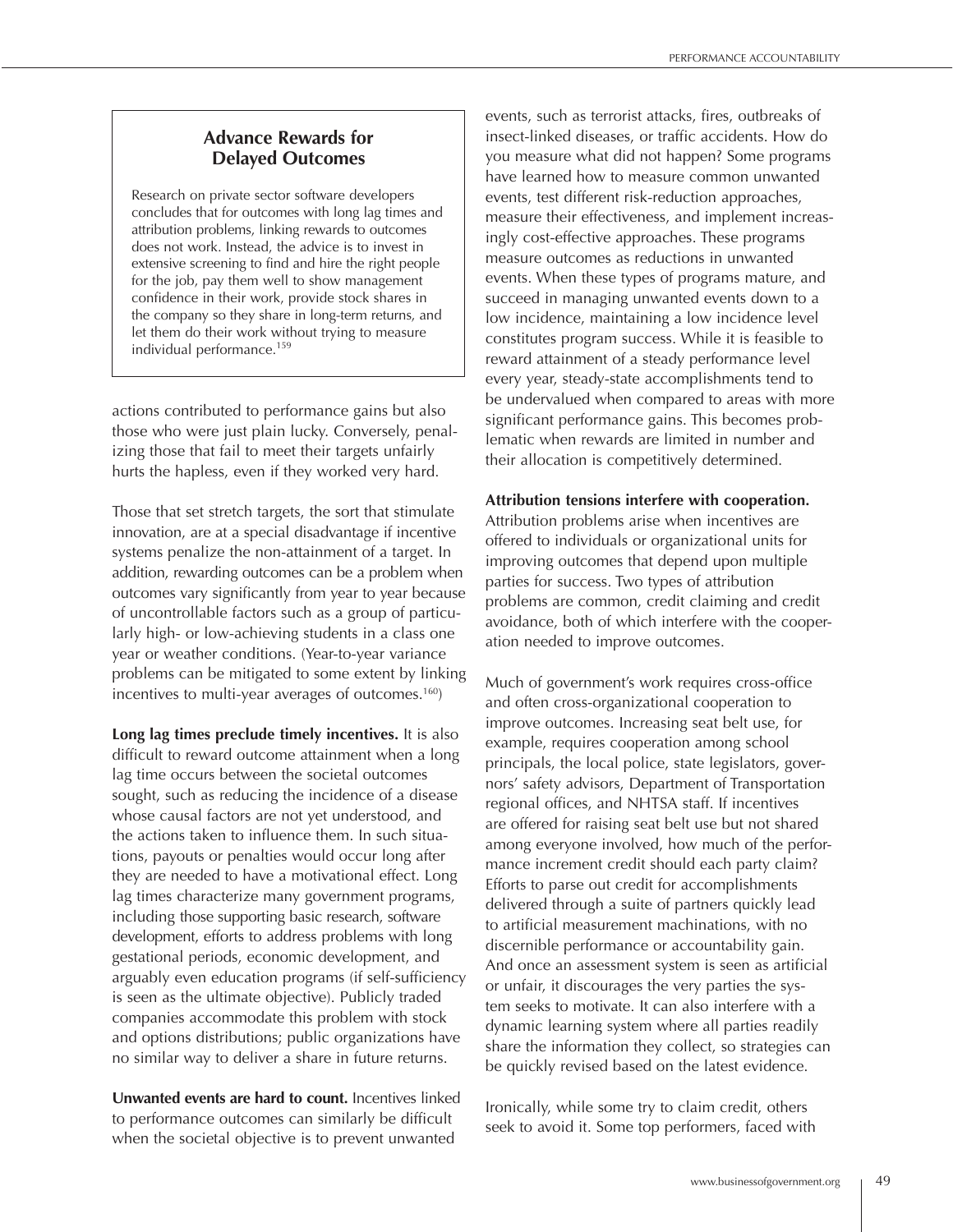### Advance Rewards for Delayed Outcomes

Research on private sector software developers concludes that for outcomes with long lag times and attribution problems, linking rewards to outcomes does not work. Instead, the advice is to invest in extensive screening to find and hire the right people for the job, pay them well to show management confidence in their work, provide stock shares in the company so they share in long-term returns, and let them do their work without trying to measure individual performance.[159]

actions contributed to performance gains but also those who were just plain lucky. Conversely, penalizing those that fail to meet their targets unfairly hurts the hapless, even if they worked very hard.

Those that set stretch targets, the sort that stimulate innovation, are at a special disadvantage if incentive systems penalize the non-attainment of a target. In addition, rewarding outcomes can be a problem when outcomes vary significantly from year to year because of uncontrollable factors such as a group of particularly high- or low-achieving students in a class one year or weather conditions. (Year-to-year variance problems can be mitigated to some extent by linking incentives to multi-year averages of outcomes.[160])

**Long lag times preclude timely incentives.** It is also difficult to reward outcome attainment when a long lag time occurs between the societal outcomes sought, such as reducing the incidence of a disease whose causal factors are not yet understood, and the actions taken to influence them. In such situations, payouts or penalties would occur long after they are needed to have a motivational effect. Long lag times characterize many government programs, including those supporting basic research, software development, efforts to address problems with long gestational periods, economic development, and arguably even education programs (if self-sufficiency is seen as the ultimate objective). Publicly traded companies accommodate this problem with stock and options distributions; public organizations have no similar way to deliver a share in future returns.

**Unwanted events are hard to count.** Incentives linked to performance outcomes can similarly be difficult when the societal objective is to prevent unwanted events, such as terrorist attacks, fires, outbreaks of insect-linked diseases, or traffic accidents. How do you measure what did not happen? Some programs have learned how to measure common unwanted events, test different risk-reduction approaches, measure their effectiveness, and implement increasingly cost-effective approaches. These programs measure outcomes as reductions in unwanted events. When these types of programs mature, and succeed in managing unwanted events down to a low incidence, maintaining a low incidence level constitutes program success. While it is feasible to reward attainment of a steady performance level every year, steady-state accomplishments tend to be undervalued when compared to areas with more significant performance gains. This becomes problematic when rewards are limited in number and their allocation is competitively determined.

**Attribution tensions interfere with cooperation.** Attribution problems arise when incentives are offered to individuals or organizational units for improving outcomes that depend upon multiple parties for success. Two types of attribution problems are common, credit claiming and credit avoidance, both of which interfere with the cooperation needed to improve outcomes.

Much of government's work requires cross-office and often cross-organizational cooperation to improve outcomes. Increasing seat belt use, for example, requires cooperation among school principals, the local police, state legislators, governors' safety advisors, Department of Transportation regional offices, and NHTSA staff. If incentives are offered for raising seat belt use but not shared among everyone involved, how much of the performance increment credit should each party claim? Efforts to parse out credit for accomplishments delivered through a suite of partners quickly lead to artificial measurement machinations, with no discernible performance or accountability gain. And once an assessment system is seen as artificial or unfair, it discourages the very parties the system seeks to motivate. It can also interfere with a dynamic learning system where all parties readily share the information they collect, so strategies can be quickly revised based on the latest evidence.

Ironically, while some try to claim credit, others seek to avoid it. Some top performers, faced with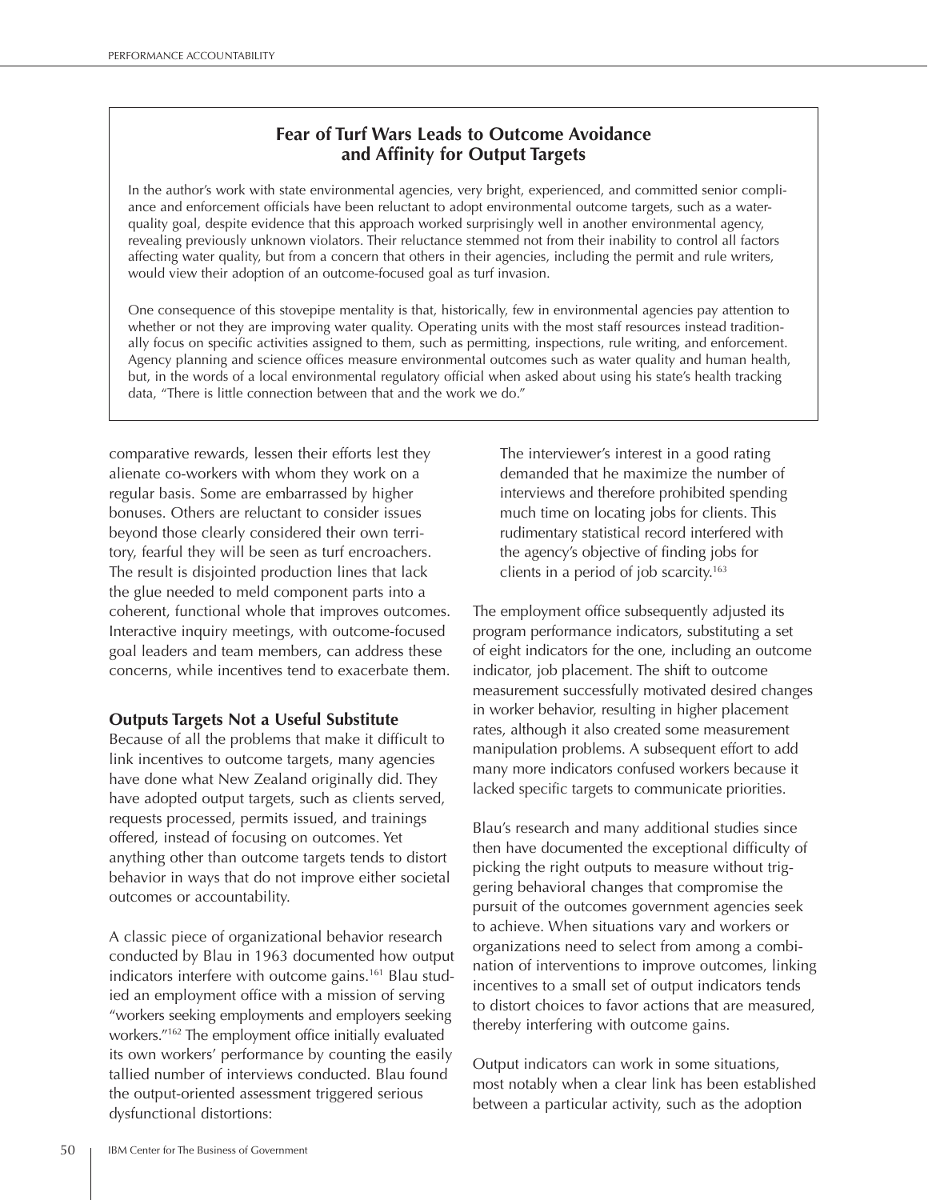### Fear of Turf Wars Leads to Outcome Avoidance and Affinity for Output Targets

In the author's work with state environmental agencies, very bright, experienced, and committed senior compliance and enforcement officials have been reluctant to adopt environmental outcome targets, such as a water-quality goal, despite evidence that this approach worked surprisingly well in another environmental agency, revealing previously unknown violators. Their reluctance stemmed not from their inability to control all factors affecting water quality, but from a concern that others in their agencies, including the permit and rule writers, would view their adoption of an outcome-focused goal as turf invasion.

One consequence of this stovepipe mentality is that, historically, few in environmental agencies pay attention to whether or not they are improving water quality. Operating units with the most staff resources instead traditionally focus on specific activities assigned to them, such as permitting, inspections, rule writing, and enforcement. Agency planning and science offices measure environmental outcomes such as water quality and human health, but, in the words of a local environmental regulatory official when asked about using his state's health tracking data, "There is little connection between that and the work we do."

comparative rewards, lessen their efforts lest they alienate co-workers with whom they work on a regular basis. Some are embarrassed by higher bonuses. Others are reluctant to consider issues beyond those clearly considered their own territory, fearful they will be seen as turf encroachers. The result is disjointed production lines that lack the glue needed to meld component parts into a coherent, functional whole that improves outcomes. Interactive inquiry meetings, with outcome-focused goal leaders and team members, can address these concerns, while incentives tend to exacerbate them.

### Outputs Targets Not a Useful Substitute

Because of all the problems that make it difficult to link incentives to outcome targets, many agencies have done what New Zealand originally did. They have adopted output targets, such as clients served, requests processed, permits issued, and trainings offered, instead of focusing on outcomes. Yet anything other than outcome targets tends to distort behavior in ways that do not improve either societal outcomes or accountability.

A classic piece of organizational behavior research conducted by Blau in 1963 documented how output indicators interfere with outcome gains.[161] Blau studied an employment office with a mission of serving "workers seeking employments and employers seeking workers."[162] The employment office initially evaluated its own workers' performance by counting the easily tallied number of interviews conducted. Blau found the output-oriented assessment triggered serious dysfunctional distortions:

> The interviewer's interest in a good rating demanded that he maximize the number of interviews and therefore prohibited spending much time on locating jobs for clients. This rudimentary statistical record interfered with the agency's objective of finding jobs for clients in a period of job scarcity.[163]

The employment office subsequently adjusted its program performance indicators, substituting a set of eight indicators for the one, including an outcome indicator, job placement. The shift to outcome measurement successfully motivated desired changes in worker behavior, resulting in higher placement rates, although it also created some measurement manipulation problems. A subsequent effort to add many more indicators confused workers because it lacked specific targets to communicate priorities.

Blau's research and many additional studies since then have documented the exceptional difficulty of picking the right outputs to measure without triggering behavioral changes that compromise the pursuit of the outcomes government agencies seek to achieve. When situations vary and workers or organizations need to select from among a combination of interventions to improve outcomes, linking incentives to a small set of output indicators tends to distort choices to favor actions that are measured, thereby interfering with outcome gains.

Output indicators can work in some situations, most notably when a clear link has been established between a particular activity, such as the adoption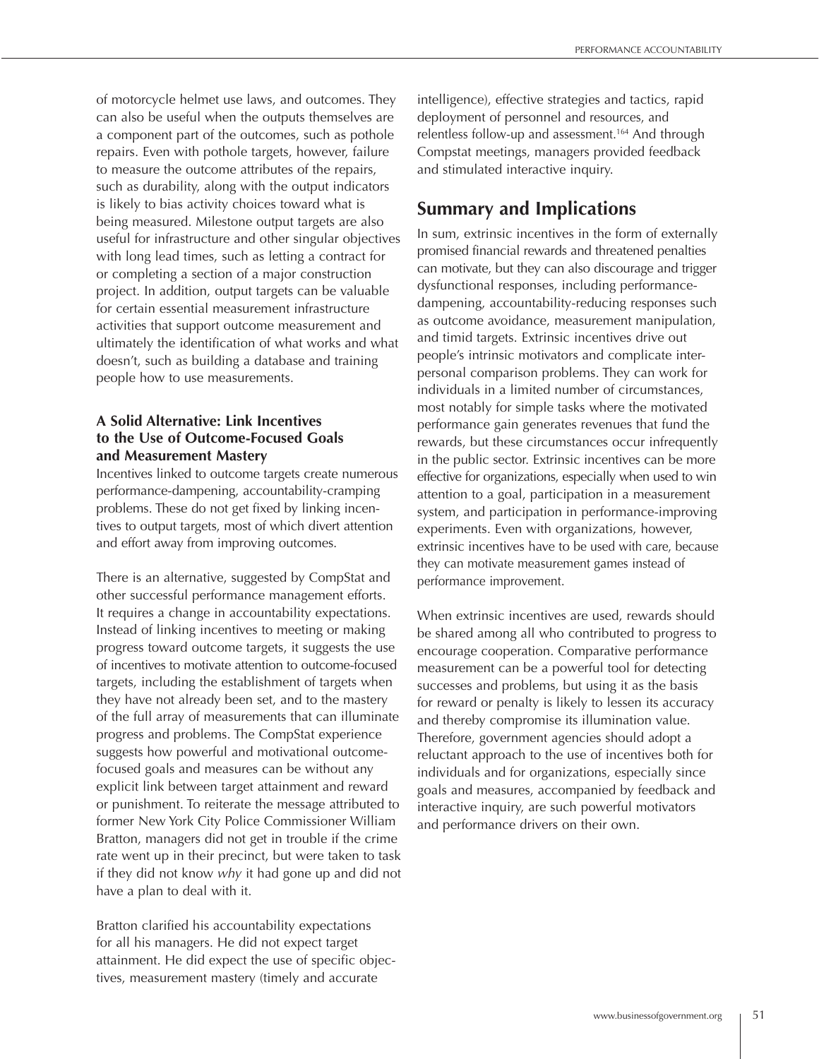of motorcycle helmet use laws, and outcomes. They can also be useful when the outputs themselves are a component part of the outcomes, such as pothole repairs. Even with pothole targets, however, failure to measure the outcome attributes of the repairs, such as durability, along with the output indicators is likely to bias activity choices toward what is being measured. Milestone output targets are also useful for infrastructure and other singular objectives with long lead times, such as letting a contract for or completing a section of a major construction project. In addition, output targets can be valuable for certain essential measurement infrastructure activities that support outcome measurement and ultimately the identification of what works and what doesn't, such as building a database and training people how to use measurements.

### A Solid Alternative: Link Incentives to the Use of Outcome-Focused Goals and Measurement Mastery

Incentives linked to outcome targets create numerous performance-dampening, accountability-cramping problems. These do not get fixed by linking incentives to output targets, most of which divert attention and effort away from improving outcomes.

There is an alternative, suggested by CompStat and other successful performance management efforts. It requires a change in accountability expectations. Instead of linking incentives to meeting or making progress toward outcome targets, it suggests the use of incentives to motivate attention to outcome-focused targets, including the establishment of targets when they have not already been set, and to the mastery of the full array of measurements that can illuminate progress and problems. The CompStat experience suggests how powerful and motivational outcome-focused goals and measures can be without any explicit link between target attainment and reward or punishment. To reiterate the message attributed to former New York City Police Commissioner William Bratton, managers did not get in trouble if the crime rate went up in their precinct, but were taken to task if they did not know *why* it had gone up and did not have a plan to deal with it.

Bratton clarified his accountability expectations for all his managers. He did not expect target attainment. He did expect the use of specific objectives, measurement mastery (timely and accurate intelligence), effective strategies and tactics, rapid deployment of personnel and resources, and relentless follow-up and assessment.[164] And through Compstat meetings, managers provided feedback and stimulated interactive inquiry.

## Summary and Implications

In sum, extrinsic incentives in the form of externally promised financial rewards and threatened penalties can motivate, but they can also discourage and trigger dysfunctional responses, including performance-dampening, accountability-reducing responses such as outcome avoidance, measurement manipulation, and timid targets. Extrinsic incentives drive out people's intrinsic motivators and complicate interpersonal comparison problems. They can work for individuals in a limited number of circumstances, most notably for simple tasks where the motivated performance gain generates revenues that fund the rewards, but these circumstances occur infrequently in the public sector. Extrinsic incentives can be more effective for organizations, especially when used to win attention to a goal, participation in a measurement system, and participation in performance-improving experiments. Even with organizations, however, extrinsic incentives have to be used with care, because they can motivate measurement games instead of performance improvement.

When extrinsic incentives are used, rewards should be shared among all who contributed to progress to encourage cooperation. Comparative performance measurement can be a powerful tool for detecting successes and problems, but using it as the basis for reward or penalty is likely to lessen its accuracy and thereby compromise its illumination value. Therefore, government agencies should adopt a reluctant approach to the use of incentives both for individuals and for organizations, especially since goals and measures, accompanied by feedback and interactive inquiry, are such powerful motivators and performance drivers on their own.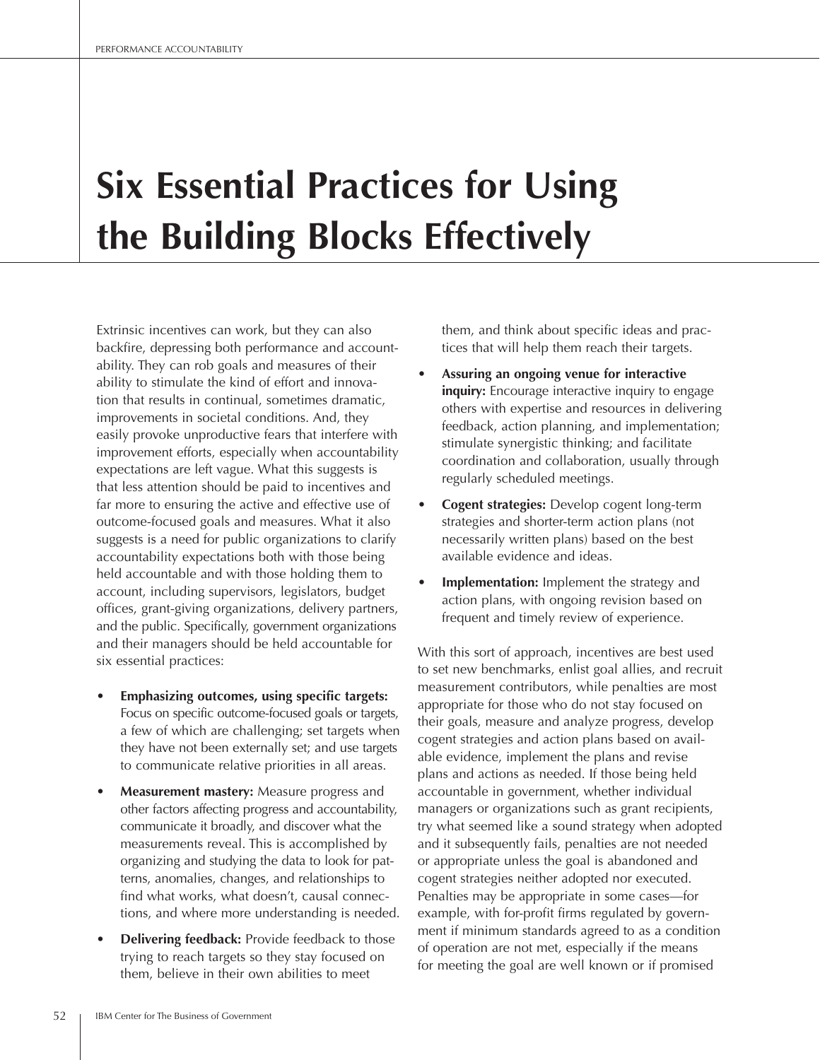# Six Essential Practices for Using the Building Blocks Effectively

Extrinsic incentives can work, but they can also backfire, depressing both performance and accountability. They can rob goals and measures of their ability to stimulate the kind of effort and innovation that results in continual, sometimes dramatic, improvements in societal conditions. And, they easily provoke unproductive fears that interfere with improvement efforts, especially when accountability expectations are left vague. What this suggests is that less attention should be paid to incentives and far more to ensuring the active and effective use of outcome-focused goals and measures. What it also suggests is a need for public organizations to clarify accountability expectations both with those being held accountable and with those holding them to account, including supervisors, legislators, budget offices, grant-giving organizations, delivery partners, and the public. Specifically, government organizations and their managers should be held accountable for six essential practices:

- **Emphasizing outcomes, using specific targets:** Focus on specific outcome-focused goals or targets, a few of which are challenging; set targets when they have not been externally set; and use targets to communicate relative priorities in all areas.
- **Measurement mastery:** Measure progress and other factors affecting progress and accountability, communicate it broadly, and discover what the measurements reveal. This is accomplished by organizing and studying the data to look for patterns, anomalies, changes, and relationships to find what works, what doesn't, causal connections, and where more understanding is needed.
- **Delivering feedback:** Provide feedback to those trying to reach targets so they stay focused on them, believe in their own abilities to meet them, and think about specific ideas and practices that will help them reach their targets.
- **Assuring an ongoing venue for interactive inquiry:** Encourage interactive inquiry to engage others with expertise and resources in delivering feedback, action planning, and implementation; stimulate synergistic thinking; and facilitate coordination and collaboration, usually through regularly scheduled meetings.
- **Cogent strategies:** Develop cogent long-term strategies and shorter-term action plans (not necessarily written plans) based on the best available evidence and ideas.
- **Implementation:** Implement the strategy and action plans, with ongoing revision based on frequent and timely review of experience.

With this sort of approach, incentives are best used to set new benchmarks, enlist goal allies, and recruit measurement contributors, while penalties are most appropriate for those who do not stay focused on their goals, measure and analyze progress, develop cogent strategies and action plans based on available evidence, implement the plans and revise plans and actions as needed. If those being held accountable in government, whether individual managers or organizations such as grant recipients, try what seemed like a sound strategy when adopted and it subsequently fails, penalties are not needed or appropriate unless the goal is abandoned and cogent strategies neither adopted nor executed. Penalties may be appropriate in some cases—for example, with for-profit firms regulated by government if minimum standards agreed to as a condition of operation are not met, especially if the means for meeting the goal are well known or if promised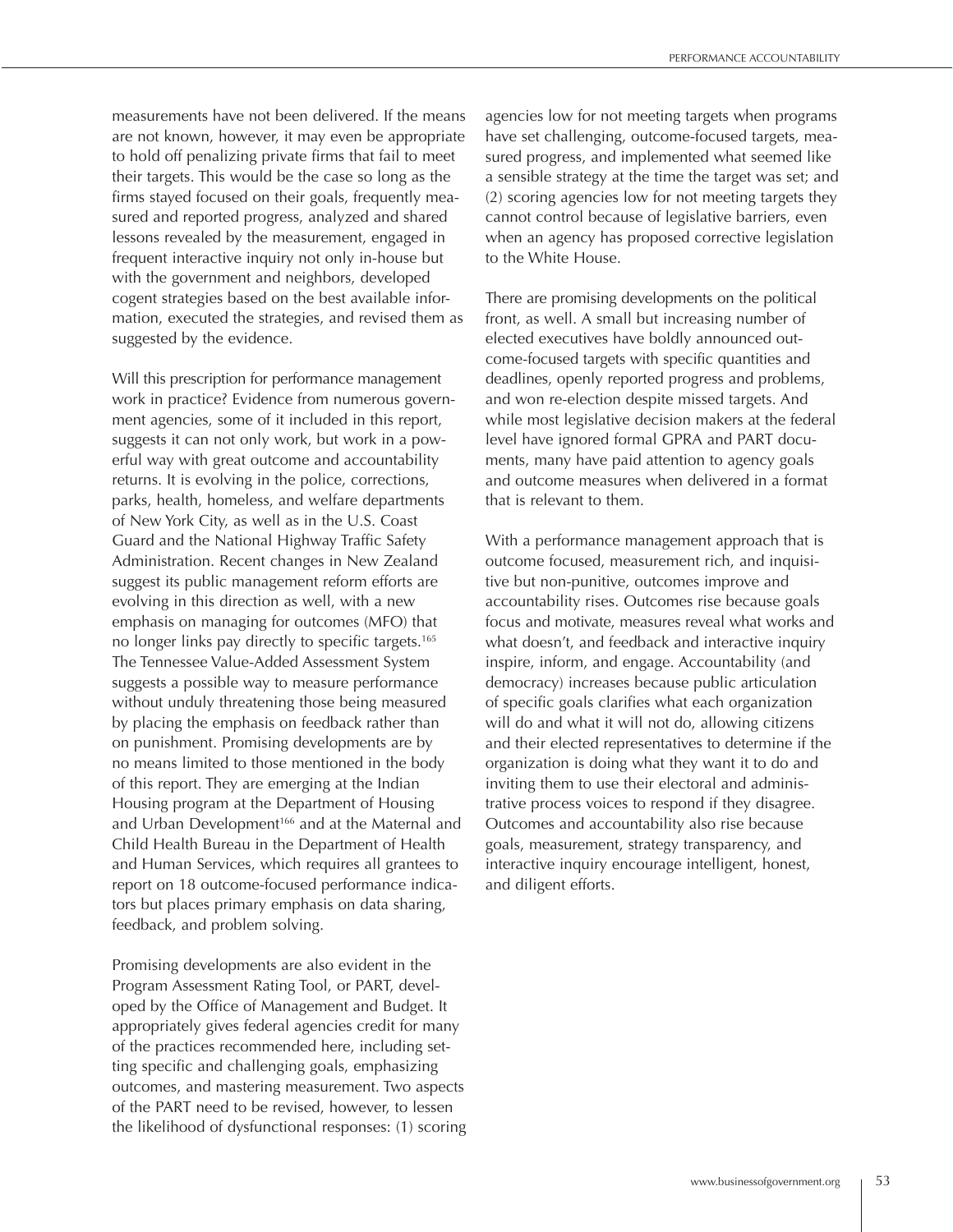measurements have not been delivered. If the means are not known, however, it may even be appropriate to hold off penalizing private firms that fail to meet their targets. This would be the case so long as the firms stayed focused on their goals, frequently measured and reported progress, analyzed and shared lessons revealed by the measurement, engaged in frequent interactive inquiry not only in-house but with the government and neighbors, developed cogent strategies based on the best available information, executed the strategies, and revised them as suggested by the evidence.

Will this prescription for performance management work in practice? Evidence from numerous government agencies, some of it included in this report, suggests it can not only work, but work in a powerful way with great outcome and accountability returns. It is evolving in the police, corrections, parks, health, homeless, and welfare departments of New York City, as well as in the U.S. Coast Guard and the National Highway Traffic Safety Administration. Recent changes in New Zealand suggest its public management reform efforts are evolving in this direction as well, with a new emphasis on managing for outcomes (MFO) that no longer links pay directly to specific targets.[165] The Tennessee Value-Added Assessment System suggests a possible way to measure performance without unduly threatening those being measured by placing the emphasis on feedback rather than on punishment. Promising developments are by no means limited to those mentioned in the body of this report. They are emerging at the Indian Housing program at the Department of Housing and Urban Development[166] and at the Maternal and Child Health Bureau in the Department of Health and Human Services, which requires all grantees to report on 18 outcome-focused performance indicators but places primary emphasis on data sharing, feedback, and problem solving.

Promising developments are also evident in the Program Assessment Rating Tool, or PART, developed by the Office of Management and Budget. It appropriately gives federal agencies credit for many of the practices recommended here, including setting specific and challenging goals, emphasizing outcomes, and mastering measurement. Two aspects of the PART need to be revised, however, to lessen the likelihood of dysfunctional responses: (1) scoring agencies low for not meeting targets when programs have set challenging, outcome-focused targets, measured progress, and implemented what seemed like a sensible strategy at the time the target was set; and (2) scoring agencies low for not meeting targets they cannot control because of legislative barriers, even when an agency has proposed corrective legislation to the White House.

There are promising developments on the political front, as well. A small but increasing number of elected executives have boldly announced outcome-focused targets with specific quantities and deadlines, openly reported progress and problems, and won re-election despite missed targets. And while most legislative decision makers at the federal level have ignored formal GPRA and PART documents, many have paid attention to agency goals and outcome measures when delivered in a format that is relevant to them.

With a performance management approach that is outcome focused, measurement rich, and inquisitive but non-punitive, outcomes improve and accountability rises. Outcomes rise because goals focus and motivate, measures reveal what works and what doesn't, and feedback and interactive inquiry inspire, inform, and engage. Accountability (and democracy) increases because public articulation of specific goals clarifies what each organization will do and what it will not do, allowing citizens and their elected representatives to determine if the organization is doing what they want it to do and inviting them to use their electoral and administrative process voices to respond if they disagree. Outcomes and accountability also rise because goals, measurement, strategy transparency, and interactive inquiry encourage intelligent, honest, and diligent efforts.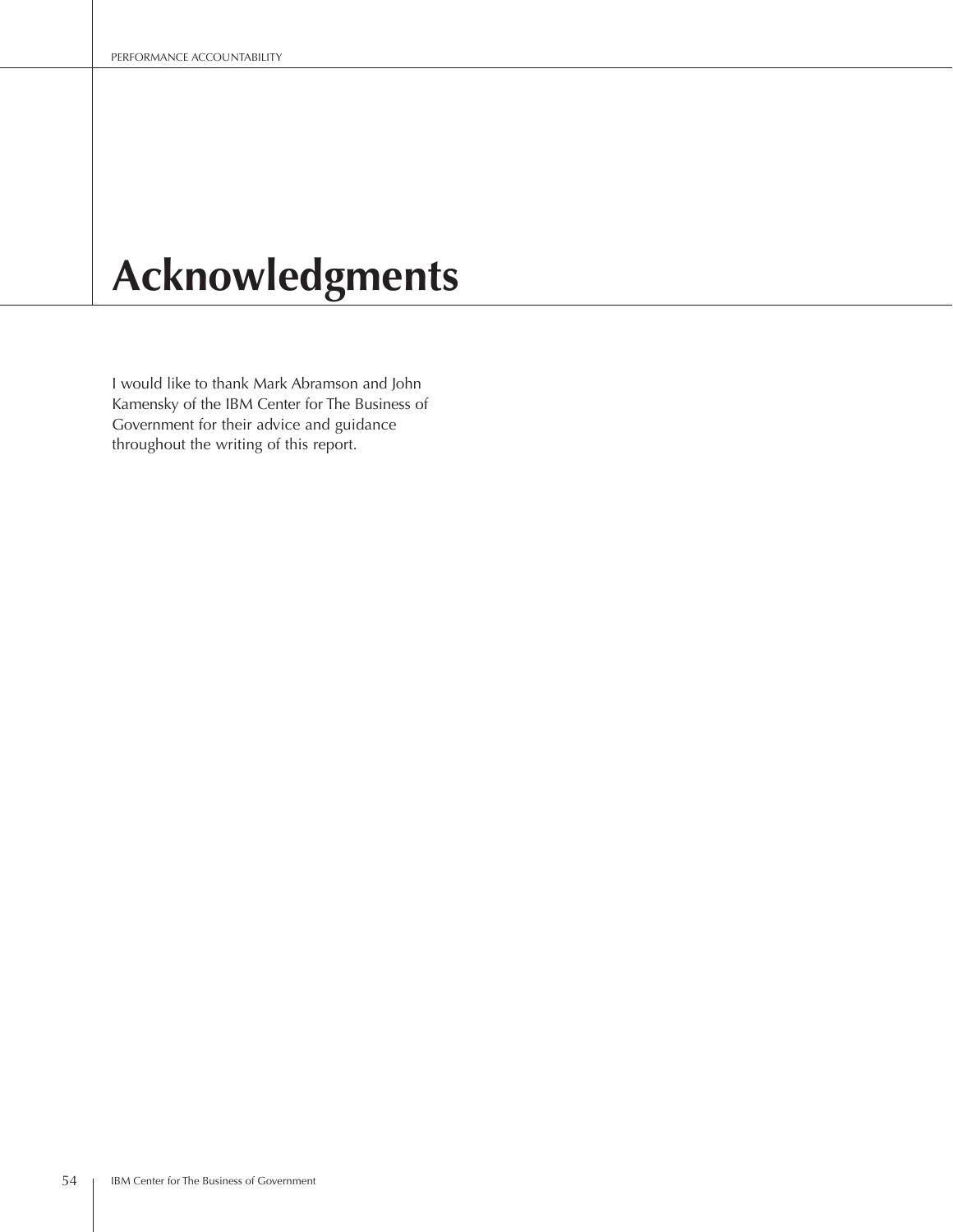# Acknowledgments

I would like to thank Mark Abramson and John Kamensky of the IBM Center for The Business of Government for their advice and guidance throughout the writing of this report.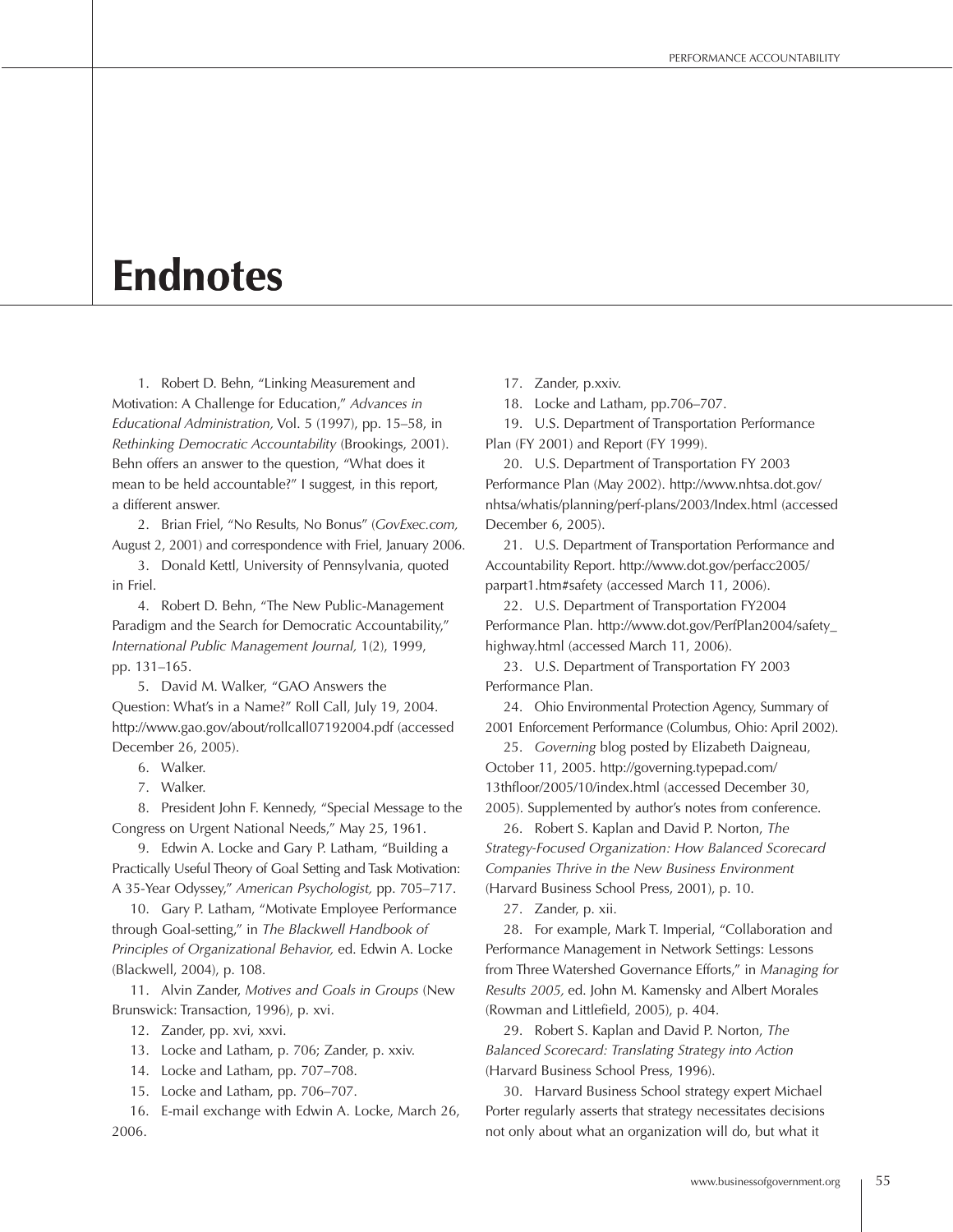# Endnotes

1. Robert D. Behn, "Linking Measurement and Motivation: A Challenge for Education," *Advances in Educational Administration,* Vol. 5 (1997), pp. 15–58, in *Rethinking Democratic Accountability* (Brookings, 2001). Behn offers an answer to the question, "What does it mean to be held accountable?" I suggest, in this report, a different answer.

2. Brian Friel, "No Results, No Bonus" (*GovExec.com,* August 2, 2001) and correspondence with Friel, January 2006.

3. Donald Kettl, University of Pennsylvania, quoted in Friel.

4. Robert D. Behn, "The New Public-Management Paradigm and the Search for Democratic Accountability," *International Public Management Journal,* 1(2), 1999, pp. 131–165.

5. David M. Walker, "GAO Answers the Question: What's in a Name?" Roll Call, July 19, 2004. http://www.gao.gov/about/rollcall07192004.pdf (accessed December 26, 2005).

6. Walker.

7. Walker.

8. President John F. Kennedy, "Special Message to the Congress on Urgent National Needs," May 25, 1961.

9. Edwin A. Locke and Gary P. Latham, "Building a Practically Useful Theory of Goal Setting and Task Motivation: A 35-Year Odyssey," *American Psychologist,* pp. 705–717.

10. Gary P. Latham, "Motivate Employee Performance through Goal-setting," in *The Blackwell Handbook of Principles of Organizational Behavior,* ed. Edwin A. Locke (Blackwell, 2004), p. 108.

11. Alvin Zander, *Motives and Goals in Groups* (New Brunswick: Transaction, 1996), p. xvi.

12. Zander, pp. xvi, xxvi.

13. Locke and Latham, p. 706; Zander, p. xxiv.

14. Locke and Latham, pp. 707–708.

15. Locke and Latham, pp. 706–707.

16. E-mail exchange with Edwin A. Locke, March 26, 2006.

17. Zander, p.xxiv.

18. Locke and Latham, pp.706–707.

19. U.S. Department of Transportation Performance Plan (FY 2001) and Report (FY 1999).

20. U.S. Department of Transportation FY 2003 Performance Plan (May 2002). http://www.nhtsa.dot.gov/nhtsa/whatis/planning/perf-plans/2003/Index.html (accessed December 6, 2005).

21. U.S. Department of Transportation Performance and Accountability Report. http://www.dot.gov/perfacc2005/parpart1.htm#safety (accessed March 11, 2006).

22. U.S. Department of Transportation FY2004 Performance Plan. http://www.dot.gov/PerfPlan2004/safety_highway.html (accessed March 11, 2006).

23. U.S. Department of Transportation FY 2003 Performance Plan.

24. Ohio Environmental Protection Agency, Summary of 2001 Enforcement Performance (Columbus, Ohio: April 2002).

25. *Governing* blog posted by Elizabeth Daigneau, October 11, 2005. http://governing.typepad.com/13thfloor/2005/10/index.html (accessed December 30, 2005). Supplemented by author's notes from conference.

26. Robert S. Kaplan and David P. Norton, *The Strategy-Focused Organization: How Balanced Scorecard Companies Thrive in the New Business Environment* (Harvard Business School Press, 2001), p. 10.

27. Zander, p. xii.

28. For example, Mark T. Imperial, "Collaboration and Performance Management in Network Settings: Lessons from Three Watershed Governance Efforts," in *Managing for Results 2005,* ed. John M. Kamensky and Albert Morales (Rowman and Littlefield, 2005), p. 404.

29. Robert S. Kaplan and David P. Norton, *The Balanced Scorecard: Translating Strategy into Action* (Harvard Business School Press, 1996).

30. Harvard Business School strategy expert Michael Porter regularly asserts that strategy necessitates decisions not only about what an organization will do, but what it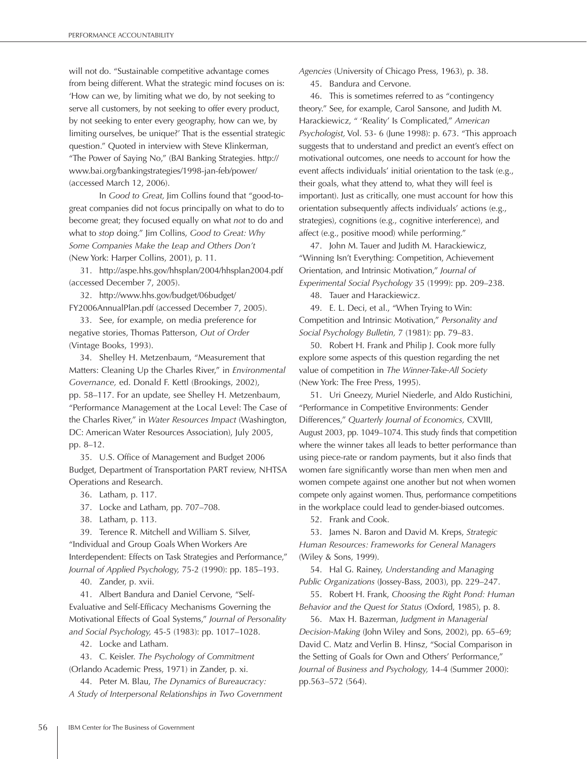will not do. "Sustainable competitive advantage comes from being different. What the strategic mind focuses on is: 'How can we, by limiting what we do, by not seeking to serve all customers, by not seeking to offer every product, by not seeking to enter every geography, how can we, by limiting ourselves, be unique?' That is the essential strategic question." Quoted in interview with Steve Klinkerman, "The Power of Saying No," (BAI Banking Strategies. http://www.bai.org/bankingstrategies/1998-jan-feb/power/ (accessed March 12, 2006).

In *Good to Great,* Jim Collins found that "good-to-great companies did not focus principally on what to do to become great; they focused equally on what *not* to do and what to *stop* doing." Jim Collins, *Good to Great: Why Some Companies Make the Leap and Others Don't* (New York: Harper Collins, 2001), p. 11.

31. http://aspe.hhs.gov/hsplan/2004/hhsplan2004.pdf (accessed December 7, 2005).

32. http://www.hhs.gov/budget/06budget/FY2006AnnualPlan.pdf (accessed December 7, 2005).

33. See, for example, on media preference for negative stories, Thomas Patterson, *Out of Order* (Vintage Books, 1993).

34. Shelley H. Metzenbaum, "Measurement that Matters: Cleaning Up the Charles River," in *Environmental Governance,* ed. Donald F. Kettl (Brookings, 2002), pp. 58–117. For an update, see Shelley H. Metzenbaum, "Performance Management at the Local Level: The Case of the Charles River," in *Water Resources Impact* (Washington, DC: American Water Resources Association), July 2005, pp. 8–12.

35. U.S. Office of Management and Budget 2006 Budget, Department of Transportation PART review, NHTSA Operations and Research.

36. Latham, p. 117.

37. Locke and Latham, pp. 707–708.

38. Latham, p. 113.

39. Terence R. Mitchell and William S. Silver, "Individual and Group Goals When Workers Are Interdependent: Effects on Task Strategies and Performance," *Journal of Applied Psychology,* 75-2 (1990): pp. 185–193.

40. Zander, p. xvii.

41. Albert Bandura and Daniel Cervone, "Self-Evaluative and Self-Efficacy Mechanisms Governing the Motivational Effects of Goal Systems," *Journal of Personality and Social Psychology,* 45-5 (1983): pp. 1017–1028.

42. Locke and Latham.

43. C. Keisler. *The Psychology of Commitment* (Orlando Academic Press, 1971) in Zander, p. xi.

44. Peter M. Blau, *The Dynamics of Bureaucracy: A Study of Interpersonal Relationships in Two Government Agencies* (University of Chicago Press, 1963), p. 38.

45. Bandura and Cervone.

46. This is sometimes referred to as "contingency theory." See, for example, Carol Sansone, and Judith M. Harackiewicz, " 'Reality' Is Complicated," *American Psychologist,* Vol. 53- 6 (June 1998): p. 673. "This approach suggests that to understand and predict an event's effect on motivational outcomes, one needs to account for how the event affects individuals' initial orientation to the task (e.g., their goals, what they attend to, what they will feel is important). Just as critically, one must account for how this orientation subsequently affects individuals' actions (e.g., strategies), cognitions (e.g., cognitive interference), and affect (e.g., positive mood) while performing."

47. John M. Tauer and Judith M. Harackiewicz, "Winning Isn't Everything: Competition, Achievement Orientation, and Intrinsic Motivation," *Journal of Experimental Social Psychology* 35 (1999): pp. 209–238.

48. Tauer and Harackiewicz.

49. E. L. Deci, et al., "When Trying to Win: Competition and Intrinsic Motivation," *Personality and Social Psychology Bulletin,* 7 (1981): pp. 79–83.

50. Robert H. Frank and Philip J. Cook more fully explore some aspects of this question regarding the net value of competition in *The Winner-Take-All Society* (New York: The Free Press, 1995).

51. Uri Gneezy, Muriel Niederle, and Aldo Rustichini, "Performance in Competitive Environments: Gender Differences," *Quarterly Journal of Economics,* CXVIII, August 2003, pp. 1049–1074. This study finds that competition where the winner takes all leads to better performance than using piece-rate or random payments, but it also finds that women fare significantly worse than men when men and women compete against one another but not when women compete only against women. Thus, performance competitions in the workplace could lead to gender-biased outcomes.

52. Frank and Cook.

53. James N. Baron and David M. Kreps, *Strategic Human Resources: Frameworks for General Managers* (Wiley & Sons, 1999).

54. Hal G. Rainey, *Understanding and Managing Public Organizations* (Jossey-Bass, 2003), pp. 229–247.

55. Robert H. Frank, *Choosing the Right Pond: Human Behavior and the Quest for Status* (Oxford, 1985), p. 8.

56. Max H. Bazerman, *Judgment in Managerial Decision-Making* (John Wiley and Sons, 2002), pp. 65–69; David C. Matz and Verlin B. Hinsz, "Social Comparison in the Setting of Goals for Own and Others' Performance," *Journal of Business and Psychology,* 14-4 (Summer 2000): pp.563–572 (564).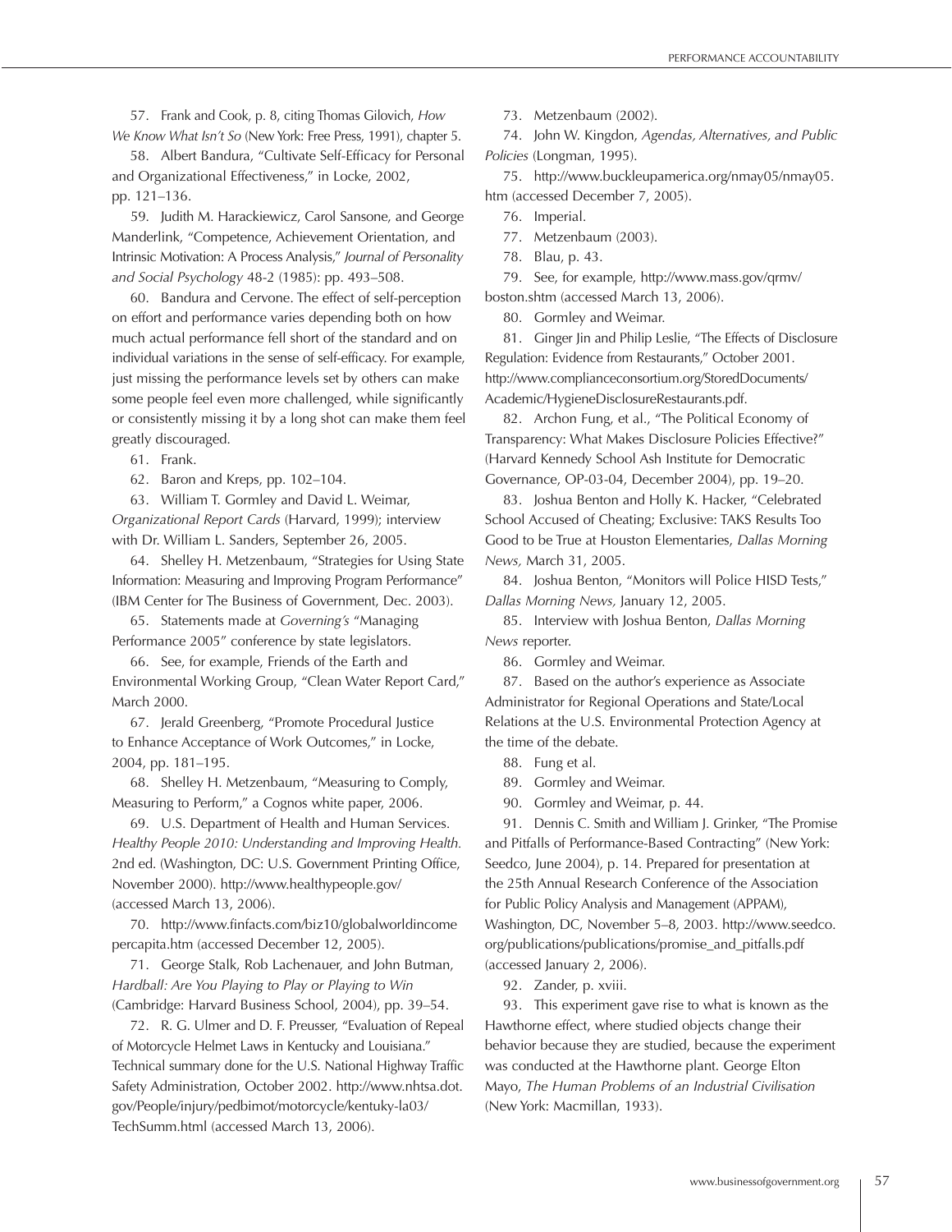57. Frank and Cook, p. 8, citing Thomas Gilovich, *How We Know What Isn't So* (New York: Free Press, 1991), chapter 5.

58. Albert Bandura, "Cultivate Self-Efficacy for Personal and Organizational Effectiveness," in Locke, 2002, pp. 121–136.

59. Judith M. Harackiewicz, Carol Sansone, and George Manderlink, "Competence, Achievement Orientation, and Intrinsic Motivation: A Process Analysis," *Journal of Personality and Social Psychology* 48-2 (1985): pp. 493–508.

60. Bandura and Cervone. The effect of self-perception on effort and performance varies depending both on how much actual performance fell short of the standard and on individual variations in the sense of self-efficacy. For example, just missing the performance levels set by others can make some people feel even more challenged, while significantly or consistently missing it by a long shot can make them feel greatly discouraged.

61. Frank.

62. Baron and Kreps, pp. 102–104.

63. William T. Gormley and David L. Weimar, *Organizational Report Cards* (Harvard, 1999); interview with Dr. William L. Sanders, September 26, 2005.

64. Shelley H. Metzenbaum, "Strategies for Using State Information: Measuring and Improving Program Performance" (IBM Center for The Business of Government, Dec. 2003).

65. Statements made at *Governing's* "Managing Performance 2005" conference by state legislators.

66. See, for example, Friends of the Earth and Environmental Working Group, "Clean Water Report Card," March 2000.

67. Jerald Greenberg, "Promote Procedural Justice to Enhance Acceptance of Work Outcomes," in Locke, 2004, pp. 181–195.

68. Shelley H. Metzenbaum, "Measuring to Comply, Measuring to Perform," a Cognos white paper, 2006.

69. U.S. Department of Health and Human Services. *Healthy People 2010: Understanding and Improving Health.* 2nd ed. (Washington, DC: U.S. Government Printing Office, November 2000). http://www.healthypeople.gov/ (accessed March 13, 2006).

70. http://www.finfacts.com/biz10/globalworldincomepercapita.htm (accessed December 12, 2005).

71. George Stalk, Rob Lachenauer, and John Butman, *Hardball: Are You Playing to Play or Playing to Win* (Cambridge: Harvard Business School, 2004), pp. 39–54.

72. R. G. Ulmer and D. F. Preusser, "Evaluation of Repeal of Motorcycle Helmet Laws in Kentucky and Louisiana." Technical summary done for the U.S. National Highway Traffic Safety Administration, October 2002. http://www.nhtsa.dot.gov/People/injury/pedbimot/motorcycle/kentuky-la03/TechSumm.html (accessed March 13, 2006).

73. Metzenbaum (2002).

74. John W. Kingdon, *Agendas, Alternatives, and Public Policies* (Longman, 1995).

75. http://www.buckleupamerica.org/nmay05/nmay05.htm (accessed December 7, 2005).

76. Imperial.

77. Metzenbaum (2003).

78. Blau, p. 43.

79. See, for example, http://www.mass.gov/qrmv/boston.shtm (accessed March 13, 2006).

80. Gormley and Weimar.

81. Ginger Jin and Philip Leslie, "The Effects of Disclosure Regulation: Evidence from Restaurants," October 2001. http://www.complianceconsortium.org/StoredDocuments/Academic/HygieneDisclosureRestaurants.pdf.

82. Archon Fung, et al., "The Political Economy of Transparency: What Makes Disclosure Policies Effective?" (Harvard Kennedy School Ash Institute for Democratic Governance, OP-03-04, December 2004), pp. 19–20.

83. Joshua Benton and Holly K. Hacker, "Celebrated School Accused of Cheating; Exclusive: TAKS Results Too Good to be True at Houston Elementaries, *Dallas Morning News,* March 31, 2005.

84. Joshua Benton, "Monitors will Police HISD Tests," *Dallas Morning News,* January 12, 2005.

85. Interview with Joshua Benton, *Dallas Morning News* reporter.

86. Gormley and Weimar.

87. Based on the author's experience as Associate Administrator for Regional Operations and State/Local Relations at the U.S. Environmental Protection Agency at the time of the debate.

88. Fung et al.

89. Gormley and Weimar.

90. Gormley and Weimar, p. 44.

91. Dennis C. Smith and William J. Grinker, "The Promise and Pitfalls of Performance-Based Contracting" (New York: Seedco, June 2004), p. 14. Prepared for presentation at the 25th Annual Research Conference of the Association for Public Policy Analysis and Management (APPAM), Washington, DC, November 5–8, 2003. http://www.seedco.org/publications/publications/promise_and_pitfalls.pdf (accessed January 2, 2006).

92. Zander, p. xviii.

93. This experiment gave rise to what is known as the Hawthorne effect, where studied objects change their behavior because they are studied, because the experiment was conducted at the Hawthorne plant. George Elton Mayo, *The Human Problems of an Industrial Civilisation* (New York: Macmillan, 1933).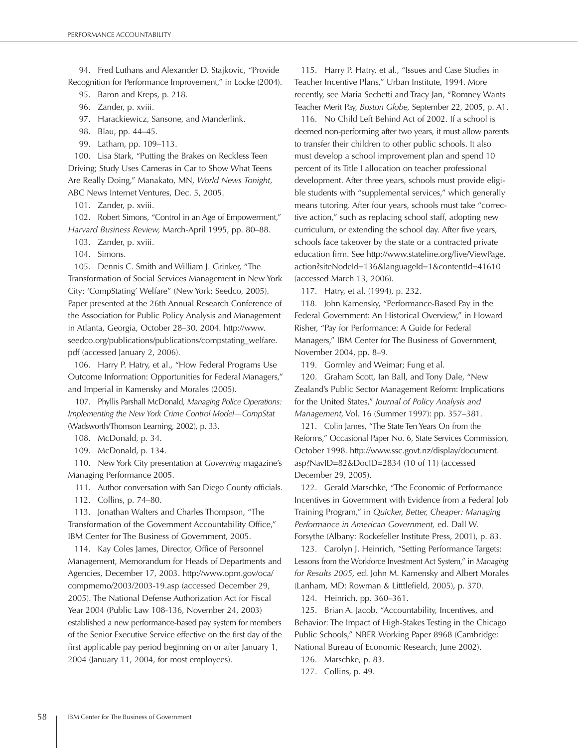94. Fred Luthans and Alexander D. Stajkovic, "Provide Recognition for Performance Improvement," in Locke (2004).

95. Baron and Kreps, p. 218.

96. Zander, p. xviii.

97. Harackiewicz, Sansone, and Manderlink.

98. Blau, pp. 44–45.

99. Latham, pp. 109–113.

100. Lisa Stark, "Putting the Brakes on Reckless Teen Driving; Study Uses Cameras in Car to Show What Teens Are Really Doing," Manakato, MN, *World News Tonight,* ABC News Internet Ventures, Dec. 5, 2005.

101. Zander, p. xviii.

102. Robert Simons, "Control in an Age of Empowerment," *Harvard Business Review,* March-April 1995, pp. 80–88.

103. Zander, p. xviii.

104. Simons.

105. Dennis C. Smith and William J. Grinker, "The Transformation of Social Services Management in New York City: 'CompStating' Welfare" (New York: Seedco, 2005). Paper presented at the 26th Annual Research Conference of the Association for Public Policy Analysis and Management in Atlanta, Georgia, October 28–30, 2004. http://www.seedco.org/publications/publications/compstating_welfare.pdf (accessed January 2, 2006).

106. Harry P. Hatry, et al., "How Federal Programs Use Outcome Information: Opportunities for Federal Managers," and Imperial in Kamensky and Morales (2005).

107. Phyllis Parshall McDonald, *Managing Police Operations: Implementing the New York Crime Control Model—CompStat* (Wadsworth/Thomson Learning, 2002), p. 33.

108. McDonald, p. 34.

109. McDonald, p. 134.

110. New York City presentation at *Governing* magazine's Managing Performance 2005.

111. Author conversation with San Diego County officials.

112. Collins, p. 74–80.

113. Jonathan Walters and Charles Thompson, "The Transformation of the Government Accountability Office," IBM Center for The Business of Government, 2005.

114. Kay Coles James, Director, Office of Personnel Management, Memorandum for Heads of Departments and Agencies, December 17, 2003. http://www.opm.gov/oca/compmemo/2003/2003-19.asp (accessed December 29, 2005). The National Defense Authorization Act for Fiscal Year 2004 (Public Law 108-136, November 24, 2003) established a new performance-based pay system for members of the Senior Executive Service effective on the first day of the first applicable pay period beginning on or after January 1, 2004 (January 11, 2004, for most employees).

115. Harry P. Hatry, et al., "Issues and Case Studies in Teacher Incentive Plans," Urban Institute, 1994. More recently, see Maria Sechetti and Tracy Jan, "Romney Wants Teacher Merit Pay, *Boston Globe,* September 22, 2005, p. A1.

116. No Child Left Behind Act of 2002. If a school is deemed non-performing after two years, it must allow parents to transfer their children to other public schools. It also must develop a school improvement plan and spend 10 percent of its Title I allocation on teacher professional development. After three years, schools must provide eligible students with "supplemental services," which generally means tutoring. After four years, schools must take "corrective action," such as replacing school staff, adopting new curriculum, or extending the school day. After five years, schools face takeover by the state or a contracted private education firm. See http://www.stateline.org/live/ViewPage.action?siteNodeId=136&languageId=1&contentId=41610 (accessed March 13, 2006).

117. Hatry, et al. (1994), p. 232.

118. John Kamensky, "Performance-Based Pay in the Federal Government: An Historical Overview," in Howard Risher, "Pay for Performance: A Guide for Federal Managers," IBM Center for The Business of Government, November 2004, pp. 8–9.

119. Gormley and Weimar; Fung et al.

120. Graham Scott, Ian Ball, and Tony Dale, "New Zealand's Public Sector Management Reform: Implications for the United States," *Journal of Policy Analysis and Management,* Vol. 16 (Summer 1997): pp. 357–381.

121. Colin James, "The State Ten Years On from the Reforms," Occasional Paper No. 6, State Services Commission, October 1998. http://www.ssc.govt.nz/display/document.asp?NavID=82&DocID=2834 (10 of 11) (accessed December 29, 2005).

122. Gerald Marschke, "The Economic of Performance Incentives in Government with Evidence from a Federal Job Training Program," in *Quicker, Better, Cheaper: Managing Performance in American Government,* ed. Dall W. Forsythe (Albany: Rockefeller Institute Press, 2001), p. 83.

123. Carolyn J. Heinrich, "Setting Performance Targets: Lessons from the Workforce Investment Act System," in *Managing for Results 2005,* ed. John M. Kamensky and Albert Morales (Lanham, MD: Rowman & Litttlefield, 2005), p. 370.

124. Heinrich, pp. 360–361.

125. Brian A. Jacob, "Accountability, Incentives, and Behavior: The Impact of High-Stakes Testing in the Chicago Public Schools," NBER Working Paper 8968 (Cambridge: National Bureau of Economic Research, June 2002).

126. Marschke, p. 83.

127. Collins, p. 49.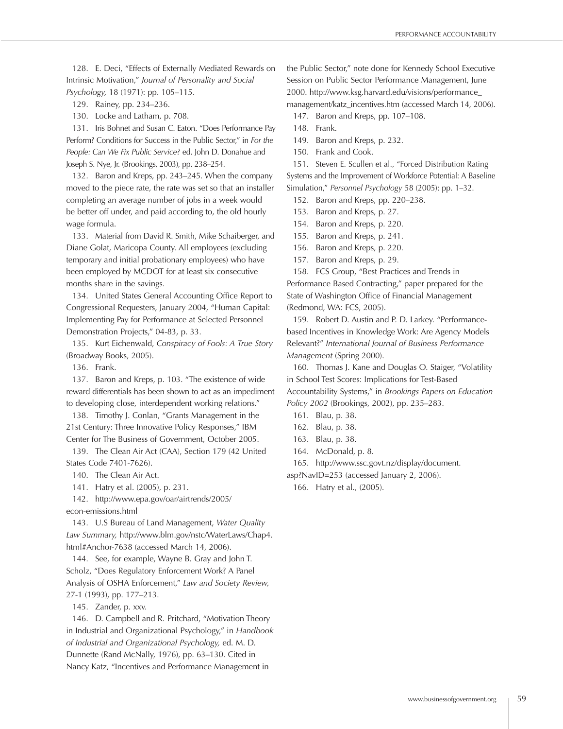128. E. Deci, "Effects of Externally Mediated Rewards on Intrinsic Motivation," *Journal of Personality and Social Psychology,* 18 (1971): pp. 105–115.

129. Rainey, pp. 234–236.

130. Locke and Latham, p. 708.

131. Iris Bohnet and Susan C. Eaton. "Does Performance Pay Perform? Conditions for Success in the Public Sector," in *For the People: Can We Fix Public Service?* ed. John D. Donahue and Joseph S. Nye, Jr. (Brookings, 2003), pp. 238–254.

132. Baron and Kreps, pp. 243–245. When the company moved to the piece rate, the rate was set so that an installer completing an average number of jobs in a week would be better off under, and paid according to, the old hourly wage formula.

133. Material from David R. Smith, Mike Schaiberger, and Diane Golat, Maricopa County. All employees (excluding temporary and initial probationary employees) who have been employed by MCDOT for at least six consecutive months share in the savings.

134. United States General Accounting Office Report to Congressional Requesters, January 2004, "Human Capital: Implementing Pay for Performance at Selected Personnel Demonstration Projects," 04-83, p. 33.

135. Kurt Eichenwald, *Conspiracy of Fools: A True Story* (Broadway Books, 2005).

136. Frank.

137. Baron and Kreps, p. 103. "The existence of wide reward differentials has been shown to act as an impediment to developing close, interdependent working relations."

138. Timothy J. Conlan, "Grants Management in the 21st Century: Three Innovative Policy Responses," IBM Center for The Business of Government, October 2005.

139. The Clean Air Act (CAA), Section 179 (42 United States Code 7401-7626).

140. The Clean Air Act.

141. Hatry et al. (2005), p. 231.

142. http://www.epa.gov/oar/airtrends/2005/econ-emissions.html

143. U.S Bureau of Land Management, *Water Quality Law Summary,* http://www.blm.gov/nstc/WaterLaws/Chap4.html#Anchor-7638 (accessed March 14, 2006).

144. See, for example, Wayne B. Gray and John T. Scholz, "Does Regulatory Enforcement Work? A Panel Analysis of OSHA Enforcement," *Law and Society Review,* 27-1 (1993), pp. 177–213.

145. Zander, p. xxv.

146. D. Campbell and R. Pritchard, "Motivation Theory in Industrial and Organizational Psychology," in *Handbook of Industrial and Organizational Psychology,* ed. M. D. Dunnette (Rand McNally, 1976), pp. 63–130. Cited in Nancy Katz, "Incentives and Performance Management in the Public Sector," note done for Kennedy School Executive Session on Public Sector Performance Management, June 2000. http://www.ksg.harvard.edu/visions/performance_management/katz_incentives.htm (accessed March 14, 2006).

147. Baron and Kreps, pp. 107–108.

148. Frank.

149. Baron and Kreps, p. 232.

150. Frank and Cook.

151. Steven E. Scullen et al., "Forced Distribution Rating Systems and the Improvement of Workforce Potential: A Baseline Simulation," *Personnel Psychology* 58 (2005): pp. 1–32.

152. Baron and Kreps, pp. 220–238.

153. Baron and Kreps, p. 27.

154. Baron and Kreps, p. 220.

155. Baron and Kreps, p. 241.

156. Baron and Kreps, p. 220.

157. Baron and Kreps, p. 29.

158. FCS Group, "Best Practices and Trends in Performance Based Contracting," paper prepared for the State of Washington Office of Financial Management (Redmond, WA: FCS, 2005).

159. Robert D. Austin and P. D. Larkey. "Performance-based Incentives in Knowledge Work: Are Agency Models Relevant?" *International Journal of Business Performance Management* (Spring 2000).

160. Thomas J. Kane and Douglas O. Staiger, "Volatility in School Test Scores: Implications for Test-Based Accountability Systems," in *Brookings Papers on Education Policy 2002* (Brookings, 2002), pp. 235–283.

161. Blau, p. 38.

162. Blau, p. 38.

163. Blau, p. 38.

164. McDonald, p. 8.

165. http://www.ssc.govt.nz/display/document.asp?NavID=253 (accessed January 2, 2006).

166. Hatry et al., (2005).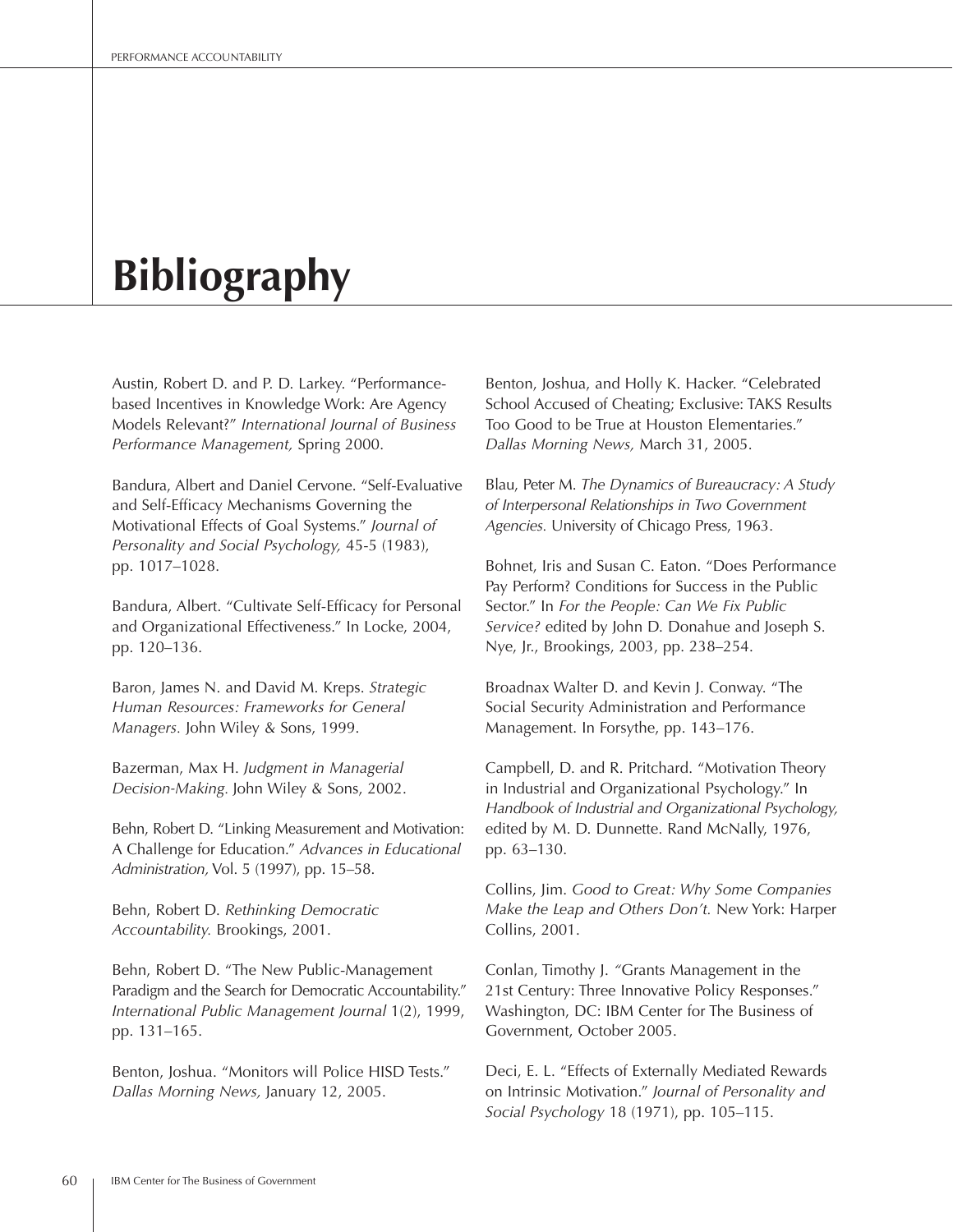# Bibliography

Austin, Robert D. and P. D. Larkey. "Performance-based Incentives in Knowledge Work: Are Agency Models Relevant?" *International Journal of Business Performance Management,* Spring 2000.

Bandura, Albert and Daniel Cervone. "Self-Evaluative and Self-Efficacy Mechanisms Governing the Motivational Effects of Goal Systems." *Journal of Personality and Social Psychology,* 45-5 (1983), pp. 1017–1028.

Bandura, Albert. "Cultivate Self-Efficacy for Personal and Organizational Effectiveness." In Locke, 2004, pp. 120–136.

Baron, James N. and David M. Kreps. *Strategic Human Resources: Frameworks for General Managers.* John Wiley & Sons, 1999.

Bazerman, Max H. *Judgment in Managerial Decision-Making.* John Wiley & Sons, 2002.

Behn, Robert D. "Linking Measurement and Motivation: A Challenge for Education." *Advances in Educational Administration,* Vol. 5 (1997), pp. 15–58.

Behn, Robert D. *Rethinking Democratic Accountability.* Brookings, 2001.

Behn, Robert D. "The New Public-Management Paradigm and the Search for Democratic Accountability." *International Public Management Journal* 1(2), 1999, pp. 131–165.

Benton, Joshua. "Monitors will Police HISD Tests." *Dallas Morning News,* January 12, 2005.

Benton, Joshua, and Holly K. Hacker. "Celebrated School Accused of Cheating; Exclusive: TAKS Results Too Good to be True at Houston Elementaries." *Dallas Morning News,* March 31, 2005.

Blau, Peter M. *The Dynamics of Bureaucracy: A Study of Interpersonal Relationships in Two Government Agencies.* University of Chicago Press, 1963.

Bohnet, Iris and Susan C. Eaton. "Does Performance Pay Perform? Conditions for Success in the Public Sector." In *For the People: Can We Fix Public Service?* edited by John D. Donahue and Joseph S. Nye, Jr., Brookings, 2003, pp. 238–254.

Broadnax Walter D. and Kevin J. Conway. "The Social Security Administration and Performance Management. In Forsythe, pp. 143–176.

Campbell, D. and R. Pritchard. "Motivation Theory in Industrial and Organizational Psychology." In *Handbook of Industrial and Organizational Psychology,* edited by M. D. Dunnette. Rand McNally, 1976, pp. 63–130.

Collins, Jim. *Good to Great: Why Some Companies Make the Leap and Others Don't.* New York: Harper Collins, 2001.

Conlan, Timothy J. "Grants Management in the 21st Century: Three Innovative Policy Responses." Washington, DC: IBM Center for The Business of Government, October 2005.

Deci, E. L. "Effects of Externally Mediated Rewards on Intrinsic Motivation." *Journal of Personality and Social Psychology* 18 (1971), pp. 105–115.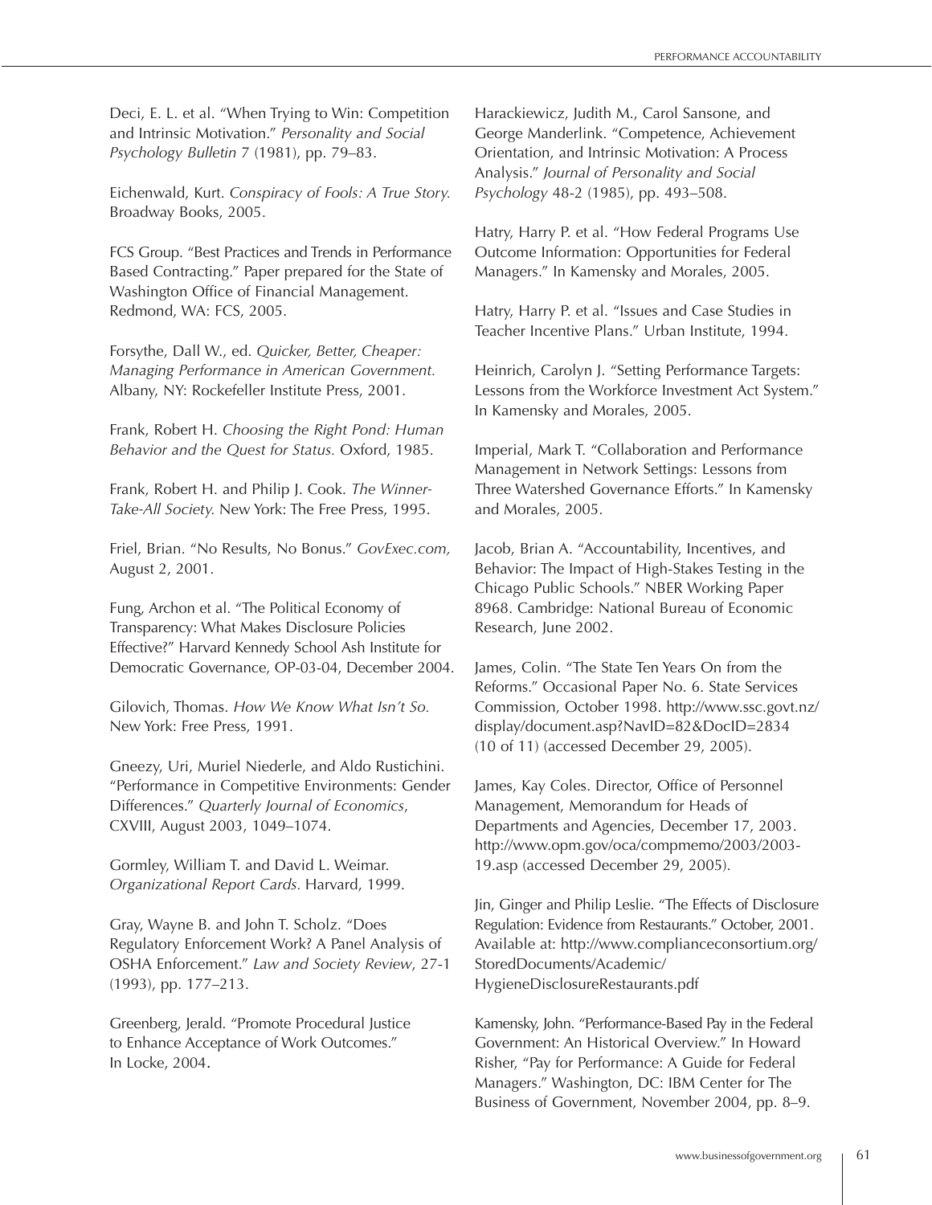Deci, E. L. et al. “When Trying to Win: Competition and Intrinsic Motivation.” *Personality and Social Psychology Bulletin* 7 (1981), pp. 79–83.

Eichenwald, Kurt. *Conspiracy of Fools: A True Story.* Broadway Books, 2005.

FCS Group. “Best Practices and Trends in Performance Based Contracting.” Paper prepared for the State of Washington Office of Financial Management. Redmond, WA: FCS, 2005.

Forsythe, Dall W., ed. *Quicker, Better, Cheaper: Managing Performance in American Government.* Albany, NY: Rockefeller Institute Press, 2001.

Frank, Robert H. *Choosing the Right Pond: Human Behavior and the Quest for Status.* Oxford, 1985.

Frank, Robert H. and Philip J. Cook. *The Winner-Take-All Society.* New York: The Free Press, 1995.

Friel, Brian. “No Results, No Bonus.” *GovExec.com,* August 2, 2001.

Fung, Archon et al. “The Political Economy of Transparency: What Makes Disclosure Policies Effective?” Harvard Kennedy School Ash Institute for Democratic Governance, OP-03-04, December 2004.

Gilovich, Thomas. *How We Know What Isn’t So.* New York: Free Press, 1991.

Gneezy, Uri, Muriel Niederle, and Aldo Rustichini. “Performance in Competitive Environments: Gender Differences.” *Quarterly Journal of Economics*, CXVIII, August 2003, 1049–1074.

Gormley, William T. and David L. Weimar. *Organizational Report Cards.* Harvard, 1999.

Gray, Wayne B. and John T. Scholz. “Does Regulatory Enforcement Work? A Panel Analysis of OSHA Enforcement.” *Law and Society Review*, 27-1 (1993), pp. 177–213.

Greenberg, Jerald. “Promote Procedural Justice to Enhance Acceptance of Work Outcomes.” In Locke, 2004.

Harackiewicz, Judith M., Carol Sansone, and George Manderlink. “Competence, Achievement Orientation, and Intrinsic Motivation: A Process Analysis.” *Journal of Personality and Social Psychology* 48-2 (1985), pp. 493–508.

Hatry, Harry P. et al. “How Federal Programs Use Outcome Information: Opportunities for Federal Managers.” In Kamensky and Morales, 2005.

Hatry, Harry P. et al. “Issues and Case Studies in Teacher Incentive Plans.” Urban Institute, 1994.

Heinrich, Carolyn J. “Setting Performance Targets: Lessons from the Workforce Investment Act System.” In Kamensky and Morales, 2005.

Imperial, Mark T. “Collaboration and Performance Management in Network Settings: Lessons from Three Watershed Governance Efforts.” In Kamensky and Morales, 2005.

Jacob, Brian A. “Accountability, Incentives, and Behavior: The Impact of High-Stakes Testing in the Chicago Public Schools.” NBER Working Paper 8968. Cambridge: National Bureau of Economic Research, June 2002.

James, Colin. “The State Ten Years On from the Reforms.” Occasional Paper No. 6. State Services Commission, October 1998. http://www.ssc.govt.nz/display/document.asp?NavID=82&DocID=2834 (10 of 11) (accessed December 29, 2005).

James, Kay Coles. Director, Office of Personnel Management, Memorandum for Heads of Departments and Agencies, December 17, 2003. http://www.opm.gov/oca/compmemo/2003/2003-19.asp (accessed December 29, 2005).

Jin, Ginger and Philip Leslie. “The Effects of Disclosure Regulation: Evidence from Restaurants.” October, 2001. Available at: http://www.complianceconsortium.org/StoredDocuments/Academic/HygieneDisclosureRestaurants.pdf

Kamensky, John. “Performance-Based Pay in the Federal Government: An Historical Overview.” In Howard Risher, “Pay for Performance: A Guide for Federal Managers.” Washington, DC: IBM Center for The Business of Government, November 2004, pp. 8–9.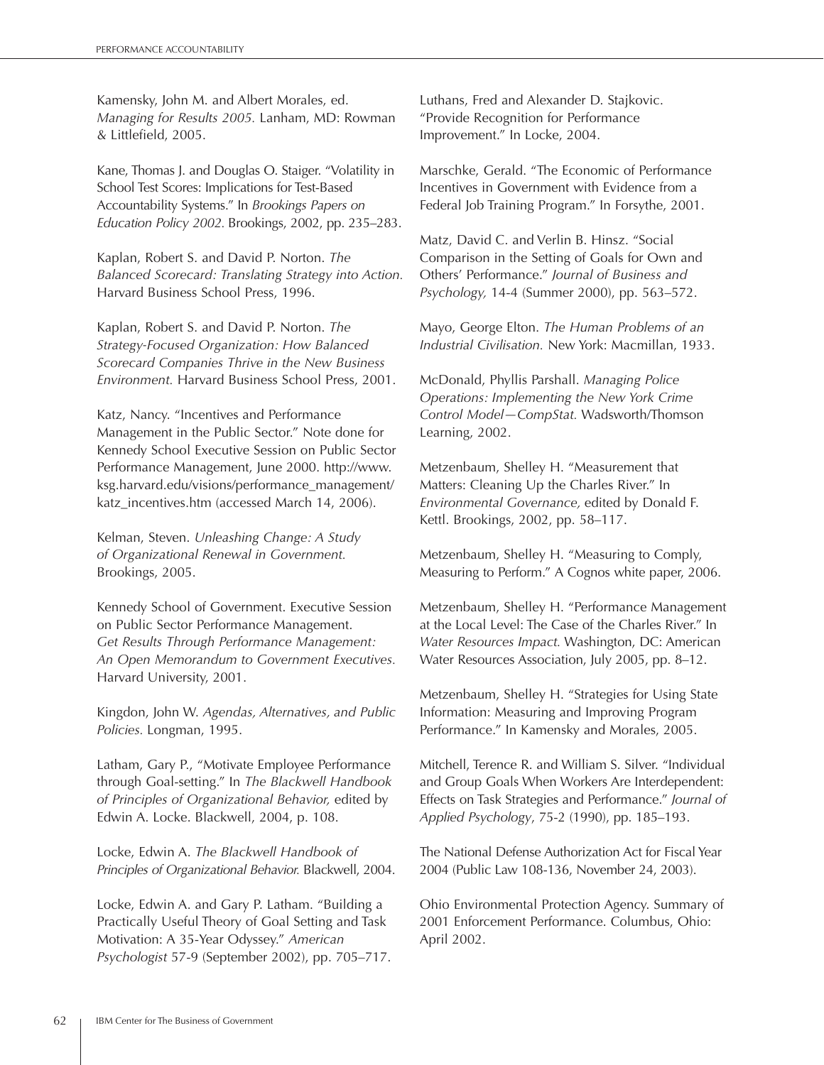Kamensky, John M. and Albert Morales, ed. *Managing for Results 2005.* Lanham, MD: Rowman & Littlefield, 2005.

Kane, Thomas J. and Douglas O. Staiger. "Volatility in School Test Scores: Implications for Test-Based Accountability Systems." In *Brookings Papers on Education Policy 2002.* Brookings, 2002, pp. 235–283.

Kaplan, Robert S. and David P. Norton. *The Balanced Scorecard: Translating Strategy into Action.* Harvard Business School Press, 1996.

Kaplan, Robert S. and David P. Norton. *The Strategy-Focused Organization: How Balanced Scorecard Companies Thrive in the New Business Environment.* Harvard Business School Press, 2001.

Katz, Nancy. "Incentives and Performance Management in the Public Sector." Note done for Kennedy School Executive Session on Public Sector Performance Management, June 2000. http://www.ksg.harvard.edu/visions/performance_management/katz_incentives.htm (accessed March 14, 2006).

Kelman, Steven. *Unleashing Change: A Study of Organizational Renewal in Government.* Brookings, 2005.

Kennedy School of Government. Executive Session on Public Sector Performance Management. *Get Results Through Performance Management: An Open Memorandum to Government Executives.* Harvard University, 2001.

Kingdon, John W. *Agendas, Alternatives, and Public Policies.* Longman, 1995.

Latham, Gary P., "Motivate Employee Performance through Goal-setting." In *The Blackwell Handbook of Principles of Organizational Behavior,* edited by Edwin A. Locke. Blackwell, 2004, p. 108.

Locke, Edwin A. *The Blackwell Handbook of Principles of Organizational Behavior.* Blackwell, 2004.

Locke, Edwin A. and Gary P. Latham. "Building a Practically Useful Theory of Goal Setting and Task Motivation: A 35-Year Odyssey." *American Psychologist* 57-9 (September 2002), pp. 705–717.

Luthans, Fred and Alexander D. Stajkovic. "Provide Recognition for Performance Improvement." In Locke, 2004.

Marschke, Gerald. "The Economic of Performance Incentives in Government with Evidence from a Federal Job Training Program." In Forsythe, 2001.

Matz, David C. and Verlin B. Hinsz. "Social Comparison in the Setting of Goals for Own and Others' Performance." *Journal of Business and Psychology,* 14-4 (Summer 2000), pp. 563–572.

Mayo, George Elton. *The Human Problems of an Industrial Civilisation.* New York: Macmillan, 1933.

McDonald, Phyllis Parshall. *Managing Police Operations: Implementing the New York Crime Control Model—CompStat.* Wadsworth/Thomson Learning, 2002.

Metzenbaum, Shelley H. "Measurement that Matters: Cleaning Up the Charles River." In *Environmental Governance,* edited by Donald F. Kettl. Brookings, 2002, pp. 58–117.

Metzenbaum, Shelley H. "Measuring to Comply, Measuring to Perform." A Cognos white paper, 2006.

Metzenbaum, Shelley H. "Performance Management at the Local Level: The Case of the Charles River." In *Water Resources Impact.* Washington, DC: American Water Resources Association, July 2005, pp. 8–12.

Metzenbaum, Shelley H. "Strategies for Using State Information: Measuring and Improving Program Performance." In Kamensky and Morales, 2005.

Mitchell, Terence R. and William S. Silver. "Individual and Group Goals When Workers Are Interdependent: Effects on Task Strategies and Performance." *Journal of Applied Psychology*, 75-2 (1990), pp. 185–193.

The National Defense Authorization Act for Fiscal Year 2004 (Public Law 108-136, November 24, 2003).

Ohio Environmental Protection Agency. Summary of 2001 Enforcement Performance. Columbus, Ohio: April 2002.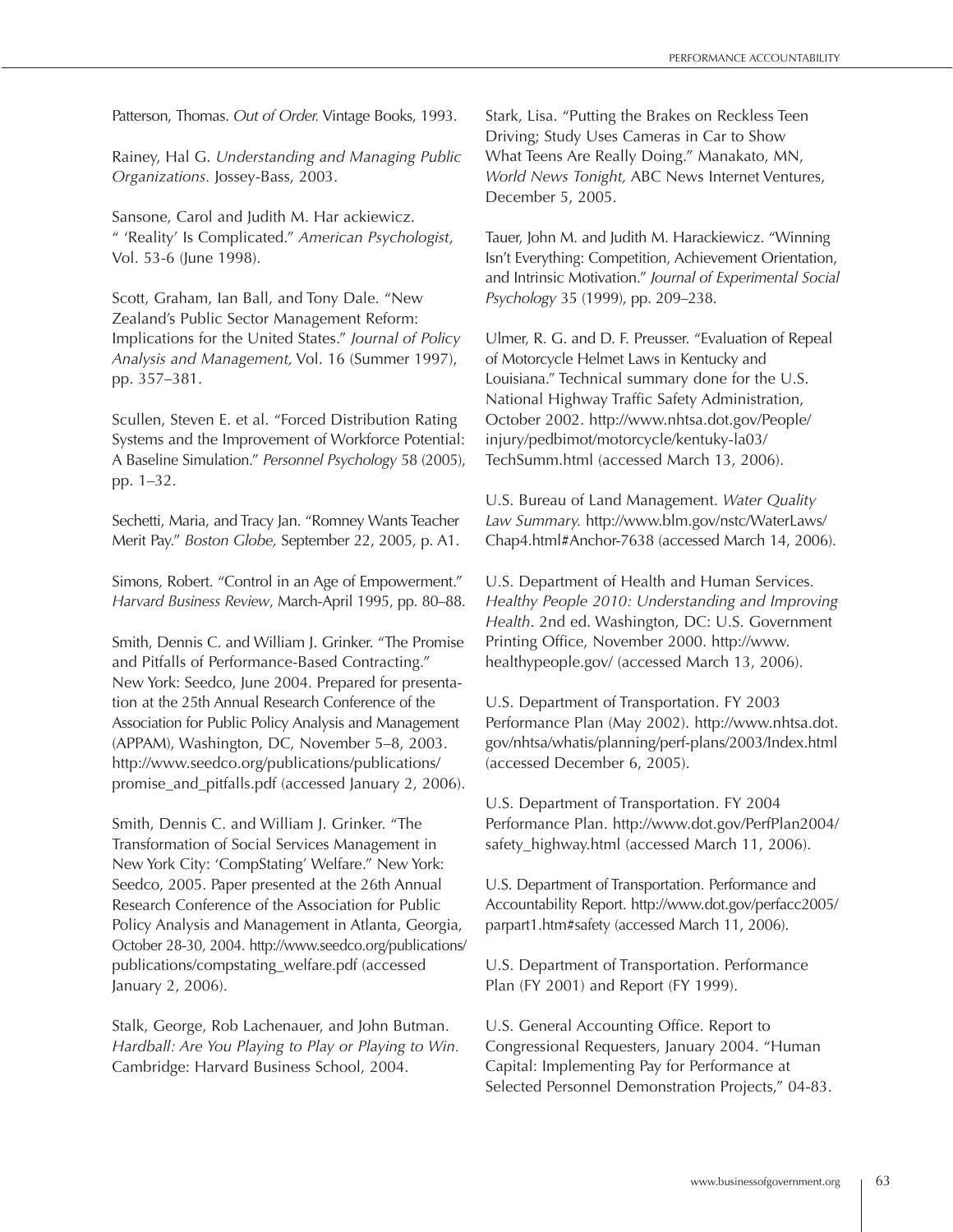Patterson, Thomas. *Out of Order.* Vintage Books, 1993.

Rainey, Hal G. *Understanding and Managing Public Organizations.* Jossey-Bass, 2003.

Sansone, Carol and Judith M. Har ackiewicz. " 'Reality' Is Complicated." *American Psychologist*, Vol. 53-6 (June 1998).

Scott, Graham, Ian Ball, and Tony Dale. "New Zealand's Public Sector Management Reform: Implications for the United States." *Journal of Policy Analysis and Management,* Vol. 16 (Summer 1997), pp. 357–381.

Scullen, Steven E. et al. "Forced Distribution Rating Systems and the Improvement of Workforce Potential: A Baseline Simulation." *Personnel Psychology* 58 (2005), pp. 1–32.

Sechetti, Maria, and Tracy Jan. "Romney Wants Teacher Merit Pay." *Boston Globe,* September 22, 2005, p. A1.

Simons, Robert. "Control in an Age of Empowerment." *Harvard Business Review*, March-April 1995, pp. 80–88.

Smith, Dennis C. and William J. Grinker. "The Promise and Pitfalls of Performance-Based Contracting." New York: Seedco, June 2004. Prepared for presentation at the 25th Annual Research Conference of the Association for Public Policy Analysis and Management (APPAM), Washington, DC, November 5–8, 2003. http://www.seedco.org/publications/publications/promise_and_pitfalls.pdf (accessed January 2, 2006).

Smith, Dennis C. and William J. Grinker. "The Transformation of Social Services Management in New York City: 'CompStating' Welfare." New York: Seedco, 2005. Paper presented at the 26th Annual Research Conference of the Association for Public Policy Analysis and Management in Atlanta, Georgia, October 28-30, 2004. http://www.seedco.org/publications/publications/compstating_welfare.pdf (accessed January 2, 2006).

Stalk, George, Rob Lachenauer, and John Butman. *Hardball: Are You Playing to Play or Playing to Win.* Cambridge: Harvard Business School, 2004.

Stark, Lisa. "Putting the Brakes on Reckless Teen Driving; Study Uses Cameras in Car to Show What Teens Are Really Doing." Manakato, MN, *World News Tonight,* ABC News Internet Ventures, December 5, 2005.

Tauer, John M. and Judith M. Harackiewicz. "Winning Isn't Everything: Competition, Achievement Orientation, and Intrinsic Motivation." *Journal of Experimental Social Psychology* 35 (1999), pp. 209–238.

Ulmer, R. G. and D. F. Preusser. "Evaluation of Repeal of Motorcycle Helmet Laws in Kentucky and Louisiana." Technical summary done for the U.S. National Highway Traffic Safety Administration, October 2002. http://www.nhtsa.dot.gov/People/injury/pedbimot/motorcycle/kentuky-la03/TechSumm.html (accessed March 13, 2006).

U.S. Bureau of Land Management. *Water Quality Law Summary.* http://www.blm.gov/nstc/WaterLaws/Chap4.html#Anchor-7638 (accessed March 14, 2006).

U.S. Department of Health and Human Services. *Healthy People 2010: Understanding and Improving Health*. 2nd ed. Washington, DC: U.S. Government Printing Office, November 2000. http://www.healthypeople.gov/ (accessed March 13, 2006).

U.S. Department of Transportation. FY 2003 Performance Plan (May 2002). http://www.nhtsa.dot.gov/nhtsa/whatis/planning/perf-plans/2003/Index.html (accessed December 6, 2005).

U.S. Department of Transportation. FY 2004 Performance Plan. http://www.dot.gov/PerfPlan2004/safety_highway.html (accessed March 11, 2006).

U.S. Department of Transportation. Performance and Accountability Report. http://www.dot.gov/perfacc2005/parpart1.htm#safety (accessed March 11, 2006).

U.S. Department of Transportation. Performance Plan (FY 2001) and Report (FY 1999).

U.S. General Accounting Office. Report to Congressional Requesters, January 2004. "Human Capital: Implementing Pay for Performance at Selected Personnel Demonstration Projects," 04-83.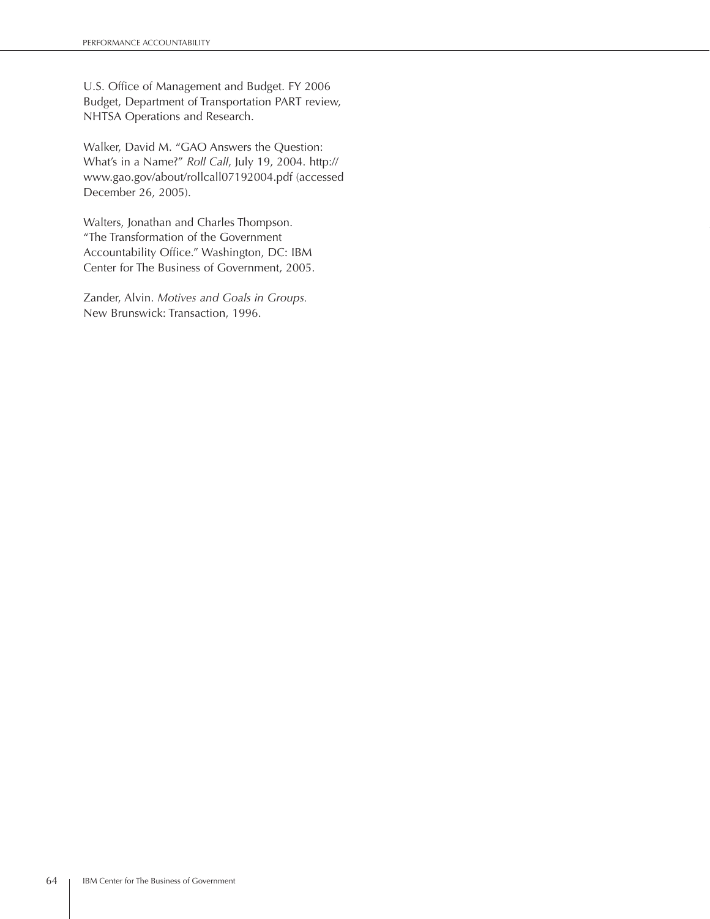U.S. Office of Management and Budget. FY 2006 Budget, Department of Transportation PART review, NHTSA Operations and Research.

Walker, David M. "GAO Answers the Question: What's in a Name?" *Roll Call*, July 19, 2004. http://www.gao.gov/about/rollcall07192004.pdf (accessed December 26, 2005).

Walters, Jonathan and Charles Thompson. "The Transformation of the Government Accountability Office." Washington, DC: IBM Center for The Business of Government, 2005.

Zander, Alvin. *Motives and Goals in Groups.* New Brunswick: Transaction, 1996.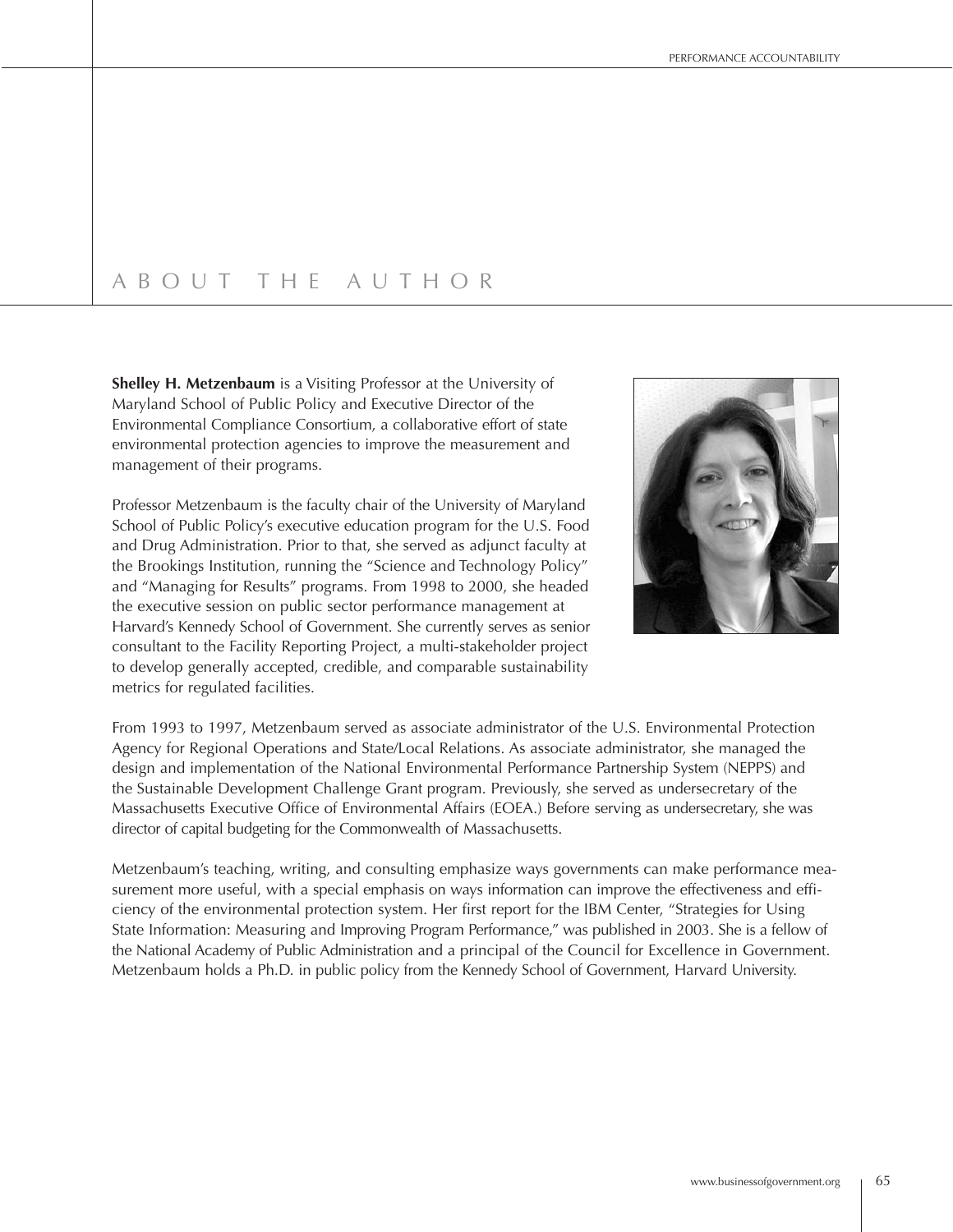# ABOUT THE AUTHOR

**Shelley H. Metzenbaum** is a Visiting Professor at the University of Maryland School of Public Policy and Executive Director of the Environmental Compliance Consortium, a collaborative effort of state environmental protection agencies to improve the measurement and management of their programs.

Professor Metzenbaum is the faculty chair of the University of Maryland School of Public Policy's executive education program for the U.S. Food and Drug Administration. Prior to that, she served as adjunct faculty at the Brookings Institution, running the "Science and Technology Policy" and "Managing for Results" programs. From 1998 to 2000, she headed the executive session on public sector performance management at Harvard's Kennedy School of Government. She currently serves as senior consultant to the Facility Reporting Project, a multi-stakeholder project to develop generally accepted, credible, and comparable sustainability metrics for regulated facilities.

From 1993 to 1997, Metzenbaum served as associate administrator of the U.S. Environmental Protection Agency for Regional Operations and State/Local Relations. As associate administrator, she managed the design and implementation of the National Environmental Performance Partnership System (NEPPS) and the Sustainable Development Challenge Grant program. Previously, she served as undersecretary of the Massachusetts Executive Office of Environmental Affairs (EOEA.) Before serving as undersecretary, she was director of capital budgeting for the Commonwealth of Massachusetts.

Metzenbaum's teaching, writing, and consulting emphasize ways governments can make performance measurement more useful, with a special emphasis on ways information can improve the effectiveness and efficiency of the environmental protection system. Her first report for the IBM Center, "Strategies for Using State Information: Measuring and Improving Program Performance," was published in 2003. She is a fellow of the National Academy of Public Administration and a principal of the Council for Excellence in Government. Metzenbaum holds a Ph.D. in public policy from the Kennedy School of Government, Harvard University.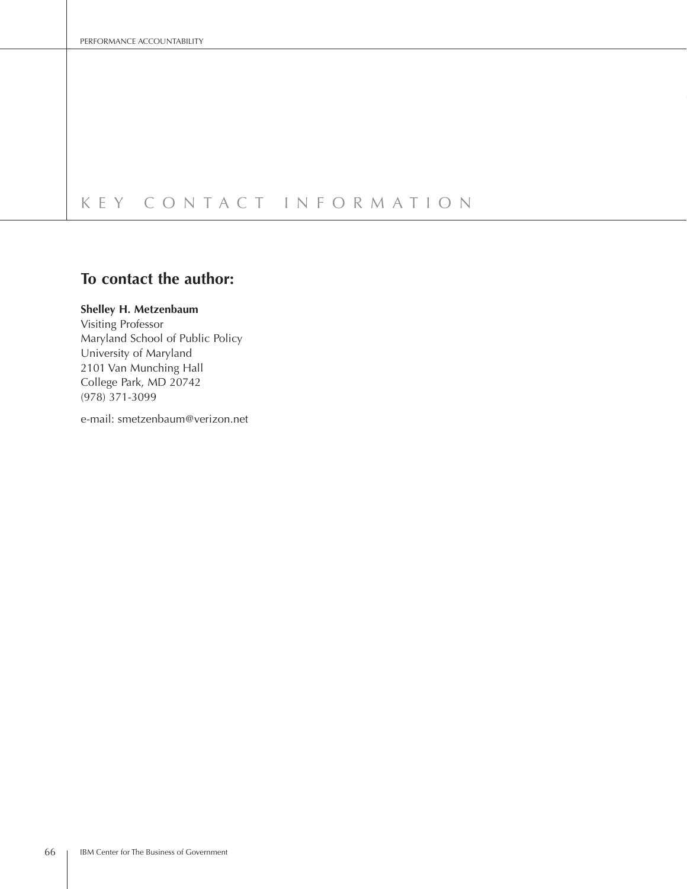# KEY CONTACT INFORMATION

## To contact the author:

**Shelley H. Metzenbaum**
Visiting Professor
Maryland School of Public Policy
University of Maryland
2101 Van Munching Hall
College Park, MD 20742
(978) 371-3099

e-mail: smetzenbaum@verizon.net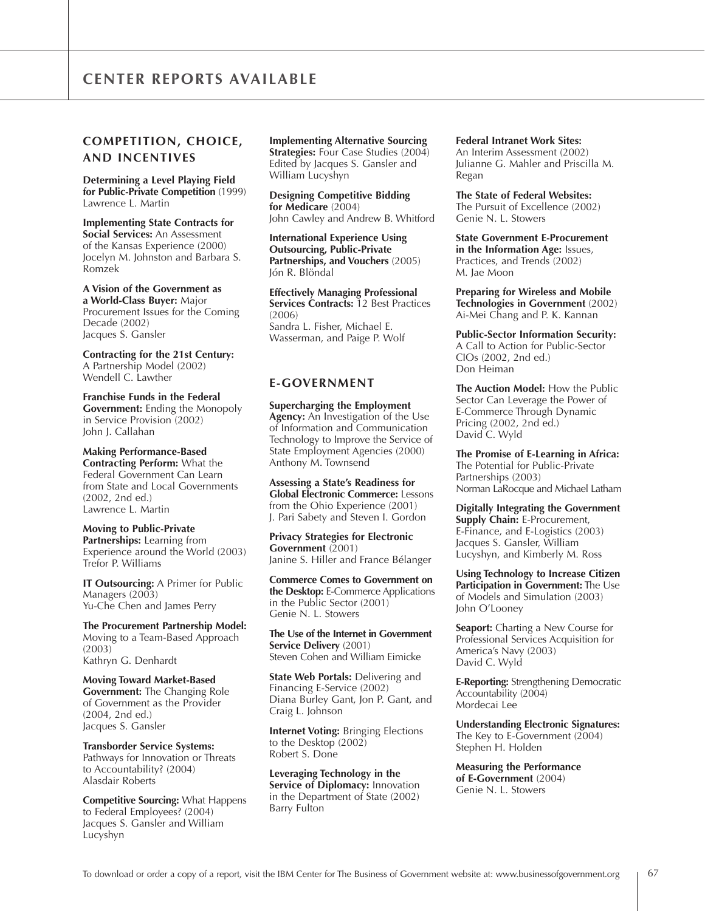# CENTER REPORTS AVAILABLE

## COMPETITION, CHOICE, AND INCENTIVES

**Determining a Level Playing Field for Public-Private Competition** (1999)
Lawrence L. Martin

**Implementing State Contracts for Social Services:** An Assessment of the Kansas Experience (2000)
Jocelyn M. Johnston and Barbara S. Romzek

**A Vision of the Government as a World-Class Buyer:** Major Procurement Issues for the Coming Decade (2002)
Jacques S. Gansler

**Contracting for the 21st Century:** A Partnership Model (2002)
Wendell C. Lawther

**Franchise Funds in the Federal Government:** Ending the Monopoly in Service Provision (2002)
John J. Callahan

**Making Performance-Based Contracting Perform:** What the Federal Government Can Learn from State and Local Governments (2002, 2nd ed.)
Lawrence L. Martin

**Moving to Public-Private Partnerships:** Learning from Experience around the World (2003)
Trefor P. Williams

**IT Outsourcing:** A Primer for Public Managers (2003)
Yu-Che Chen and James Perry

**The Procurement Partnership Model:** Moving to a Team-Based Approach (2003)
Kathryn G. Denhardt

**Moving Toward Market-Based Government:** The Changing Role of Government as the Provider (2004, 2nd ed.)
Jacques S. Gansler

**Transborder Service Systems:** Pathways for Innovation or Threats to Accountability? (2004)
Alasdair Roberts

**Competitive Sourcing:** What Happens to Federal Employees? (2004)
Jacques S. Gansler and William Lucyshyn

**Implementing Alternative Sourcing Strategies:** Four Case Studies (2004)
Edited by Jacques S. Gansler and William Lucyshyn

**Designing Competitive Bidding for Medicare** (2004)
John Cawley and Andrew B. Whitford

**International Experience Using Outsourcing, Public-Private Partnerships, and Vouchers** (2005)
Jón R. Blöndal

**Effectively Managing Professional Services Contracts:** 12 Best Practices (2006)
Sandra L. Fisher, Michael E. Wasserman, and Paige P. Wolf

## E-GOVERNMENT

**Supercharging the Employment Agency:** An Investigation of the Use of Information and Communication Technology to Improve the Service of State Employment Agencies (2000)
Anthony M. Townsend

**Assessing a State's Readiness for Global Electronic Commerce:** Lessons from the Ohio Experience (2001)
J. Pari Sabety and Steven I. Gordon

**Privacy Strategies for Electronic Government** (2001)
Janine S. Hiller and France Bélanger

**Commerce Comes to Government on the Desktop:** E-Commerce Applications in the Public Sector (2001)
Genie N. L. Stowers

**The Use of the Internet in Government Service Delivery** (2001)
Steven Cohen and William Eimicke

**State Web Portals:** Delivering and Financing E-Service (2002)
Diana Burley Gant, Jon P. Gant, and Craig L. Johnson

**Internet Voting:** Bringing Elections to the Desktop (2002)
Robert S. Done

**Leveraging Technology in the Service of Diplomacy:** Innovation in the Department of State (2002)
Barry Fulton

**Federal Intranet Work Sites:** An Interim Assessment (2002)
Julianne G. Mahler and Priscilla M. Regan

**The State of Federal Websites:** The Pursuit of Excellence (2002)
Genie N. L. Stowers

**State Government E-Procurement in the Information Age:** Issues, Practices, and Trends (2002)
M. Jae Moon

**Preparing for Wireless and Mobile Technologies in Government** (2002)
Ai-Mei Chang and P. K. Kannan

**Public-Sector Information Security:** A Call to Action for Public-Sector CIOs (2002, 2nd ed.)
Don Heiman

**The Auction Model:** How the Public Sector Can Leverage the Power of E-Commerce Through Dynamic Pricing (2002, 2nd ed.)
David C. Wyld

**The Promise of E-Learning in Africa:** The Potential for Public-Private Partnerships (2003)
Norman LaRocque and Michael Latham

**Digitally Integrating the Government Supply Chain:** E-Procurement, E-Finance, and E-Logistics (2003)
Jacques S. Gansler, William Lucyshyn, and Kimberly M. Ross

**Using Technology to Increase Citizen Participation in Government:** The Use of Models and Simulation (2003)
John O'Looney

**Seaport:** Charting a New Course for Professional Services Acquisition for America's Navy (2003)
David C. Wyld

**E-Reporting:** Strengthening Democratic Accountability (2004)
Mordecai Lee

**Understanding Electronic Signatures:** The Key to E-Government (2004)
Stephen H. Holden

**Measuring the Performance of E-Government** (2004)
Genie N. L. Stowers

To download or order a copy of a report, visit the IBM Center for The Business of Government website at: www.businessofgovernment.org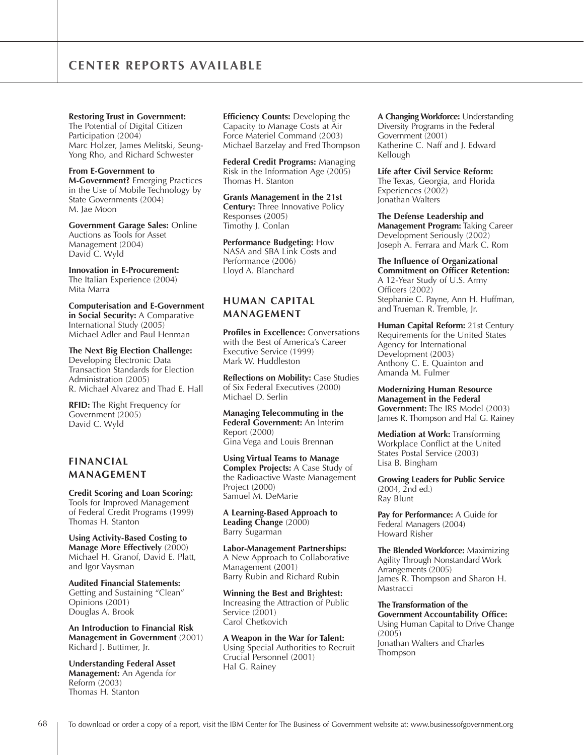# CENTER REPORTS AVAILABLE

**Restoring Trust in Government:** The Potential of Digital Citizen Participation (2004)
Marc Holzer, James Melitski, Seung-Yong Rho, and Richard Schwester

**From E-Government to M-Government?** Emerging Practices in the Use of Mobile Technology by State Governments (2004)
M. Jae Moon

**Government Garage Sales:** Online Auctions as Tools for Asset Management (2004)
David C. Wyld

**Innovation in E-Procurement:** The Italian Experience (2004)
Mita Marra

**Computerisation and E-Government in Social Security:** A Comparative International Study (2005)
Michael Adler and Paul Henman

**The Next Big Election Challenge:** Developing Electronic Data Transaction Standards for Election Administration (2005)
R. Michael Alvarez and Thad E. Hall

**RFID:** The Right Frequency for Government (2005)
David C. Wyld

## FINANCIAL MANAGEMENT

**Credit Scoring and Loan Scoring:** Tools for Improved Management of Federal Credit Programs (1999)
Thomas H. Stanton

**Using Activity-Based Costing to Manage More Effectively** (2000)
Michael H. Granof, David E. Platt, and Igor Vaysman

**Audited Financial Statements:** Getting and Sustaining "Clean" Opinions (2001)
Douglas A. Brook

**An Introduction to Financial Risk Management in Government** (2001)
Richard J. Buttimer, Jr.

**Understanding Federal Asset Management:** An Agenda for Reform (2003)
Thomas H. Stanton

**Efficiency Counts:** Developing the Capacity to Manage Costs at Air Force Materiel Command (2003)
Michael Barzelay and Fred Thompson

**Federal Credit Programs:** Managing Risk in the Information Age (2005)
Thomas H. Stanton

**Grants Management in the 21st Century:** Three Innovative Policy Responses (2005)
Timothy J. Conlan

**Performance Budgeting:** How NASA and SBA Link Costs and Performance (2006)
Lloyd A. Blanchard

## HUMAN CAPITAL MANAGEMENT

**Profiles in Excellence:** Conversations with the Best of America's Career Executive Service (1999)
Mark W. Huddleston

**Reflections on Mobility:** Case Studies of Six Federal Executives (2000)
Michael D. Serlin

**Managing Telecommuting in the Federal Government:** An Interim Report (2000)
Gina Vega and Louis Brennan

**Using Virtual Teams to Manage Complex Projects:** A Case Study of the Radioactive Waste Management Project (2000)
Samuel M. DeMarie

**A Learning-Based Approach to Leading Change** (2000)
Barry Sugarman

**Labor-Management Partnerships:** A New Approach to Collaborative Management (2001)
Barry Rubin and Richard Rubin

**Winning the Best and Brightest:** Increasing the Attraction of Public Service (2001)
Carol Chetkovich

**A Weapon in the War for Talent:** Using Special Authorities to Recruit Crucial Personnel (2001)
Hal G. Rainey

**A Changing Workforce:** Understanding Diversity Programs in the Federal Government (2001)
Katherine C. Naff and J. Edward Kellough

**Life after Civil Service Reform:** The Texas, Georgia, and Florida Experiences (2002)
Jonathan Walters

**The Defense Leadership and Management Program:** Taking Career Development Seriously (2002)
Joseph A. Ferrara and Mark C. Rom

**The Influence of Organizational Commitment on Officer Retention:** A 12-Year Study of U.S. Army Officers (2002)
Stephanie C. Payne, Ann H. Huffman, and Trueman R. Tremble, Jr.

**Human Capital Reform:** 21st Century Requirements for the United States Agency for International Development (2003)
Anthony C. E. Quainton and Amanda M. Fulmer

**Modernizing Human Resource Management in the Federal Government:** The IRS Model (2003)
James R. Thompson and Hal G. Rainey

**Mediation at Work:** Transforming Workplace Conflict at the United States Postal Service (2003)
Lisa B. Bingham

**Growing Leaders for Public Service** (2004, 2nd ed.)
Ray Blunt

**Pay for Performance:** A Guide for Federal Managers (2004)
Howard Risher

**The Blended Workforce:** Maximizing Agility Through Nonstandard Work Arrangements (2005)
James R. Thompson and Sharon H. Mastracci

**The Transformation of the Government Accountability Office:** Using Human Capital to Drive Change (2005)
Jonathan Walters and Charles Thompson

To download or order a copy of a report, visit the IBM Center for The Business of Government website at: www.businessofgovernment.org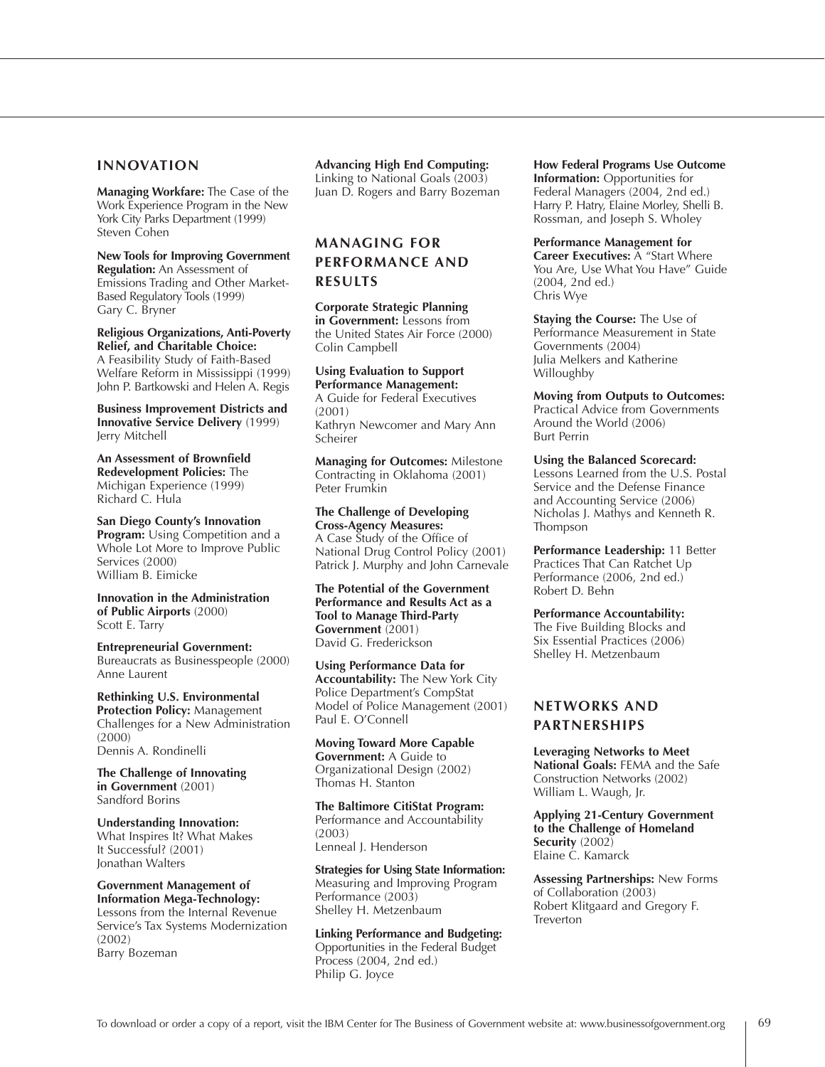## INNOVATION

**Managing Workfare:** The Case of the Work Experience Program in the New York City Parks Department (1999)
Steven Cohen

**New Tools for Improving Government Regulation:** An Assessment of Emissions Trading and Other Market-Based Regulatory Tools (1999)
Gary C. Bryner

**Religious Organizations, Anti-Poverty Relief, and Charitable Choice:** A Feasibility Study of Faith-Based Welfare Reform in Mississippi (1999)
John P. Bartkowski and Helen A. Regis

**Business Improvement Districts and Innovative Service Delivery** (1999)
Jerry Mitchell

**An Assessment of Brownfield Redevelopment Policies:** The Michigan Experience (1999)
Richard C. Hula

**San Diego County's Innovation Program:** Using Competition and a Whole Lot More to Improve Public Services (2000)
William B. Eimicke

**Innovation in the Administration of Public Airports** (2000)
Scott E. Tarry

**Entrepreneurial Government:** Bureaucrats as Businesspeople (2000)
Anne Laurent

**Rethinking U.S. Environmental Protection Policy:** Management Challenges for a New Administration (2000)
Dennis A. Rondinelli

**The Challenge of Innovating in Government** (2001)
Sandford Borins

**Understanding Innovation:** What Inspires It? What Makes It Successful? (2001)
Jonathan Walters

**Government Management of Information Mega-Technology:** Lessons from the Internal Revenue Service's Tax Systems Modernization (2002)
Barry Bozeman

**Advancing High End Computing:** Linking to National Goals (2003)
Juan D. Rogers and Barry Bozeman

## MANAGING FOR PERFORMANCE AND RESULTS

**Corporate Strategic Planning in Government:** Lessons from the United States Air Force (2000)
Colin Campbell

**Using Evaluation to Support Performance Management:** A Guide for Federal Executives (2001)
Kathryn Newcomer and Mary Ann Scheirer

**Managing for Outcomes:** Milestone Contracting in Oklahoma (2001)
Peter Frumkin

**The Challenge of Developing Cross-Agency Measures:** A Case Study of the Office of National Drug Control Policy (2001)
Patrick J. Murphy and John Carnevale

**The Potential of the Government Performance and Results Act as a Tool to Manage Third-Party Government** (2001)
David G. Frederickson

**Using Performance Data for Accountability:** The New York City Police Department's CompStat Model of Police Management (2001)
Paul E. O'Connell

**Moving Toward More Capable Government:** A Guide to Organizational Design (2002)
Thomas H. Stanton

**The Baltimore CitiStat Program:** Performance and Accountability (2003)
Lenneal J. Henderson

**Strategies for Using State Information:** Measuring and Improving Program Performance (2003)
Shelley H. Metzenbaum

**Linking Performance and Budgeting:** Opportunities in the Federal Budget Process (2004, 2nd ed.)
Philip G. Joyce

**How Federal Programs Use Outcome Information:** Opportunities for Federal Managers (2004, 2nd ed.)
Harry P. Hatry, Elaine Morley, Shelli B. Rossman, and Joseph S. Wholey

**Performance Management for Career Executives:** A "Start Where You Are, Use What You Have" Guide (2004, 2nd ed.)
Chris Wye

**Staying the Course:** The Use of Performance Measurement in State Governments (2004)
Julia Melkers and Katherine Willoughby

**Moving from Outputs to Outcomes:** Practical Advice from Governments Around the World (2006)
Burt Perrin

**Using the Balanced Scorecard:** Lessons Learned from the U.S. Postal Service and the Defense Finance and Accounting Service (2006)
Nicholas J. Mathys and Kenneth R. Thompson

**Performance Leadership:** 11 Better Practices That Can Ratchet Up Performance (2006, 2nd ed.)
Robert D. Behn

**Performance Accountability:** The Five Building Blocks and Six Essential Practices (2006)
Shelley H. Metzenbaum

## NETWORKS AND PARTNERSHIPS

**Leveraging Networks to Meet National Goals:** FEMA and the Safe Construction Networks (2002)
William L. Waugh, Jr.

**Applying 21-Century Government to the Challenge of Homeland Security** (2002)
Elaine C. Kamarck

**Assessing Partnerships:** New Forms of Collaboration (2003)
Robert Klitgaard and Gregory F. Treverton

To download or order a copy of a report, visit the IBM Center for The Business of Government website at: www.businessofgovernment.org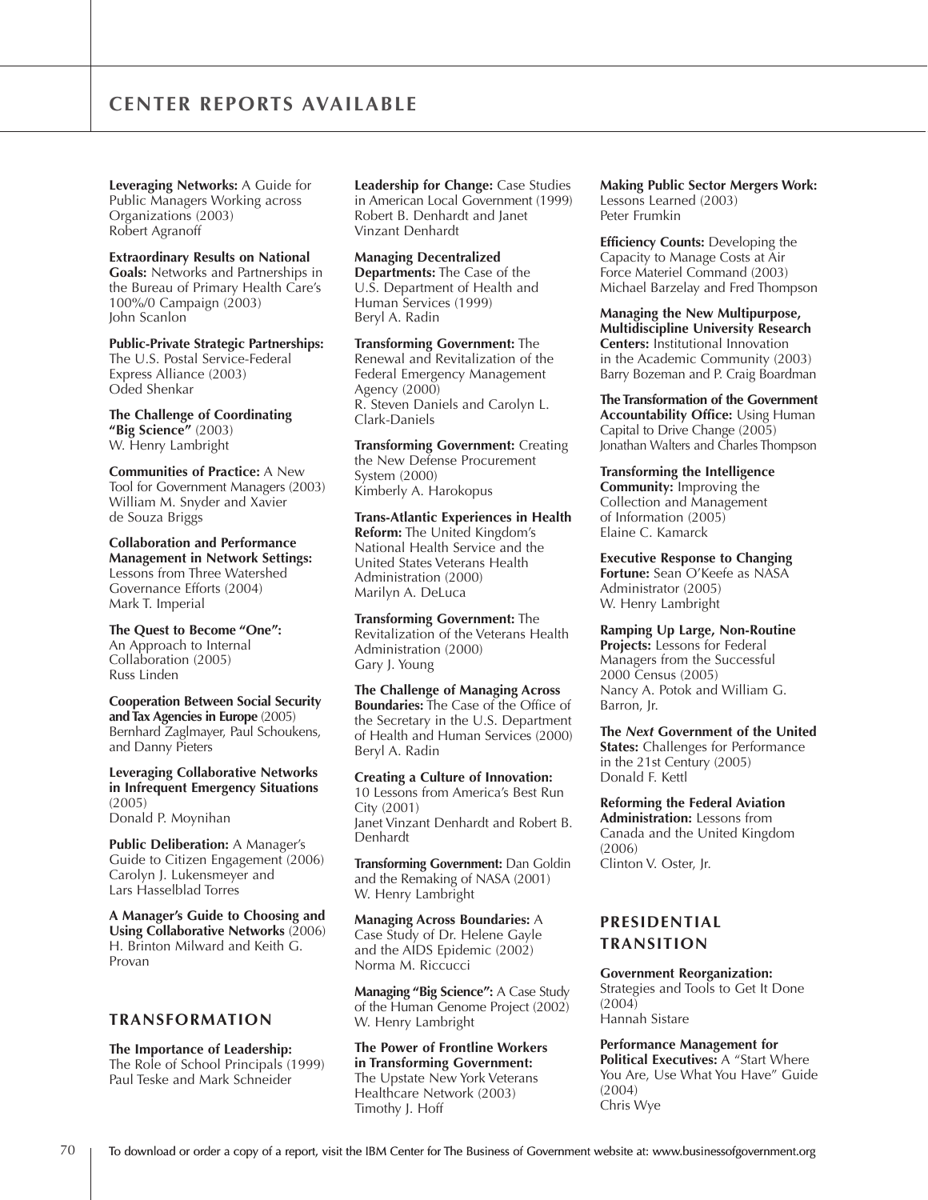# CENTER REPORTS AVAILABLE

**Leveraging Networks:** A Guide for Public Managers Working across Organizations (2003)
Robert Agranoff

**Extraordinary Results on National Goals:** Networks and Partnerships in the Bureau of Primary Health Care's 100%/0 Campaign (2003)
John Scanlon

**Public-Private Strategic Partnerships:** The U.S. Postal Service-Federal Express Alliance (2003)
Oded Shenkar

**The Challenge of Coordinating "Big Science"** (2003)
W. Henry Lambright

**Communities of Practice:** A New Tool for Government Managers (2003)
William M. Snyder and Xavier de Souza Briggs

**Collaboration and Performance Management in Network Settings:** Lessons from Three Watershed Governance Efforts (2004)
Mark T. Imperial

**The Quest to Become "One":** An Approach to Internal Collaboration (2005)
Russ Linden

**Cooperation Between Social Security and Tax Agencies in Europe** (2005)
Bernhard Zaglmayer, Paul Schoukens, and Danny Pieters

**Leveraging Collaborative Networks in Infrequent Emergency Situations** (2005)
Donald P. Moynihan

**Public Deliberation:** A Manager's Guide to Citizen Engagement (2006)
Carolyn J. Lukensmeyer and Lars Hasselblad Torres

**A Manager's Guide to Choosing and Using Collaborative Networks** (2006)
H. Brinton Milward and Keith G. Provan

## TRANSFORMATION

**The Importance of Leadership:** The Role of School Principals (1999)
Paul Teske and Mark Schneider

**Leadership for Change:** Case Studies in American Local Government (1999)
Robert B. Denhardt and Janet Vinzant Denhardt

**Managing Decentralized Departments:** The Case of the U.S. Department of Health and Human Services (1999)
Beryl A. Radin

**Transforming Government:** The Renewal and Revitalization of the Federal Emergency Management Agency (2000)
R. Steven Daniels and Carolyn L. Clark-Daniels

**Transforming Government:** Creating the New Defense Procurement System (2000)
Kimberly A. Harokopus

**Trans-Atlantic Experiences in Health Reform:** The United Kingdom's National Health Service and the United States Veterans Health Administration (2000)
Marilyn A. DeLuca

**Transforming Government:** The Revitalization of the Veterans Health Administration (2000)
Gary J. Young

**The Challenge of Managing Across Boundaries:** The Case of the Office of the Secretary in the U.S. Department of Health and Human Services (2000)
Beryl A. Radin

**Creating a Culture of Innovation:** 10 Lessons from America's Best Run City (2001)
Janet Vinzant Denhardt and Robert B. Denhardt

**Transforming Government:** Dan Goldin and the Remaking of NASA (2001)
W. Henry Lambright

**Managing Across Boundaries:** A Case Study of Dr. Helene Gayle and the AIDS Epidemic (2002)
Norma M. Riccucci

**Managing "Big Science":** A Case Study of the Human Genome Project (2002)
W. Henry Lambright

**The Power of Frontline Workers in Transforming Government:** The Upstate New York Veterans Healthcare Network (2003)
Timothy J. Hoff

**Making Public Sector Mergers Work:** Lessons Learned (2003)
Peter Frumkin

**Efficiency Counts:** Developing the Capacity to Manage Costs at Air Force Materiel Command (2003)
Michael Barzelay and Fred Thompson

**Managing the New Multipurpose, Multidiscipline University Research Centers:** Institutional Innovation in the Academic Community (2003)
Barry Bozeman and P. Craig Boardman

**The Transformation of the Government Accountability Office:** Using Human Capital to Drive Change (2005)
Jonathan Walters and Charles Thompson

**Transforming the Intelligence Community:** Improving the Collection and Management of Information (2005)
Elaine C. Kamarck

**Executive Response to Changing Fortune:** Sean O'Keefe as NASA Administrator (2005)
W. Henry Lambright

**Ramping Up Large, Non-Routine Projects:** Lessons for Federal Managers from the Successful 2000 Census (2005)
Nancy A. Potok and William G. Barron, Jr.

**The *Next* Government of the United States:** Challenges for Performance in the 21st Century (2005)
Donald F. Kettl

**Reforming the Federal Aviation Administration:** Lessons from Canada and the United Kingdom (2006)
Clinton V. Oster, Jr.

## PRESIDENTIAL TRANSITION

**Government Reorganization:** Strategies and Tools to Get It Done (2004)
Hannah Sistare

**Performance Management for Political Executives:** A "Start Where You Are, Use What You Have" Guide (2004)
Chris Wye

To download or order a copy of a report, visit the IBM Center for The Business of Government website at: www.businessofgovernment.org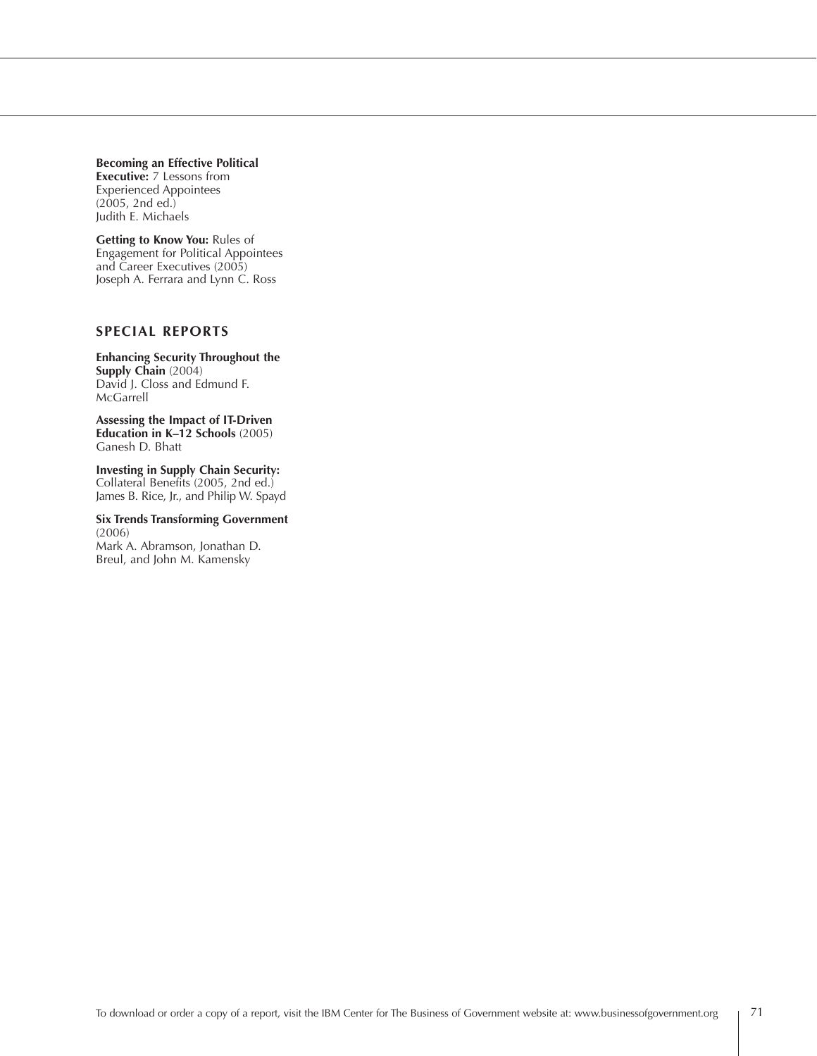**Becoming an Effective Political Executive:** 7 Lessons from Experienced Appointees (2005, 2nd ed.)
Judith E. Michaels

**Getting to Know You:** Rules of Engagement for Political Appointees and Career Executives (2005)
Joseph A. Ferrara and Lynn C. Ross

## SPECIAL REPORTS

**Enhancing Security Throughout the Supply Chain** (2004)
David J. Closs and Edmund F. McGarrell

**Assessing the Impact of IT-Driven Education in K–12 Schools** (2005)
Ganesh D. Bhatt

**Investing in Supply Chain Security:** Collateral Benefits (2005, 2nd ed.)
James B. Rice, Jr., and Philip W. Spayd

**Six Trends Transforming Government** (2006)
Mark A. Abramson, Jonathan D. Breul, and John M. Kamensky

To download or order a copy of a report, visit the IBM Center for The Business of Government website at: www.businessofgovernment.org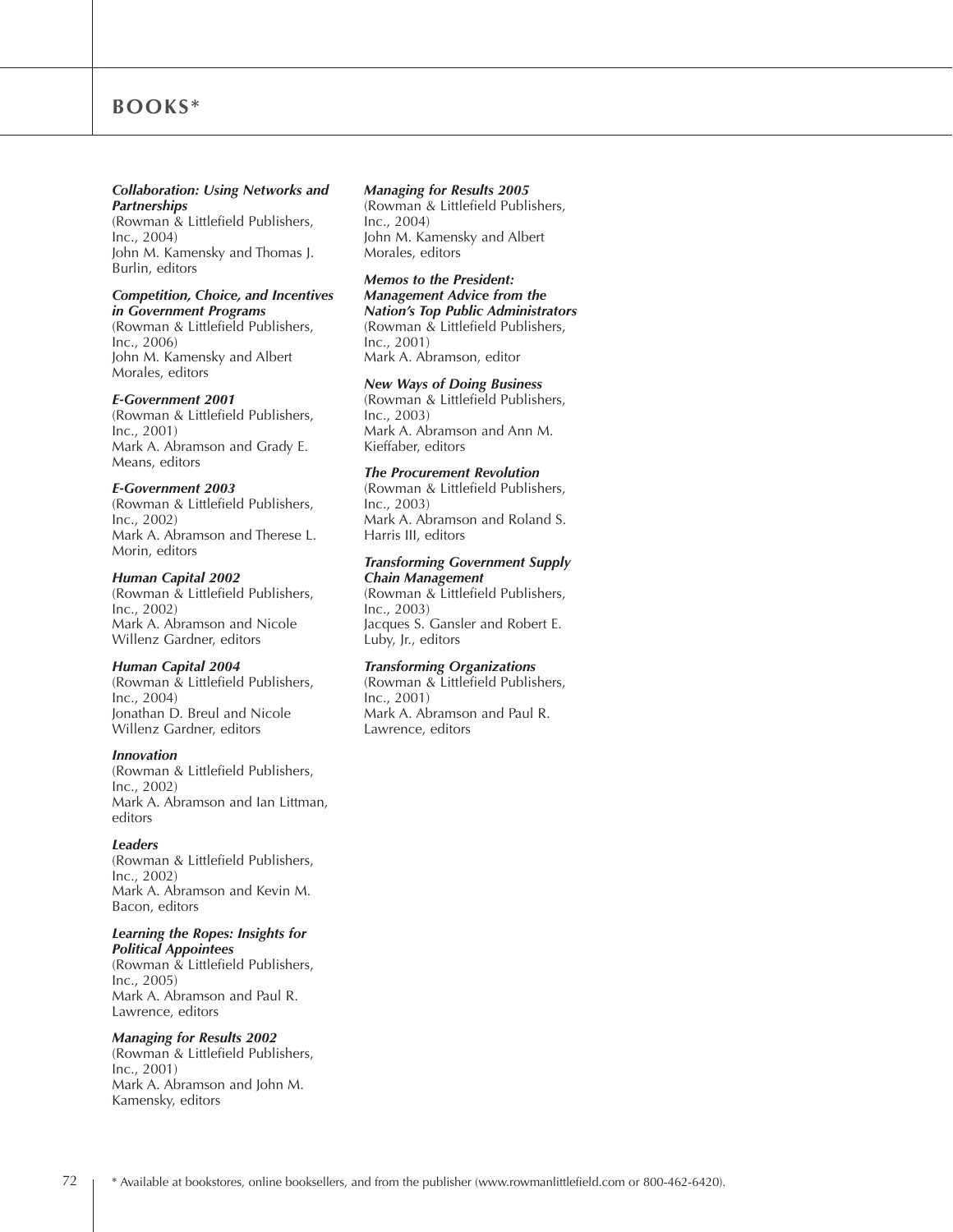# BOOKS*

***Collaboration: Using Networks and Partnerships***
(Rowman & Littlefield Publishers, Inc., 2004)
John M. Kamensky and Thomas J. Burlin, editors

***Competition, Choice, and Incentives in Government Programs***
(Rowman & Littlefield Publishers, Inc., 2006)
John M. Kamensky and Albert Morales, editors

***E-Government 2001***
(Rowman & Littlefield Publishers, Inc., 2001)
Mark A. Abramson and Grady E. Means, editors

***E-Government 2003***
(Rowman & Littlefield Publishers, Inc., 2002)
Mark A. Abramson and Therese L. Morin, editors

***Human Capital 2002***
(Rowman & Littlefield Publishers, Inc., 2002)
Mark A. Abramson and Nicole Willenz Gardner, editors

***Human Capital 2004***
(Rowman & Littlefield Publishers, Inc., 2004)
Jonathan D. Breul and Nicole Willenz Gardner, editors

***Innovation***
(Rowman & Littlefield Publishers, Inc., 2002)
Mark A. Abramson and Ian Littman, editors

***Leaders***
(Rowman & Littlefield Publishers, Inc., 2002)
Mark A. Abramson and Kevin M. Bacon, editors

***Learning the Ropes: Insights for Political Appointees***
(Rowman & Littlefield Publishers, Inc., 2005)
Mark A. Abramson and Paul R. Lawrence, editors

***Managing for Results 2002***
(Rowman & Littlefield Publishers, Inc., 2001)
Mark A. Abramson and John M. Kamensky, editors

***Managing for Results 2005***
(Rowman & Littlefield Publishers, Inc., 2004)
John M. Kamensky and Albert Morales, editors

***Memos to the President: Management Advice from the Nation's Top Public Administrators***
(Rowman & Littlefield Publishers, Inc., 2001)
Mark A. Abramson, editor

***New Ways of Doing Business***
(Rowman & Littlefield Publishers, Inc., 2003)
Mark A. Abramson and Ann M. Kieffaber, editors

***The Procurement Revolution***
(Rowman & Littlefield Publishers, Inc., 2003)
Mark A. Abramson and Roland S. Harris III, editors

***Transforming Government Supply Chain Management***
(Rowman & Littlefield Publishers, Inc., 2003)
Jacques S. Gansler and Robert E. Luby, Jr., editors

***Transforming Organizations***
(Rowman & Littlefield Publishers, Inc., 2001)
Mark A. Abramson and Paul R. Lawrence, editors

* Available at bookstores, online booksellers, and from the publisher (www.rowmanlittlefield.com or 800-462-6420).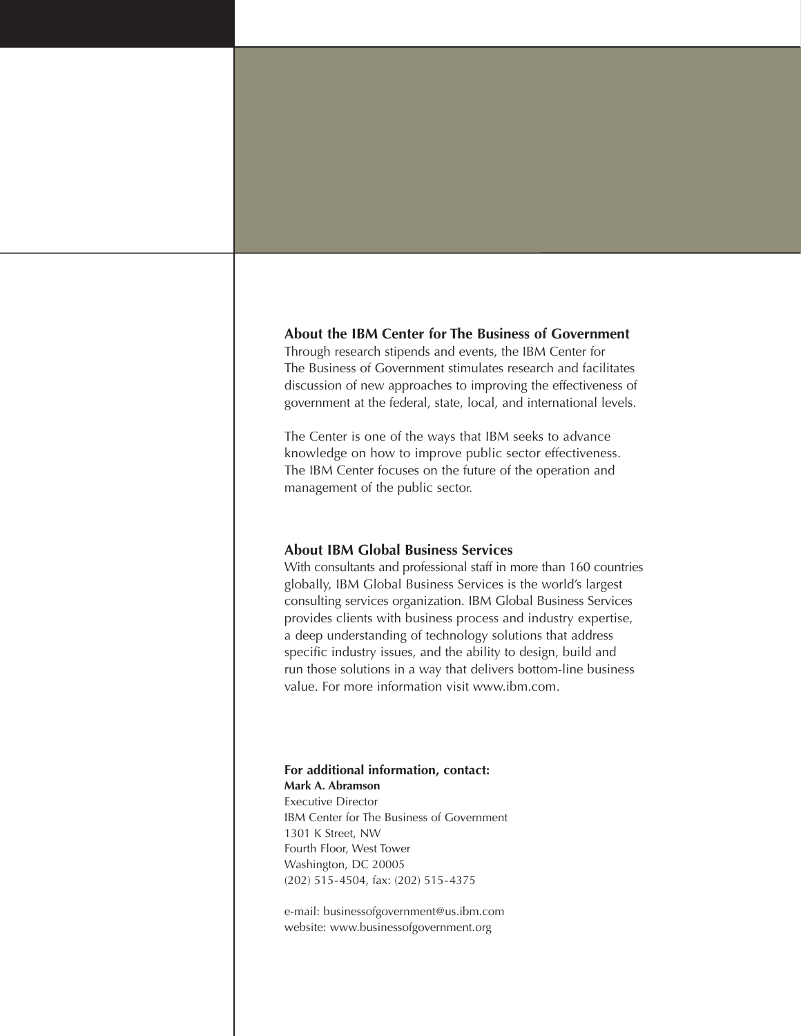## About the IBM Center for The Business of Government

Through research stipends and events, the IBM Center for The Business of Government stimulates research and facilitates discussion of new approaches to improving the effectiveness of government at the federal, state, local, and international levels.

The Center is one of the ways that IBM seeks to advance knowledge on how to improve public sector effectiveness. The IBM Center focuses on the future of the operation and management of the public sector.

## About IBM Global Business Services

With consultants and professional staff in more than 160 countries globally, IBM Global Business Services is the world's largest consulting services organization. IBM Global Business Services provides clients with business process and industry expertise, a deep understanding of technology solutions that address specific industry issues, and the ability to design, build and run those solutions in a way that delivers bottom-line business value. For more information visit www.ibm.com.

**For additional information, contact:**
**Mark A. Abramson**
Executive Director
IBM Center for The Business of Government
1301 K Street, NW
Fourth Floor, West Tower
Washington, DC 20005
(202) 515-4504, fax: (202) 515-4375

e-mail: businessofgovernment@us.ibm.com
website: www.businessofgovernment.org